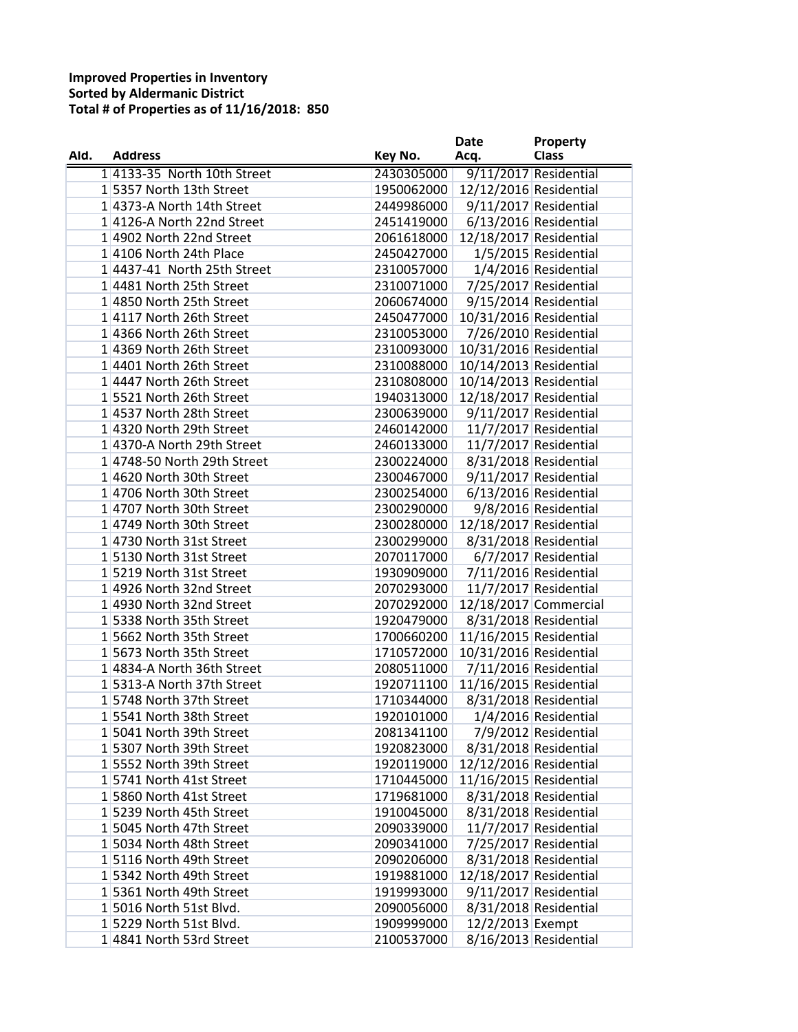**Improved Properties in Inventory**
**Sorted by Aldermanic District**
**Total # of Properties as of 11/16/2018: 850**

| Ald. | Address | Key No. | Date Acq. | Property Class |
|---|---|---|---|---|
| 1 | 4133-35 North 10th Street | 2430305000 | 9/11/2017 | Residential |
| 1 | 5357 North 13th Street | 1950062000 | 12/12/2016 | Residential |
| 1 | 4373-A North 14th Street | 2449986000 | 9/11/2017 | Residential |
| 1 | 4126-A North 22nd Street | 2451419000 | 6/13/2016 | Residential |
| 1 | 4902 North 22nd Street | 2061618000 | 12/18/2017 | Residential |
| 1 | 4106 North 24th Place | 2450427000 | 1/5/2015 | Residential |
| 1 | 4437-41 North 25th Street | 2310057000 | 1/4/2016 | Residential |
| 1 | 4481 North 25th Street | 2310071000 | 7/25/2017 | Residential |
| 1 | 4850 North 25th Street | 2060674000 | 9/15/2014 | Residential |
| 1 | 4117 North 26th Street | 2450477000 | 10/31/2016 | Residential |
| 1 | 4366 North 26th Street | 2310053000 | 7/26/2010 | Residential |
| 1 | 4369 North 26th Street | 2310093000 | 10/31/2016 | Residential |
| 1 | 4401 North 26th Street | 2310088000 | 10/14/2013 | Residential |
| 1 | 4447 North 26th Street | 2310808000 | 10/14/2013 | Residential |
| 1 | 5521 North 26th Street | 1940313000 | 12/18/2017 | Residential |
| 1 | 4537 North 28th Street | 2300639000 | 9/11/2017 | Residential |
| 1 | 4320 North 29th Street | 2460142000 | 11/7/2017 | Residential |
| 1 | 4370-A North 29th Street | 2460133000 | 11/7/2017 | Residential |
| 1 | 4748-50 North 29th Street | 2300224000 | 8/31/2018 | Residential |
| 1 | 4620 North 30th Street | 2300467000 | 9/11/2017 | Residential |
| 1 | 4706 North 30th Street | 2300254000 | 6/13/2016 | Residential |
| 1 | 4707 North 30th Street | 2300290000 | 9/8/2016 | Residential |
| 1 | 4749 North 30th Street | 2300280000 | 12/18/2017 | Residential |
| 1 | 4730 North 31st Street | 2300299000 | 8/31/2018 | Residential |
| 1 | 5130 North 31st Street | 2070117000 | 6/7/2017 | Residential |
| 1 | 5219 North 31st Street | 1930909000 | 7/11/2016 | Residential |
| 1 | 4926 North 32nd Street | 2070293000 | 11/7/2017 | Residential |
| 1 | 4930 North 32nd Street | 2070292000 | 12/18/2017 | Commercial |
| 1 | 5338 North 35th Street | 1920479000 | 8/31/2018 | Residential |
| 1 | 5662 North 35th Street | 1700660200 | 11/16/2015 | Residential |
| 1 | 5673 North 35th Street | 1710572000 | 10/31/2016 | Residential |
| 1 | 4834-A North 36th Street | 2080511000 | 7/11/2016 | Residential |
| 1 | 5313-A North 37th Street | 1920711100 | 11/16/2015 | Residential |
| 1 | 5748 North 37th Street | 1710344000 | 8/31/2018 | Residential |
| 1 | 5541 North 38th Street | 1920101000 | 1/4/2016 | Residential |
| 1 | 5041 North 39th Street | 2081341100 | 7/9/2012 | Residential |
| 1 | 5307 North 39th Street | 1920823000 | 8/31/2018 | Residential |
| 1 | 5552 North 39th Street | 1920119000 | 12/12/2016 | Residential |
| 1 | 5741 North 41st Street | 1710445000 | 11/16/2015 | Residential |
| 1 | 5860 North 41st Street | 1719681000 | 8/31/2018 | Residential |
| 1 | 5239 North 45th Street | 1910045000 | 8/31/2018 | Residential |
| 1 | 5045 North 47th Street | 2090339000 | 11/7/2017 | Residential |
| 1 | 5034 North 48th Street | 2090341000 | 7/25/2017 | Residential |
| 1 | 5116 North 49th Street | 2090206000 | 8/31/2018 | Residential |
| 1 | 5342 North 49th Street | 1919881000 | 12/18/2017 | Residential |
| 1 | 5361 North 49th Street | 1919993000 | 9/11/2017 | Residential |
| 1 | 5016 North 51st Blvd. | 2090056000 | 8/31/2018 | Residential |
| 1 | 5229 North 51st Blvd. | 1909999000 | 12/2/2013 | Exempt |
| 1 | 4841 North 53rd Street | 2100537000 | 8/16/2013 | Residential |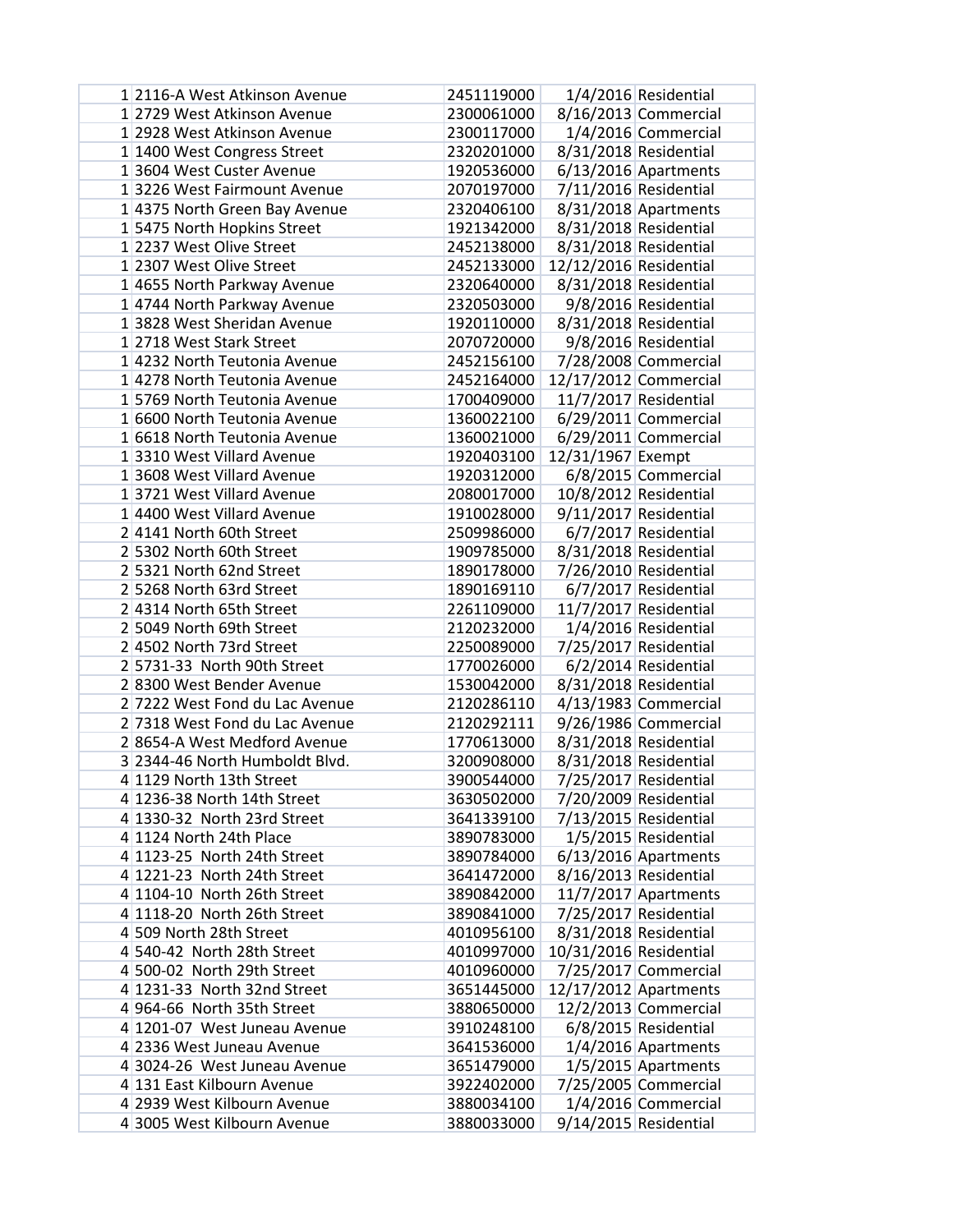| | | | | |
|---|---|---|---|---|
| 1 | 2116-A West Atkinson Avenue | 2451119000 | 1/4/2016 | Residential |
| 1 | 2729 West Atkinson Avenue | 2300061000 | 8/16/2013 | Commercial |
| 1 | 2928 West Atkinson Avenue | 2300117000 | 1/4/2016 | Commercial |
| 1 | 1400 West Congress Street | 2320201000 | 8/31/2018 | Residential |
| 1 | 3604 West Custer Avenue | 1920536000 | 6/13/2016 | Apartments |
| 1 | 3226 West Fairmount Avenue | 2070197000 | 7/11/2016 | Residential |
| 1 | 4375 North Green Bay Avenue | 2320406100 | 8/31/2018 | Apartments |
| 1 | 5475 North Hopkins Street | 1921342000 | 8/31/2018 | Residential |
| 1 | 2237 West Olive Street | 2452138000 | 8/31/2018 | Residential |
| 1 | 2307 West Olive Street | 2452133000 | 12/12/2016 | Residential |
| 1 | 4655 North Parkway Avenue | 2320640000 | 8/31/2018 | Residential |
| 1 | 4744 North Parkway Avenue | 2320503000 | 9/8/2016 | Residential |
| 1 | 3828 West Sheridan Avenue | 1920110000 | 8/31/2018 | Residential |
| 1 | 2718 West Stark Street | 2070720000 | 9/8/2016 | Residential |
| 1 | 4232 North Teutonia Avenue | 2452156100 | 7/28/2008 | Commercial |
| 1 | 4278 North Teutonia Avenue | 2452164000 | 12/17/2012 | Commercial |
| 1 | 5769 North Teutonia Avenue | 1700409000 | 11/7/2017 | Residential |
| 1 | 6600 North Teutonia Avenue | 1360022100 | 6/29/2011 | Commercial |
| 1 | 6618 North Teutonia Avenue | 1360021000 | 6/29/2011 | Commercial |
| 1 | 3310 West Villard Avenue | 1920403100 | 12/31/1967 | Exempt |
| 1 | 3608 West Villard Avenue | 1920312000 | 6/8/2015 | Commercial |
| 1 | 3721 West Villard Avenue | 2080017000 | 10/8/2012 | Residential |
| 1 | 4400 West Villard Avenue | 1910028000 | 9/11/2017 | Residential |
| 2 | 4141 North 60th Street | 2509986000 | 6/7/2017 | Residential |
| 2 | 5302 North 60th Street | 1909785000 | 8/31/2018 | Residential |
| 2 | 5321 North 62nd Street | 1890178000 | 7/26/2010 | Residential |
| 2 | 5268 North 63rd Street | 1890169110 | 6/7/2017 | Residential |
| 2 | 4314 North 65th Street | 2261109000 | 11/7/2017 | Residential |
| 2 | 5049 North 69th Street | 2120232000 | 1/4/2016 | Residential |
| 2 | 4502 North 73rd Street | 2250089000 | 7/25/2017 | Residential |
| 2 | 5731-33 North 90th Street | 1770026000 | 6/2/2014 | Residential |
| 2 | 8300 West Bender Avenue | 1530042000 | 8/31/2018 | Residential |
| 2 | 7222 West Fond du Lac Avenue | 2120286110 | 4/13/1983 | Commercial |
| 2 | 7318 West Fond du Lac Avenue | 2120292111 | 9/26/1986 | Commercial |
| 2 | 8654-A West Medford Avenue | 1770613000 | 8/31/2018 | Residential |
| 3 | 2344-46 North Humboldt Blvd. | 3200908000 | 8/31/2018 | Residential |
| 4 | 1129 North 13th Street | 3900544000 | 7/25/2017 | Residential |
| 4 | 1236-38 North 14th Street | 3630502000 | 7/20/2009 | Residential |
| 4 | 1330-32 North 23rd Street | 3641339100 | 7/13/2015 | Residential |
| 4 | 1124 North 24th Place | 3890783000 | 1/5/2015 | Residential |
| 4 | 1123-25 North 24th Street | 3890784000 | 6/13/2016 | Apartments |
| 4 | 1221-23 North 24th Street | 3641472000 | 8/16/2013 | Residential |
| 4 | 1104-10 North 26th Street | 3890842000 | 11/7/2017 | Apartments |
| 4 | 1118-20 North 26th Street | 3890841000 | 7/25/2017 | Residential |
| 4 | 509 North 28th Street | 4010956100 | 8/31/2018 | Residential |
| 4 | 540-42 North 28th Street | 4010997000 | 10/31/2016 | Residential |
| 4 | 500-02 North 29th Street | 4010960000 | 7/25/2017 | Commercial |
| 4 | 1231-33 North 32nd Street | 3651445000 | 12/17/2012 | Apartments |
| 4 | 964-66 North 35th Street | 3880650000 | 12/2/2013 | Commercial |
| 4 | 1201-07 West Juneau Avenue | 3910248100 | 6/8/2015 | Residential |
| 4 | 2336 West Juneau Avenue | 3641536000 | 1/4/2016 | Apartments |
| 4 | 3024-26 West Juneau Avenue | 3651479000 | 1/5/2015 | Apartments |
| 4 | 131 East Kilbourn Avenue | 3922402000 | 7/25/2005 | Commercial |
| 4 | 2939 West Kilbourn Avenue | 3880034100 | 1/4/2016 | Commercial |
| 4 | 3005 West Kilbourn Avenue | 3880033000 | 9/14/2015 | Residential |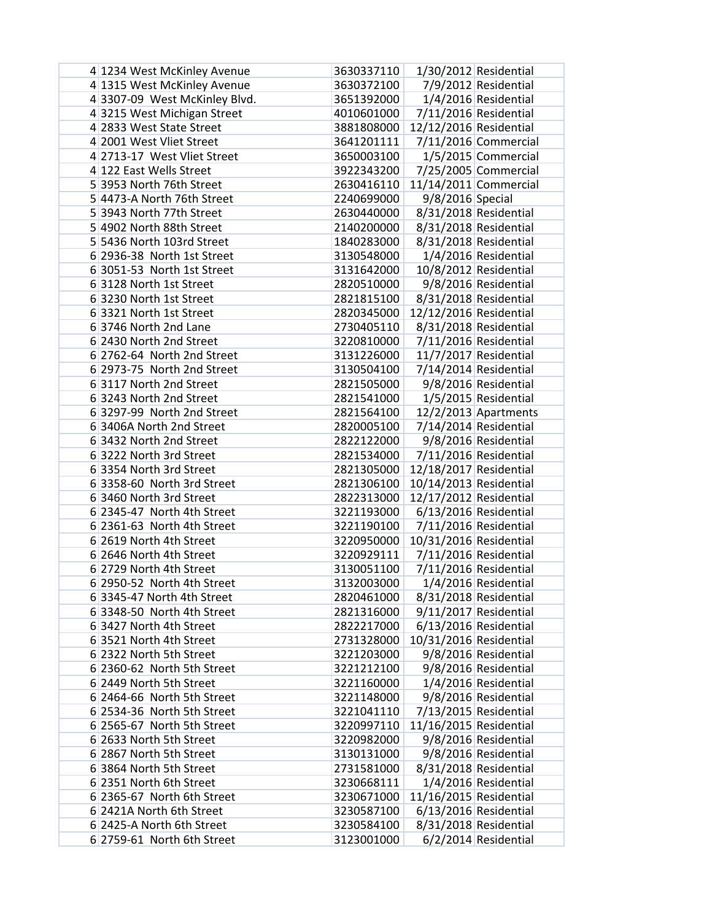| | | | | |
|---|---|---|---|---|
| 4 | 1234 West McKinley Avenue | 3630337110 | 1/30/2012 | Residential |
| 4 | 1315 West McKinley Avenue | 3630372100 | 7/9/2012 | Residential |
| 4 | 3307-09 West McKinley Blvd. | 3651392000 | 1/4/2016 | Residential |
| 4 | 3215 West Michigan Street | 4010601000 | 7/11/2016 | Residential |
| 4 | 2833 West State Street | 3881808000 | 12/12/2016 | Residential |
| 4 | 2001 West Vliet Street | 3641201111 | 7/11/2016 | Commercial |
| 4 | 2713-17 West Vliet Street | 3650003100 | 1/5/2015 | Commercial |
| 4 | 122 East Wells Street | 3922343200 | 7/25/2005 | Commercial |
| 5 | 3953 North 76th Street | 2630416110 | 11/14/2011 | Commercial |
| 5 | 4473-A North 76th Street | 2240699000 | 9/8/2016 | Special |
| 5 | 3943 North 77th Street | 2630440000 | 8/31/2018 | Residential |
| 5 | 4902 North 88th Street | 2140200000 | 8/31/2018 | Residential |
| 5 | 5436 North 103rd Street | 1840283000 | 8/31/2018 | Residential |
| 6 | 2936-38 North 1st Street | 3130548000 | 1/4/2016 | Residential |
| 6 | 3051-53 North 1st Street | 3131642000 | 10/8/2012 | Residential |
| 6 | 3128 North 1st Street | 2820510000 | 9/8/2016 | Residential |
| 6 | 3230 North 1st Street | 2821815100 | 8/31/2018 | Residential |
| 6 | 3321 North 1st Street | 2820345000 | 12/12/2016 | Residential |
| 6 | 3746 North 2nd Lane | 2730405110 | 8/31/2018 | Residential |
| 6 | 2430 North 2nd Street | 3220810000 | 7/11/2016 | Residential |
| 6 | 2762-64 North 2nd Street | 3131226000 | 11/7/2017 | Residential |
| 6 | 2973-75 North 2nd Street | 3130504100 | 7/14/2014 | Residential |
| 6 | 3117 North 2nd Street | 2821505000 | 9/8/2016 | Residential |
| 6 | 3243 North 2nd Street | 2821541000 | 1/5/2015 | Residential |
| 6 | 3297-99 North 2nd Street | 2821564100 | 12/2/2013 | Apartments |
| 6 | 3406A North 2nd Street | 2820005100 | 7/14/2014 | Residential |
| 6 | 3432 North 2nd Street | 2822122000 | 9/8/2016 | Residential |
| 6 | 3222 North 3rd Street | 2821534000 | 7/11/2016 | Residential |
| 6 | 3354 North 3rd Street | 2821305000 | 12/18/2017 | Residential |
| 6 | 3358-60 North 3rd Street | 2821306100 | 10/14/2013 | Residential |
| 6 | 3460 North 3rd Street | 2822313000 | 12/17/2012 | Residential |
| 6 | 2345-47 North 4th Street | 3221193000 | 6/13/2016 | Residential |
| 6 | 2361-63 North 4th Street | 3221190100 | 7/11/2016 | Residential |
| 6 | 2619 North 4th Street | 3220950000 | 10/31/2016 | Residential |
| 6 | 2646 North 4th Street | 3220929111 | 7/11/2016 | Residential |
| 6 | 2729 North 4th Street | 3130051100 | 7/11/2016 | Residential |
| 6 | 2950-52 North 4th Street | 3132003000 | 1/4/2016 | Residential |
| 6 | 3345-47 North 4th Street | 2820461000 | 8/31/2018 | Residential |
| 6 | 3348-50 North 4th Street | 2821316000 | 9/11/2017 | Residential |
| 6 | 3427 North 4th Street | 2822217000 | 6/13/2016 | Residential |
| 6 | 3521 North 4th Street | 2731328000 | 10/31/2016 | Residential |
| 6 | 2322 North 5th Street | 3221203000 | 9/8/2016 | Residential |
| 6 | 2360-62 North 5th Street | 3221212100 | 9/8/2016 | Residential |
| 6 | 2449 North 5th Street | 3221160000 | 1/4/2016 | Residential |
| 6 | 2464-66 North 5th Street | 3221148000 | 9/8/2016 | Residential |
| 6 | 2534-36 North 5th Street | 3221041110 | 7/13/2015 | Residential |
| 6 | 2565-67 North 5th Street | 3220997110 | 11/16/2015 | Residential |
| 6 | 2633 North 5th Street | 3220982000 | 9/8/2016 | Residential |
| 6 | 2867 North 5th Street | 3130131000 | 9/8/2016 | Residential |
| 6 | 3864 North 5th Street | 2731581000 | 8/31/2018 | Residential |
| 6 | 2351 North 6th Street | 3230668111 | 1/4/2016 | Residential |
| 6 | 2365-67 North 6th Street | 3230671000 | 11/16/2015 | Residential |
| 6 | 2421A North 6th Street | 3230587100 | 6/13/2016 | Residential |
| 6 | 2425-A North 6th Street | 3230584100 | 8/31/2018 | Residential |
| 6 | 2759-61 North 6th Street | 3123001000 | 6/2/2014 | Residential |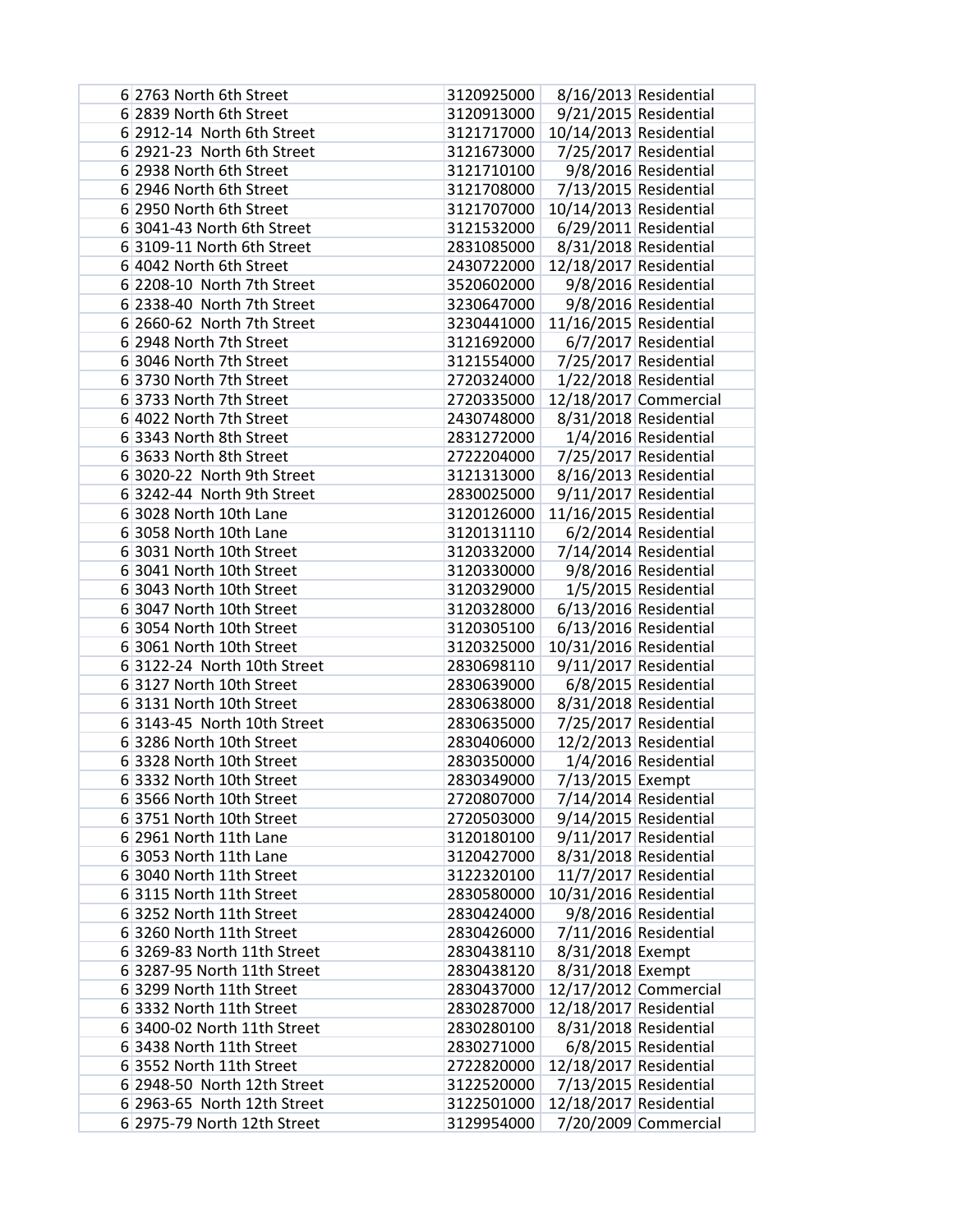| | | | | |
|---|---|---|---|---|
| 6 | 2763 North 6th Street | 3120925000 | 8/16/2013 | Residential |
| 6 | 2839 North 6th Street | 3120913000 | 9/21/2015 | Residential |
| 6 | 2912-14 North 6th Street | 3121717000 | 10/14/2013 | Residential |
| 6 | 2921-23 North 6th Street | 3121673000 | 7/25/2017 | Residential |
| 6 | 2938 North 6th Street | 3121710100 | 9/8/2016 | Residential |
| 6 | 2946 North 6th Street | 3121708000 | 7/13/2015 | Residential |
| 6 | 2950 North 6th Street | 3121707000 | 10/14/2013 | Residential |
| 6 | 3041-43 North 6th Street | 3121532000 | 6/29/2011 | Residential |
| 6 | 3109-11 North 6th Street | 2831085000 | 8/31/2018 | Residential |
| 6 | 4042 North 6th Street | 2430722000 | 12/18/2017 | Residential |
| 6 | 2208-10 North 7th Street | 3520602000 | 9/8/2016 | Residential |
| 6 | 2338-40 North 7th Street | 3230647000 | 9/8/2016 | Residential |
| 6 | 2660-62 North 7th Street | 3230441000 | 11/16/2015 | Residential |
| 6 | 2948 North 7th Street | 3121692000 | 6/7/2017 | Residential |
| 6 | 3046 North 7th Street | 3121554000 | 7/25/2017 | Residential |
| 6 | 3730 North 7th Street | 2720324000 | 1/22/2018 | Residential |
| 6 | 3733 North 7th Street | 2720335000 | 12/18/2017 | Commercial |
| 6 | 4022 North 7th Street | 2430748000 | 8/31/2018 | Residential |
| 6 | 3343 North 8th Street | 2831272000 | 1/4/2016 | Residential |
| 6 | 3633 North 8th Street | 2722204000 | 7/25/2017 | Residential |
| 6 | 3020-22 North 9th Street | 3121313000 | 8/16/2013 | Residential |
| 6 | 3242-44 North 9th Street | 2830025000 | 9/11/2017 | Residential |
| 6 | 3028 North 10th Lane | 3120126000 | 11/16/2015 | Residential |
| 6 | 3058 North 10th Lane | 3120131110 | 6/2/2014 | Residential |
| 6 | 3031 North 10th Street | 3120332000 | 7/14/2014 | Residential |
| 6 | 3041 North 10th Street | 3120330000 | 9/8/2016 | Residential |
| 6 | 3043 North 10th Street | 3120329000 | 1/5/2015 | Residential |
| 6 | 3047 North 10th Street | 3120328000 | 6/13/2016 | Residential |
| 6 | 3054 North 10th Street | 3120305100 | 6/13/2016 | Residential |
| 6 | 3061 North 10th Street | 3120325000 | 10/31/2016 | Residential |
| 6 | 3122-24 North 10th Street | 2830698110 | 9/11/2017 | Residential |
| 6 | 3127 North 10th Street | 2830639000 | 6/8/2015 | Residential |
| 6 | 3131 North 10th Street | 2830638000 | 8/31/2018 | Residential |
| 6 | 3143-45 North 10th Street | 2830635000 | 7/25/2017 | Residential |
| 6 | 3286 North 10th Street | 2830406000 | 12/2/2013 | Residential |
| 6 | 3328 North 10th Street | 2830350000 | 1/4/2016 | Residential |
| 6 | 3332 North 10th Street | 2830349000 | 7/13/2015 | Exempt |
| 6 | 3566 North 10th Street | 2720807000 | 7/14/2014 | Residential |
| 6 | 3751 North 10th Street | 2720503000 | 9/14/2015 | Residential |
| 6 | 2961 North 11th Lane | 3120180100 | 9/11/2017 | Residential |
| 6 | 3053 North 11th Lane | 3120427000 | 8/31/2018 | Residential |
| 6 | 3040 North 11th Street | 3122320100 | 11/7/2017 | Residential |
| 6 | 3115 North 11th Street | 2830580000 | 10/31/2016 | Residential |
| 6 | 3252 North 11th Street | 2830424000 | 9/8/2016 | Residential |
| 6 | 3260 North 11th Street | 2830426000 | 7/11/2016 | Residential |
| 6 | 3269-83 North 11th Street | 2830438110 | 8/31/2018 | Exempt |
| 6 | 3287-95 North 11th Street | 2830438120 | 8/31/2018 | Exempt |
| 6 | 3299 North 11th Street | 2830437000 | 12/17/2012 | Commercial |
| 6 | 3332 North 11th Street | 2830287000 | 12/18/2017 | Residential |
| 6 | 3400-02 North 11th Street | 2830280100 | 8/31/2018 | Residential |
| 6 | 3438 North 11th Street | 2830271000 | 6/8/2015 | Residential |
| 6 | 3552 North 11th Street | 2722820000 | 12/18/2017 | Residential |
| 6 | 2948-50 North 12th Street | 3122520000 | 7/13/2015 | Residential |
| 6 | 2963-65 North 12th Street | 3122501000 | 12/18/2017 | Residential |
| 6 | 2975-79 North 12th Street | 3129954000 | 7/20/2009 | Commercial |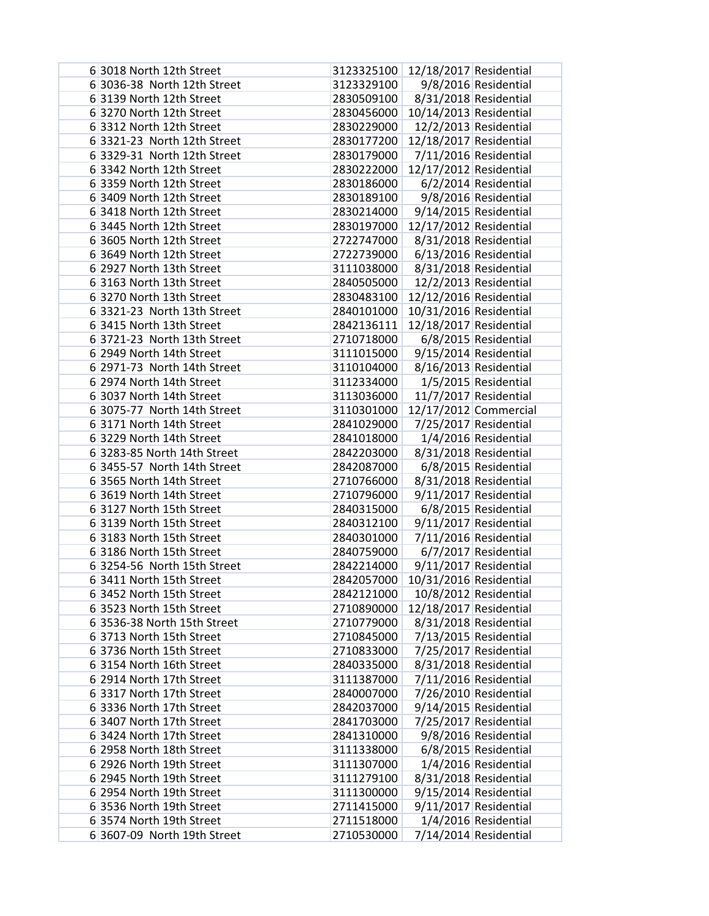| | | | | |
|---|---|---|---|---|
| 6 | 3018 North 12th Street | 3123325100 | 12/18/2017 | Residential |
| 6 | 3036-38 North 12th Street | 3123329100 | 9/8/2016 | Residential |
| 6 | 3139 North 12th Street | 2830509100 | 8/31/2018 | Residential |
| 6 | 3270 North 12th Street | 2830456000 | 10/14/2013 | Residential |
| 6 | 3312 North 12th Street | 2830229000 | 12/2/2013 | Residential |
| 6 | 3321-23 North 12th Street | 2830177200 | 12/18/2017 | Residential |
| 6 | 3329-31 North 12th Street | 2830179000 | 7/11/2016 | Residential |
| 6 | 3342 North 12th Street | 2830222000 | 12/17/2012 | Residential |
| 6 | 3359 North 12th Street | 2830186000 | 6/2/2014 | Residential |
| 6 | 3409 North 12th Street | 2830189100 | 9/8/2016 | Residential |
| 6 | 3418 North 12th Street | 2830214000 | 9/14/2015 | Residential |
| 6 | 3445 North 12th Street | 2830197000 | 12/17/2012 | Residential |
| 6 | 3605 North 12th Street | 2722747000 | 8/31/2018 | Residential |
| 6 | 3649 North 12th Street | 2722739000 | 6/13/2016 | Residential |
| 6 | 2927 North 13th Street | 3111038000 | 8/31/2018 | Residential |
| 6 | 3163 North 13th Street | 2840505000 | 12/2/2013 | Residential |
| 6 | 3270 North 13th Street | 2830483100 | 12/12/2016 | Residential |
| 6 | 3321-23 North 13th Street | 2840101000 | 10/31/2016 | Residential |
| 6 | 3415 North 13th Street | 2842136111 | 12/18/2017 | Residential |
| 6 | 3721-23 North 13th Street | 2710718000 | 6/8/2015 | Residential |
| 6 | 2949 North 14th Street | 3111015000 | 9/15/2014 | Residential |
| 6 | 2971-73 North 14th Street | 3110104000 | 8/16/2013 | Residential |
| 6 | 2974 North 14th Street | 3112334000 | 1/5/2015 | Residential |
| 6 | 3037 North 14th Street | 3113036000 | 11/7/2017 | Residential |
| 6 | 3075-77 North 14th Street | 3110301000 | 12/17/2012 | Commercial |
| 6 | 3171 North 14th Street | 2841029000 | 7/25/2017 | Residential |
| 6 | 3229 North 14th Street | 2841018000 | 1/4/2016 | Residential |
| 6 | 3283-85 North 14th Street | 2842203000 | 8/31/2018 | Residential |
| 6 | 3455-57 North 14th Street | 2842087000 | 6/8/2015 | Residential |
| 6 | 3565 North 14th Street | 2710766000 | 8/31/2018 | Residential |
| 6 | 3619 North 14th Street | 2710796000 | 9/11/2017 | Residential |
| 6 | 3127 North 15th Street | 2840315000 | 6/8/2015 | Residential |
| 6 | 3139 North 15th Street | 2840312100 | 9/11/2017 | Residential |
| 6 | 3183 North 15th Street | 2840301000 | 7/11/2016 | Residential |
| 6 | 3186 North 15th Street | 2840759000 | 6/7/2017 | Residential |
| 6 | 3254-56 North 15th Street | 2842214000 | 9/11/2017 | Residential |
| 6 | 3411 North 15th Street | 2842057000 | 10/31/2016 | Residential |
| 6 | 3452 North 15th Street | 2842121000 | 10/8/2012 | Residential |
| 6 | 3523 North 15th Street | 2710890000 | 12/18/2017 | Residential |
| 6 | 3536-38 North 15th Street | 2710779000 | 8/31/2018 | Residential |
| 6 | 3713 North 15th Street | 2710845000 | 7/13/2015 | Residential |
| 6 | 3736 North 15th Street | 2710833000 | 7/25/2017 | Residential |
| 6 | 3154 North 16th Street | 2840335000 | 8/31/2018 | Residential |
| 6 | 2914 North 17th Street | 3111387000 | 7/11/2016 | Residential |
| 6 | 3317 North 17th Street | 2840007000 | 7/26/2010 | Residential |
| 6 | 3336 North 17th Street | 2842037000 | 9/14/2015 | Residential |
| 6 | 3407 North 17th Street | 2841703000 | 7/25/2017 | Residential |
| 6 | 3424 North 17th Street | 2841310000 | 9/8/2016 | Residential |
| 6 | 2958 North 18th Street | 3111338000 | 6/8/2015 | Residential |
| 6 | 2926 North 19th Street | 3111307000 | 1/4/2016 | Residential |
| 6 | 2945 North 19th Street | 3111279100 | 8/31/2018 | Residential |
| 6 | 2954 North 19th Street | 3111300000 | 9/15/2014 | Residential |
| 6 | 3536 North 19th Street | 2711415000 | 9/11/2017 | Residential |
| 6 | 3574 North 19th Street | 2711518000 | 1/4/2016 | Residential |
| 6 | 3607-09 North 19th Street | 2710530000 | 7/14/2014 | Residential |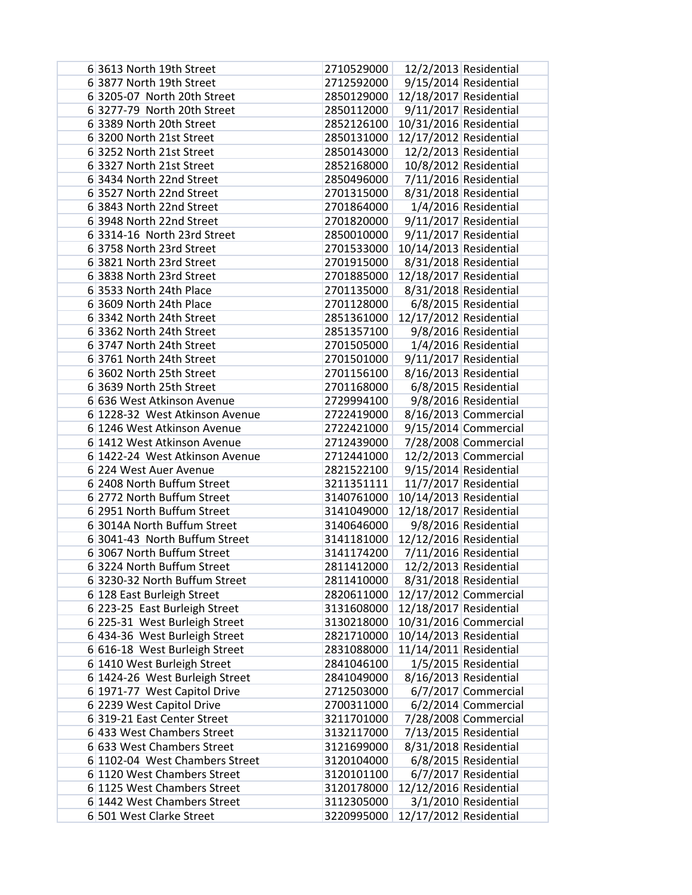| | | | | |
|---|---|---|---|---|
| 6 | 3613 North 19th Street | 2710529000 | 12/2/2013 | Residential |
| 6 | 3877 North 19th Street | 2712592000 | 9/15/2014 | Residential |
| 6 | 3205-07 North 20th Street | 2850129000 | 12/18/2017 | Residential |
| 6 | 3277-79 North 20th Street | 2850112000 | 9/11/2017 | Residential |
| 6 | 3389 North 20th Street | 2852126100 | 10/31/2016 | Residential |
| 6 | 3200 North 21st Street | 2850131000 | 12/17/2012 | Residential |
| 6 | 3252 North 21st Street | 2850143000 | 12/2/2013 | Residential |
| 6 | 3327 North 21st Street | 2852168000 | 10/8/2012 | Residential |
| 6 | 3434 North 22nd Street | 2850496000 | 7/11/2016 | Residential |
| 6 | 3527 North 22nd Street | 2701315000 | 8/31/2018 | Residential |
| 6 | 3843 North 22nd Street | 2701864000 | 1/4/2016 | Residential |
| 6 | 3948 North 22nd Street | 2701820000 | 9/11/2017 | Residential |
| 6 | 3314-16 North 23rd Street | 2850010000 | 9/11/2017 | Residential |
| 6 | 3758 North 23rd Street | 2701533000 | 10/14/2013 | Residential |
| 6 | 3821 North 23rd Street | 2701915000 | 8/31/2018 | Residential |
| 6 | 3838 North 23rd Street | 2701885000 | 12/18/2017 | Residential |
| 6 | 3533 North 24th Place | 2701135000 | 8/31/2018 | Residential |
| 6 | 3609 North 24th Place | 2701128000 | 6/8/2015 | Residential |
| 6 | 3342 North 24th Street | 2851361000 | 12/17/2012 | Residential |
| 6 | 3362 North 24th Street | 2851357100 | 9/8/2016 | Residential |
| 6 | 3747 North 24th Street | 2701505000 | 1/4/2016 | Residential |
| 6 | 3761 North 24th Street | 2701501000 | 9/11/2017 | Residential |
| 6 | 3602 North 25th Street | 2701156100 | 8/16/2013 | Residential |
| 6 | 3639 North 25th Street | 2701168000 | 6/8/2015 | Residential |
| 6 | 636 West Atkinson Avenue | 2729994100 | 9/8/2016 | Residential |
| 6 | 1228-32 West Atkinson Avenue | 2722419000 | 8/16/2013 | Commercial |
| 6 | 1246 West Atkinson Avenue | 2722421000 | 9/15/2014 | Commercial |
| 6 | 1412 West Atkinson Avenue | 2712439000 | 7/28/2008 | Commercial |
| 6 | 1422-24 West Atkinson Avenue | 2712441000 | 12/2/2013 | Commercial |
| 6 | 224 West Auer Avenue | 2821522100 | 9/15/2014 | Residential |
| 6 | 2408 North Buffum Street | 3211351111 | 11/7/2017 | Residential |
| 6 | 2772 North Buffum Street | 3140761000 | 10/14/2013 | Residential |
| 6 | 2951 North Buffum Street | 3141049000 | 12/18/2017 | Residential |
| 6 | 3014A North Buffum Street | 3140646000 | 9/8/2016 | Residential |
| 6 | 3041-43 North Buffum Street | 3141181000 | 12/12/2016 | Residential |
| 6 | 3067 North Buffum Street | 3141174200 | 7/11/2016 | Residential |
| 6 | 3224 North Buffum Street | 2811412000 | 12/2/2013 | Residential |
| 6 | 3230-32 North Buffum Street | 2811410000 | 8/31/2018 | Residential |
| 6 | 128 East Burleigh Street | 2820611000 | 12/17/2012 | Commercial |
| 6 | 223-25 East Burleigh Street | 3131608000 | 12/18/2017 | Residential |
| 6 | 225-31 West Burleigh Street | 3130218000 | 10/31/2016 | Commercial |
| 6 | 434-36 West Burleigh Street | 2821710000 | 10/14/2013 | Residential |
| 6 | 616-18 West Burleigh Street | 2831088000 | 11/14/2011 | Residential |
| 6 | 1410 West Burleigh Street | 2841046100 | 1/5/2015 | Residential |
| 6 | 1424-26 West Burleigh Street | 2841049000 | 8/16/2013 | Residential |
| 6 | 1971-77 West Capitol Drive | 2712503000 | 6/7/2017 | Commercial |
| 6 | 2239 West Capitol Drive | 2700311000 | 6/2/2014 | Commercial |
| 6 | 319-21 East Center Street | 3211701000 | 7/28/2008 | Commercial |
| 6 | 433 West Chambers Street | 3132117000 | 7/13/2015 | Residential |
| 6 | 633 West Chambers Street | 3121699000 | 8/31/2018 | Residential |
| 6 | 1102-04 West Chambers Street | 3120104000 | 6/8/2015 | Residential |
| 6 | 1120 West Chambers Street | 3120101100 | 6/7/2017 | Residential |
| 6 | 1125 West Chambers Street | 3120178000 | 12/12/2016 | Residential |
| 6 | 1442 West Chambers Street | 3112305000 | 3/1/2010 | Residential |
| 6 | 501 West Clarke Street | 3220995000 | 12/17/2012 | Residential |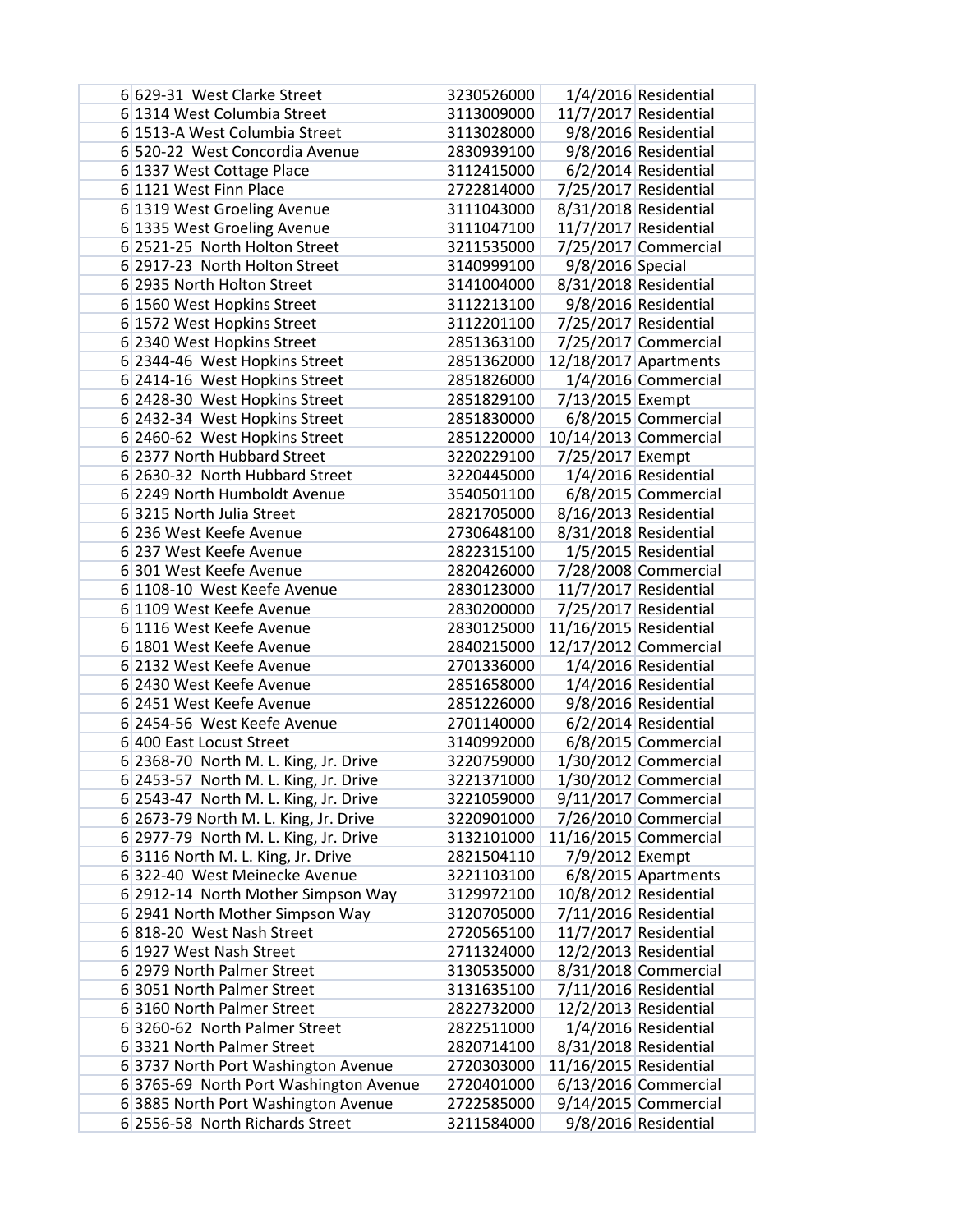| | | | | |
|---|---|---|---|---|
| 6 | 629-31  West Clarke Street | 3230526000 | 1/4/2016 | Residential |
| 6 | 1314 West Columbia Street | 3113009000 | 11/7/2017 | Residential |
| 6 | 1513-A West Columbia Street | 3113028000 | 9/8/2016 | Residential |
| 6 | 520-22  West Concordia Avenue | 2830939100 | 9/8/2016 | Residential |
| 6 | 1337 West Cottage Place | 3112415000 | 6/2/2014 | Residential |
| 6 | 1121 West Finn Place | 2722814000 | 7/25/2017 | Residential |
| 6 | 1319 West Groeling Avenue | 3111043000 | 8/31/2018 | Residential |
| 6 | 1335 West Groeling Avenue | 3111047100 | 11/7/2017 | Residential |
| 6 | 2521-25  North Holton Street | 3211535000 | 7/25/2017 | Commercial |
| 6 | 2917-23  North Holton Street | 3140999100 | 9/8/2016 | Special |
| 6 | 2935 North Holton Street | 3141004000 | 8/31/2018 | Residential |
| 6 | 1560 West Hopkins Street | 3112213100 | 9/8/2016 | Residential |
| 6 | 1572 West Hopkins Street | 3112201100 | 7/25/2017 | Residential |
| 6 | 2340 West Hopkins Street | 2851363100 | 7/25/2017 | Commercial |
| 6 | 2344-46  West Hopkins Street | 2851362000 | 12/18/2017 | Apartments |
| 6 | 2414-16  West Hopkins Street | 2851826000 | 1/4/2016 | Commercial |
| 6 | 2428-30  West Hopkins Street | 2851829100 | 7/13/2015 | Exempt |
| 6 | 2432-34  West Hopkins Street | 2851830000 | 6/8/2015 | Commercial |
| 6 | 2460-62  West Hopkins Street | 2851220000 | 10/14/2013 | Commercial |
| 6 | 2377 North Hubbard Street | 3220229100 | 7/25/2017 | Exempt |
| 6 | 2630-32  North Hubbard Street | 3220445000 | 1/4/2016 | Residential |
| 6 | 2249 North Humboldt Avenue | 3540501100 | 6/8/2015 | Commercial |
| 6 | 3215 North Julia Street | 2821705000 | 8/16/2013 | Residential |
| 6 | 236 West Keefe Avenue | 2730648100 | 8/31/2018 | Residential |
| 6 | 237 West Keefe Avenue | 2822315100 | 1/5/2015 | Residential |
| 6 | 301 West Keefe Avenue | 2820426000 | 7/28/2008 | Commercial |
| 6 | 1108-10  West Keefe Avenue | 2830123000 | 11/7/2017 | Residential |
| 6 | 1109 West Keefe Avenue | 2830200000 | 7/25/2017 | Residential |
| 6 | 1116 West Keefe Avenue | 2830125000 | 11/16/2015 | Residential |
| 6 | 1801 West Keefe Avenue | 2840215000 | 12/17/2012 | Commercial |
| 6 | 2132 West Keefe Avenue | 2701336000 | 1/4/2016 | Residential |
| 6 | 2430 West Keefe Avenue | 2851658000 | 1/4/2016 | Residential |
| 6 | 2451 West Keefe Avenue | 2851226000 | 9/8/2016 | Residential |
| 6 | 2454-56  West Keefe Avenue | 2701140000 | 6/2/2014 | Residential |
| 6 | 400 East Locust Street | 3140992000 | 6/8/2015 | Commercial |
| 6 | 2368-70  North M. L. King, Jr. Drive | 3220759000 | 1/30/2012 | Commercial |
| 6 | 2453-57  North M. L. King, Jr. Drive | 3221371000 | 1/30/2012 | Commercial |
| 6 | 2543-47  North M. L. King, Jr. Drive | 3221059000 | 9/11/2017 | Commercial |
| 6 | 2673-79 North M. L. King, Jr. Drive | 3220901000 | 7/26/2010 | Commercial |
| 6 | 2977-79  North M. L. King, Jr. Drive | 3132101000 | 11/16/2015 | Commercial |
| 6 | 3116 North M. L. King, Jr. Drive | 2821504110 | 7/9/2012 | Exempt |
| 6 | 322-40  West Meinecke Avenue | 3221103100 | 6/8/2015 | Apartments |
| 6 | 2912-14  North Mother Simpson Way | 3129972100 | 10/8/2012 | Residential |
| 6 | 2941 North Mother Simpson Way | 3120705000 | 7/11/2016 | Residential |
| 6 | 818-20  West Nash Street | 2720565100 | 11/7/2017 | Residential |
| 6 | 1927 West Nash Street | 2711324000 | 12/2/2013 | Residential |
| 6 | 2979 North Palmer Street | 3130535000 | 8/31/2018 | Commercial |
| 6 | 3051 North Palmer Street | 3131635100 | 7/11/2016 | Residential |
| 6 | 3160 North Palmer Street | 2822732000 | 12/2/2013 | Residential |
| 6 | 3260-62  North Palmer Street | 2822511000 | 1/4/2016 | Residential |
| 6 | 3321 North Palmer Street | 2820714100 | 8/31/2018 | Residential |
| 6 | 3737 North Port Washington Avenue | 2720303000 | 11/16/2015 | Residential |
| 6 | 3765-69  North Port Washington Avenue | 2720401000 | 6/13/2016 | Commercial |
| 6 | 3885 North Port Washington Avenue | 2722585000 | 9/14/2015 | Commercial |
| 6 | 2556-58  North Richards Street | 3211584000 | 9/8/2016 | Residential |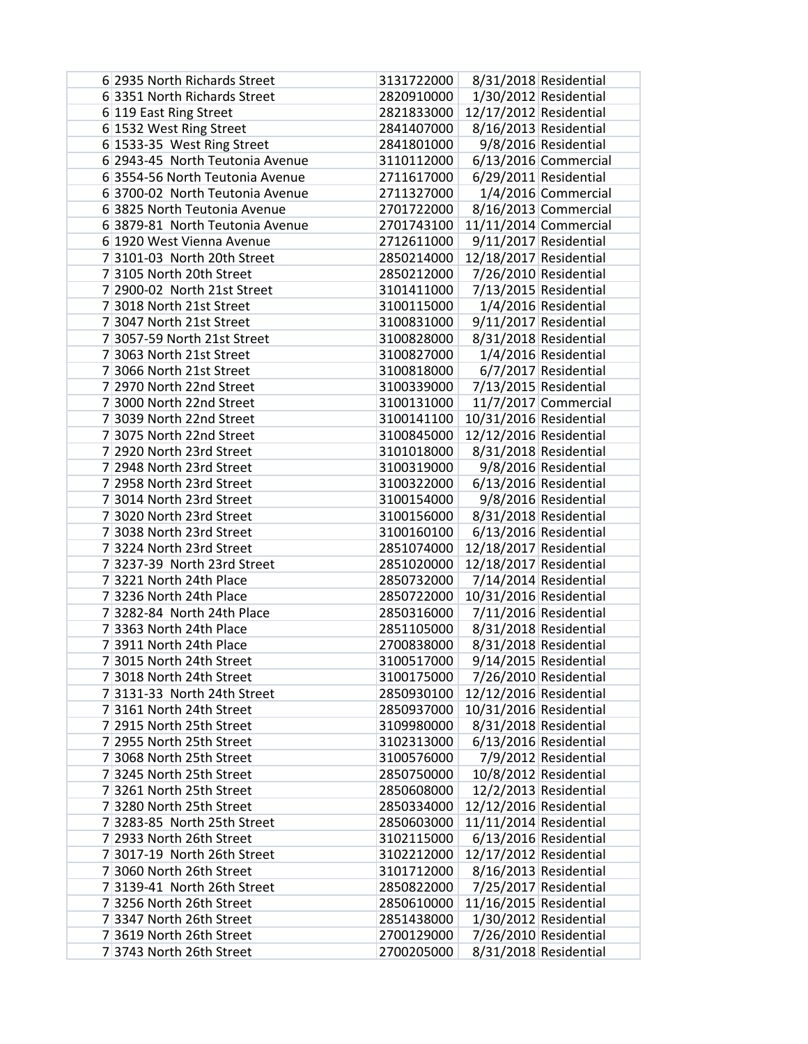| | | | | |
|---|---|---|---|---|
| 6 | 2935 North Richards Street | 3131722000 | 8/31/2018 | Residential |
| 6 | 3351 North Richards Street | 2820910000 | 1/30/2012 | Residential |
| 6 | 119 East Ring Street | 2821833000 | 12/17/2012 | Residential |
| 6 | 1532 West Ring Street | 2841407000 | 8/16/2013 | Residential |
| 6 | 1533-35 West Ring Street | 2841801000 | 9/8/2016 | Residential |
| 6 | 2943-45 North Teutonia Avenue | 3110112000 | 6/13/2016 | Commercial |
| 6 | 3554-56 North Teutonia Avenue | 2711617000 | 6/29/2011 | Residential |
| 6 | 3700-02 North Teutonia Avenue | 2711327000 | 1/4/2016 | Commercial |
| 6 | 3825 North Teutonia Avenue | 2701722000 | 8/16/2013 | Commercial |
| 6 | 3879-81 North Teutonia Avenue | 2701743100 | 11/11/2014 | Commercial |
| 6 | 1920 West Vienna Avenue | 2712611000 | 9/11/2017 | Residential |
| 7 | 3101-03 North 20th Street | 2850214000 | 12/18/2017 | Residential |
| 7 | 3105 North 20th Street | 2850212000 | 7/26/2010 | Residential |
| 7 | 2900-02 North 21st Street | 3101411000 | 7/13/2015 | Residential |
| 7 | 3018 North 21st Street | 3100115000 | 1/4/2016 | Residential |
| 7 | 3047 North 21st Street | 3100831000 | 9/11/2017 | Residential |
| 7 | 3057-59 North 21st Street | 3100828000 | 8/31/2018 | Residential |
| 7 | 3063 North 21st Street | 3100827000 | 1/4/2016 | Residential |
| 7 | 3066 North 21st Street | 3100818000 | 6/7/2017 | Residential |
| 7 | 2970 North 22nd Street | 3100339000 | 7/13/2015 | Residential |
| 7 | 3000 North 22nd Street | 3100131000 | 11/7/2017 | Commercial |
| 7 | 3039 North 22nd Street | 3100141100 | 10/31/2016 | Residential |
| 7 | 3075 North 22nd Street | 3100845000 | 12/12/2016 | Residential |
| 7 | 2920 North 23rd Street | 3101018000 | 8/31/2018 | Residential |
| 7 | 2948 North 23rd Street | 3100319000 | 9/8/2016 | Residential |
| 7 | 2958 North 23rd Street | 3100322000 | 6/13/2016 | Residential |
| 7 | 3014 North 23rd Street | 3100154000 | 9/8/2016 | Residential |
| 7 | 3020 North 23rd Street | 3100156000 | 8/31/2018 | Residential |
| 7 | 3038 North 23rd Street | 3100160100 | 6/13/2016 | Residential |
| 7 | 3224 North 23rd Street | 2851074000 | 12/18/2017 | Residential |
| 7 | 3237-39 North 23rd Street | 2851020000 | 12/18/2017 | Residential |
| 7 | 3221 North 24th Place | 2850732000 | 7/14/2014 | Residential |
| 7 | 3236 North 24th Place | 2850722000 | 10/31/2016 | Residential |
| 7 | 3282-84 North 24th Place | 2850316000 | 7/11/2016 | Residential |
| 7 | 3363 North 24th Place | 2851105000 | 8/31/2018 | Residential |
| 7 | 3911 North 24th Place | 2700838000 | 8/31/2018 | Residential |
| 7 | 3015 North 24th Street | 3100517000 | 9/14/2015 | Residential |
| 7 | 3018 North 24th Street | 3100175000 | 7/26/2010 | Residential |
| 7 | 3131-33 North 24th Street | 2850930100 | 12/12/2016 | Residential |
| 7 | 3161 North 24th Street | 2850937000 | 10/31/2016 | Residential |
| 7 | 2915 North 25th Street | 3109980000 | 8/31/2018 | Residential |
| 7 | 2955 North 25th Street | 3102313000 | 6/13/2016 | Residential |
| 7 | 3068 North 25th Street | 3100576000 | 7/9/2012 | Residential |
| 7 | 3245 North 25th Street | 2850750000 | 10/8/2012 | Residential |
| 7 | 3261 North 25th Street | 2850608000 | 12/2/2013 | Residential |
| 7 | 3280 North 25th Street | 2850334000 | 12/12/2016 | Residential |
| 7 | 3283-85 North 25th Street | 2850603000 | 11/11/2014 | Residential |
| 7 | 2933 North 26th Street | 3102115000 | 6/13/2016 | Residential |
| 7 | 3017-19 North 26th Street | 3102212000 | 12/17/2012 | Residential |
| 7 | 3060 North 26th Street | 3101712000 | 8/16/2013 | Residential |
| 7 | 3139-41 North 26th Street | 2850822000 | 7/25/2017 | Residential |
| 7 | 3256 North 26th Street | 2850610000 | 11/16/2015 | Residential |
| 7 | 3347 North 26th Street | 2851438000 | 1/30/2012 | Residential |
| 7 | 3619 North 26th Street | 2700129000 | 7/26/2010 | Residential |
| 7 | 3743 North 26th Street | 2700205000 | 8/31/2018 | Residential |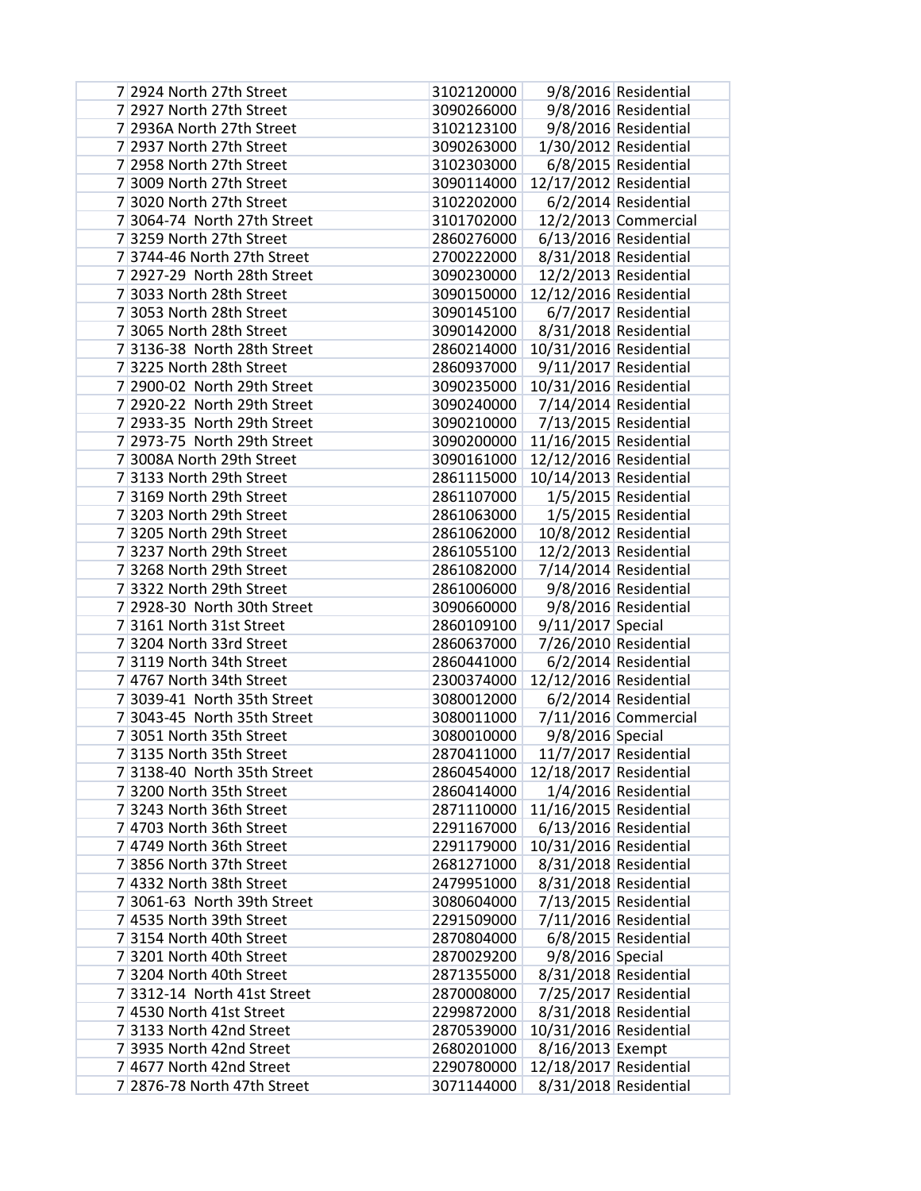| | | | | |
|---|---|---|---|---|
| 7 | 2924 North 27th Street | 3102120000 | 9/8/2016 | Residential |
| 7 | 2927 North 27th Street | 3090266000 | 9/8/2016 | Residential |
| 7 | 2936A North 27th Street | 3102123100 | 9/8/2016 | Residential |
| 7 | 2937 North 27th Street | 3090263000 | 1/30/2012 | Residential |
| 7 | 2958 North 27th Street | 3102303000 | 6/8/2015 | Residential |
| 7 | 3009 North 27th Street | 3090114000 | 12/17/2012 | Residential |
| 7 | 3020 North 27th Street | 3102202000 | 6/2/2014 | Residential |
| 7 | 3064-74 North 27th Street | 3101702000 | 12/2/2013 | Commercial |
| 7 | 3259 North 27th Street | 2860276000 | 6/13/2016 | Residential |
| 7 | 3744-46 North 27th Street | 2700222000 | 8/31/2018 | Residential |
| 7 | 2927-29 North 28th Street | 3090230000 | 12/2/2013 | Residential |
| 7 | 3033 North 28th Street | 3090150000 | 12/12/2016 | Residential |
| 7 | 3053 North 28th Street | 3090145100 | 6/7/2017 | Residential |
| 7 | 3065 North 28th Street | 3090142000 | 8/31/2018 | Residential |
| 7 | 3136-38 North 28th Street | 2860214000 | 10/31/2016 | Residential |
| 7 | 3225 North 28th Street | 2860937000 | 9/11/2017 | Residential |
| 7 | 2900-02 North 29th Street | 3090235000 | 10/31/2016 | Residential |
| 7 | 2920-22 North 29th Street | 3090240000 | 7/14/2014 | Residential |
| 7 | 2933-35 North 29th Street | 3090210000 | 7/13/2015 | Residential |
| 7 | 2973-75 North 29th Street | 3090200000 | 11/16/2015 | Residential |
| 7 | 3008A North 29th Street | 3090161000 | 12/12/2016 | Residential |
| 7 | 3133 North 29th Street | 2861115000 | 10/14/2013 | Residential |
| 7 | 3169 North 29th Street | 2861107000 | 1/5/2015 | Residential |
| 7 | 3203 North 29th Street | 2861063000 | 1/5/2015 | Residential |
| 7 | 3205 North 29th Street | 2861062000 | 10/8/2012 | Residential |
| 7 | 3237 North 29th Street | 2861055100 | 12/2/2013 | Residential |
| 7 | 3268 North 29th Street | 2861082000 | 7/14/2014 | Residential |
| 7 | 3322 North 29th Street | 2861006000 | 9/8/2016 | Residential |
| 7 | 2928-30 North 30th Street | 3090660000 | 9/8/2016 | Residential |
| 7 | 3161 North 31st Street | 2860109100 | 9/11/2017 | Special |
| 7 | 3204 North 33rd Street | 2860637000 | 7/26/2010 | Residential |
| 7 | 3119 North 34th Street | 2860441000 | 6/2/2014 | Residential |
| 7 | 4767 North 34th Street | 2300374000 | 12/12/2016 | Residential |
| 7 | 3039-41 North 35th Street | 3080012000 | 6/2/2014 | Residential |
| 7 | 3043-45 North 35th Street | 3080011000 | 7/11/2016 | Commercial |
| 7 | 3051 North 35th Street | 3080010000 | 9/8/2016 | Special |
| 7 | 3135 North 35th Street | 2870411000 | 11/7/2017 | Residential |
| 7 | 3138-40 North 35th Street | 2860454000 | 12/18/2017 | Residential |
| 7 | 3200 North 35th Street | 2860414000 | 1/4/2016 | Residential |
| 7 | 3243 North 36th Street | 2871110000 | 11/16/2015 | Residential |
| 7 | 4703 North 36th Street | 2291167000 | 6/13/2016 | Residential |
| 7 | 4749 North 36th Street | 2291179000 | 10/31/2016 | Residential |
| 7 | 3856 North 37th Street | 2681271000 | 8/31/2018 | Residential |
| 7 | 4332 North 38th Street | 2479951000 | 8/31/2018 | Residential |
| 7 | 3061-63 North 39th Street | 3080604000 | 7/13/2015 | Residential |
| 7 | 4535 North 39th Street | 2291509000 | 7/11/2016 | Residential |
| 7 | 3154 North 40th Street | 2870804000 | 6/8/2015 | Residential |
| 7 | 3201 North 40th Street | 2870029200 | 9/8/2016 | Special |
| 7 | 3204 North 40th Street | 2871355000 | 8/31/2018 | Residential |
| 7 | 3312-14 North 41st Street | 2870008000 | 7/25/2017 | Residential |
| 7 | 4530 North 41st Street | 2299872000 | 8/31/2018 | Residential |
| 7 | 3133 North 42nd Street | 2870539000 | 10/31/2016 | Residential |
| 7 | 3935 North 42nd Street | 2680201000 | 8/16/2013 | Exempt |
| 7 | 4677 North 42nd Street | 2290780000 | 12/18/2017 | Residential |
| 7 | 2876-78 North 47th Street | 3071144000 | 8/31/2018 | Residential |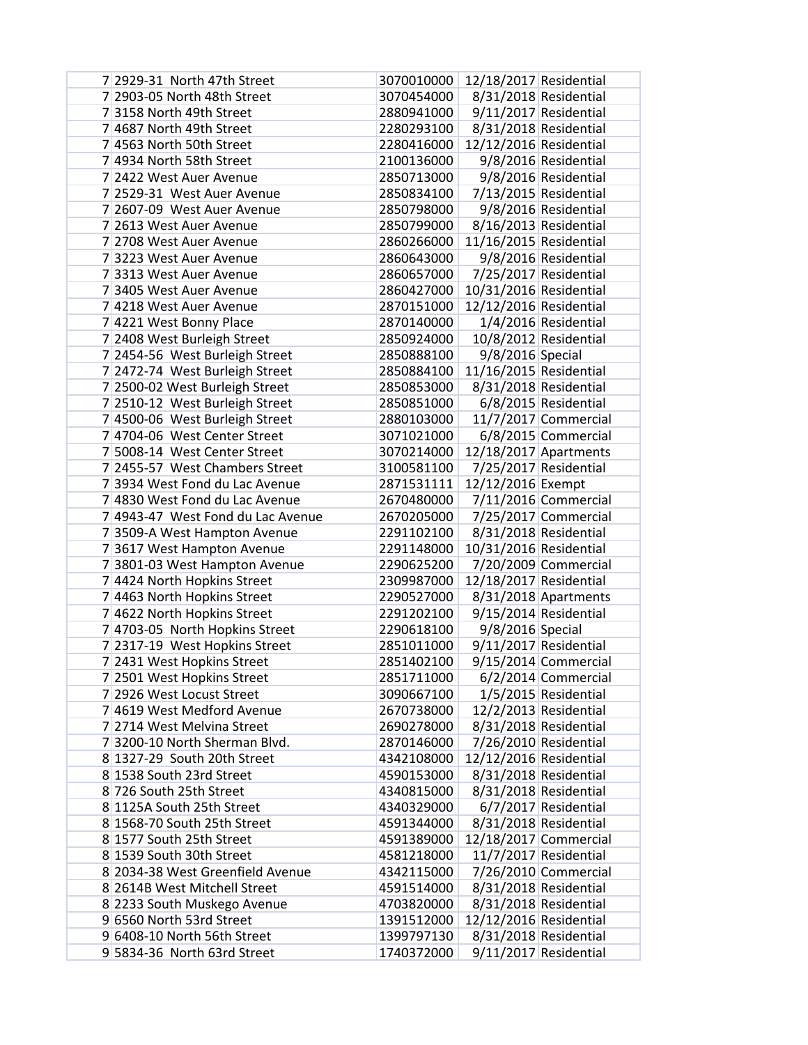| | | | | |
|---|---|---|---|---|
| 7 | 2929-31 North 47th Street | 3070010000 | 12/18/2017 | Residential |
| 7 | 2903-05 North 48th Street | 3070454000 | 8/31/2018 | Residential |
| 7 | 3158 North 49th Street | 2880941000 | 9/11/2017 | Residential |
| 7 | 4687 North 49th Street | 2280293100 | 8/31/2018 | Residential |
| 7 | 4563 North 50th Street | 2280416000 | 12/12/2016 | Residential |
| 7 | 4934 North 58th Street | 2100136000 | 9/8/2016 | Residential |
| 7 | 2422 West Auer Avenue | 2850713000 | 9/8/2016 | Residential |
| 7 | 2529-31 West Auer Avenue | 2850834100 | 7/13/2015 | Residential |
| 7 | 2607-09 West Auer Avenue | 2850798000 | 9/8/2016 | Residential |
| 7 | 2613 West Auer Avenue | 2850799000 | 8/16/2013 | Residential |
| 7 | 2708 West Auer Avenue | 2860266000 | 11/16/2015 | Residential |
| 7 | 3223 West Auer Avenue | 2860643000 | 9/8/2016 | Residential |
| 7 | 3313 West Auer Avenue | 2860657000 | 7/25/2017 | Residential |
| 7 | 3405 West Auer Avenue | 2860427000 | 10/31/2016 | Residential |
| 7 | 4218 West Auer Avenue | 2870151000 | 12/12/2016 | Residential |
| 7 | 4221 West Bonny Place | 2870140000 | 1/4/2016 | Residential |
| 7 | 2408 West Burleigh Street | 2850924000 | 10/8/2012 | Residential |
| 7 | 2454-56 West Burleigh Street | 2850888100 | 9/8/2016 | Special |
| 7 | 2472-74 West Burleigh Street | 2850884100 | 11/16/2015 | Residential |
| 7 | 2500-02 West Burleigh Street | 2850853000 | 8/31/2018 | Residential |
| 7 | 2510-12 West Burleigh Street | 2850851000 | 6/8/2015 | Residential |
| 7 | 4500-06 West Burleigh Street | 2880103000 | 11/7/2017 | Commercial |
| 7 | 4704-06 West Center Street | 3071021000 | 6/8/2015 | Commercial |
| 7 | 5008-14 West Center Street | 3070214000 | 12/18/2017 | Apartments |
| 7 | 2455-57 West Chambers Street | 3100581100 | 7/25/2017 | Residential |
| 7 | 3934 West Fond du Lac Avenue | 2871531111 | 12/12/2016 | Exempt |
| 7 | 4830 West Fond du Lac Avenue | 2670480000 | 7/11/2016 | Commercial |
| 7 | 4943-47 West Fond du Lac Avenue | 2670205000 | 7/25/2017 | Commercial |
| 7 | 3509-A West Hampton Avenue | 2291102100 | 8/31/2018 | Residential |
| 7 | 3617 West Hampton Avenue | 2291148000 | 10/31/2016 | Residential |
| 7 | 3801-03 West Hampton Avenue | 2290625200 | 7/20/2009 | Commercial |
| 7 | 4424 North Hopkins Street | 2309987000 | 12/18/2017 | Residential |
| 7 | 4463 North Hopkins Street | 2290527000 | 8/31/2018 | Apartments |
| 7 | 4622 North Hopkins Street | 2291202100 | 9/15/2014 | Residential |
| 7 | 4703-05 North Hopkins Street | 2290618100 | 9/8/2016 | Special |
| 7 | 2317-19 West Hopkins Street | 2851011000 | 9/11/2017 | Residential |
| 7 | 2431 West Hopkins Street | 2851402100 | 9/15/2014 | Commercial |
| 7 | 2501 West Hopkins Street | 2851711000 | 6/2/2014 | Commercial |
| 7 | 2926 West Locust Street | 3090667100 | 1/5/2015 | Residential |
| 7 | 4619 West Medford Avenue | 2670738000 | 12/2/2013 | Residential |
| 7 | 2714 West Melvina Street | 2690278000 | 8/31/2018 | Residential |
| 7 | 3200-10 North Sherman Blvd. | 2870146000 | 7/26/2010 | Residential |
| 8 | 1327-29 South 20th Street | 4342108000 | 12/12/2016 | Residential |
| 8 | 1538 South 23rd Street | 4590153000 | 8/31/2018 | Residential |
| 8 | 726 South 25th Street | 4340815000 | 8/31/2018 | Residential |
| 8 | 1125A South 25th Street | 4340329000 | 6/7/2017 | Residential |
| 8 | 1568-70 South 25th Street | 4591344000 | 8/31/2018 | Residential |
| 8 | 1577 South 25th Street | 4591389000 | 12/18/2017 | Commercial |
| 8 | 1539 South 30th Street | 4581218000 | 11/7/2017 | Residential |
| 8 | 2034-38 West Greenfield Avenue | 4342115000 | 7/26/2010 | Commercial |
| 8 | 2614B West Mitchell Street | 4591514000 | 8/31/2018 | Residential |
| 8 | 2233 South Muskego Avenue | 4703820000 | 8/31/2018 | Residential |
| 9 | 6560 North 53rd Street | 1391512000 | 12/12/2016 | Residential |
| 9 | 6408-10 North 56th Street | 1399797130 | 8/31/2018 | Residential |
| 9 | 5834-36 North 63rd Street | 1740372000 | 9/11/2017 | Residential |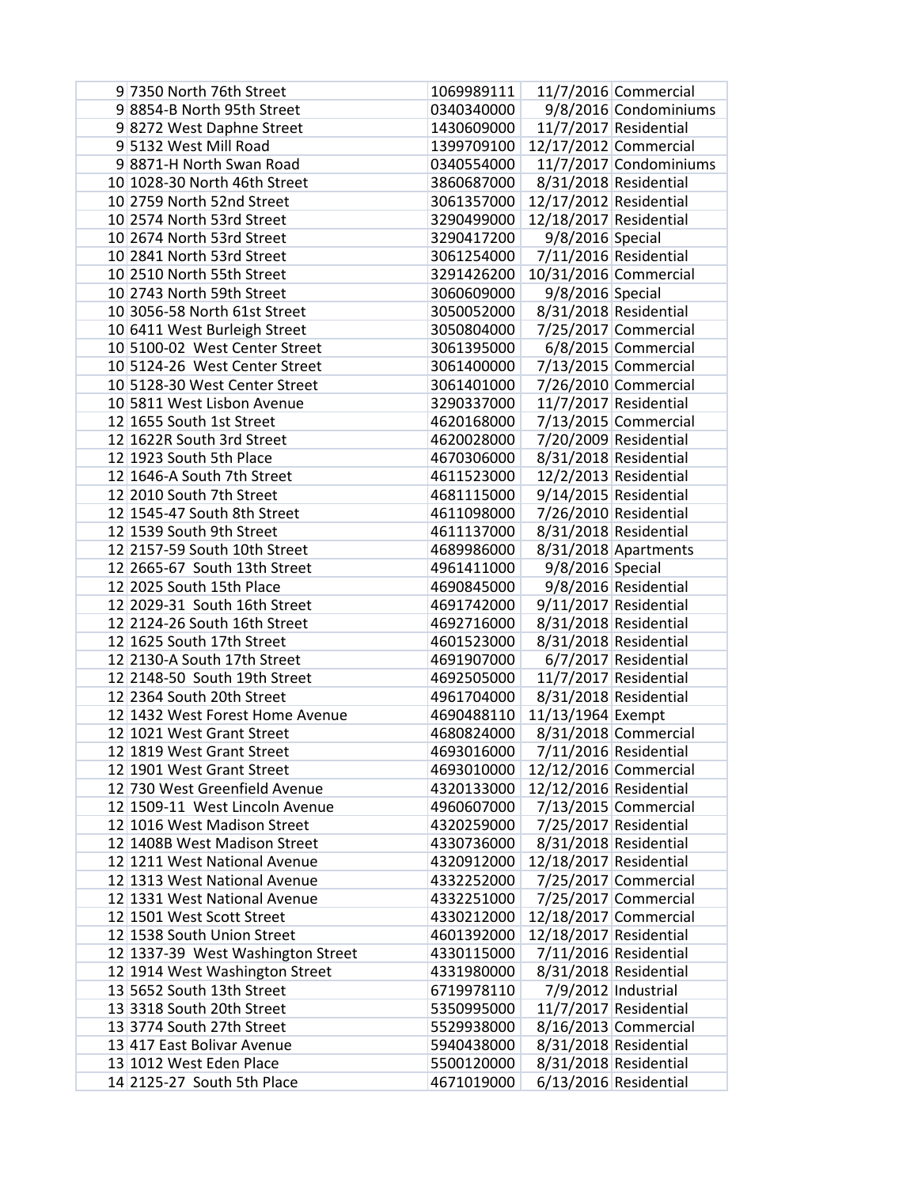| | | | | |
|---|---|---|---|---|
| 9 | 7350 North 76th Street | 1069989111 | 11/7/2016 | Commercial |
| 9 | 8854-B North 95th Street | 0340340000 | 9/8/2016 | Condominiums |
| 9 | 8272 West Daphne Street | 1430609000 | 11/7/2017 | Residential |
| 9 | 5132 West Mill Road | 1399709100 | 12/17/2012 | Commercial |
| 9 | 8871-H North Swan Road | 0340554000 | 11/7/2017 | Condominiums |
| 10 | 1028-30 North 46th Street | 3860687000 | 8/31/2018 | Residential |
| 10 | 2759 North 52nd Street | 3061357000 | 12/17/2012 | Residential |
| 10 | 2574 North 53rd Street | 3290499000 | 12/18/2017 | Residential |
| 10 | 2674 North 53rd Street | 3290417200 | 9/8/2016 | Special |
| 10 | 2841 North 53rd Street | 3061254000 | 7/11/2016 | Residential |
| 10 | 2510 North 55th Street | 3291426200 | 10/31/2016 | Commercial |
| 10 | 2743 North 59th Street | 3060609000 | 9/8/2016 | Special |
| 10 | 3056-58 North 61st Street | 3050052000 | 8/31/2018 | Residential |
| 10 | 6411 West Burleigh Street | 3050804000 | 7/25/2017 | Commercial |
| 10 | 5100-02  West Center Street | 3061395000 | 6/8/2015 | Commercial |
| 10 | 5124-26  West Center Street | 3061400000 | 7/13/2015 | Commercial |
| 10 | 5128-30 West Center Street | 3061401000 | 7/26/2010 | Commercial |
| 10 | 5811 West Lisbon Avenue | 3290337000 | 11/7/2017 | Residential |
| 12 | 1655 South 1st Street | 4620168000 | 7/13/2015 | Commercial |
| 12 | 1622R South 3rd Street | 4620028000 | 7/20/2009 | Residential |
| 12 | 1923 South 5th Place | 4670306000 | 8/31/2018 | Residential |
| 12 | 1646-A South 7th Street | 4611523000 | 12/2/2013 | Residential |
| 12 | 2010 South 7th Street | 4681115000 | 9/14/2015 | Residential |
| 12 | 1545-47 South 8th Street | 4611098000 | 7/26/2010 | Residential |
| 12 | 1539 South 9th Street | 4611137000 | 8/31/2018 | Residential |
| 12 | 2157-59 South 10th Street | 4689986000 | 8/31/2018 | Apartments |
| 12 | 2665-67  South 13th Street | 4961411000 | 9/8/2016 | Special |
| 12 | 2025 South 15th Place | 4690845000 | 9/8/2016 | Residential |
| 12 | 2029-31  South 16th Street | 4691742000 | 9/11/2017 | Residential |
| 12 | 2124-26 South 16th Street | 4692716000 | 8/31/2018 | Residential |
| 12 | 1625 South 17th Street | 4601523000 | 8/31/2018 | Residential |
| 12 | 2130-A South 17th Street | 4691907000 | 6/7/2017 | Residential |
| 12 | 2148-50  South 19th Street | 4692505000 | 11/7/2017 | Residential |
| 12 | 2364 South 20th Street | 4961704000 | 8/31/2018 | Residential |
| 12 | 1432 West Forest Home Avenue | 4690488110 | 11/13/1964 | Exempt |
| 12 | 1021 West Grant Street | 4680824000 | 8/31/2018 | Commercial |
| 12 | 1819 West Grant Street | 4693016000 | 7/11/2016 | Residential |
| 12 | 1901 West Grant Street | 4693010000 | 12/12/2016 | Commercial |
| 12 | 730 West Greenfield Avenue | 4320133000 | 12/12/2016 | Residential |
| 12 | 1509-11  West Lincoln Avenue | 4960607000 | 7/13/2015 | Commercial |
| 12 | 1016 West Madison Street | 4320259000 | 7/25/2017 | Residential |
| 12 | 1408B West Madison Street | 4330736000 | 8/31/2018 | Residential |
| 12 | 1211 West National Avenue | 4320912000 | 12/18/2017 | Residential |
| 12 | 1313 West National Avenue | 4332252000 | 7/25/2017 | Commercial |
| 12 | 1331 West National Avenue | 4332251000 | 7/25/2017 | Commercial |
| 12 | 1501 West Scott Street | 4330212000 | 12/18/2017 | Commercial |
| 12 | 1538 South Union Street | 4601392000 | 12/18/2017 | Residential |
| 12 | 1337-39  West Washington Street | 4330115000 | 7/11/2016 | Residential |
| 12 | 1914 West Washington Street | 4331980000 | 8/31/2018 | Residential |
| 13 | 5652 South 13th Street | 6719978110 | 7/9/2012 | Industrial |
| 13 | 3318 South 20th Street | 5350995000 | 11/7/2017 | Residential |
| 13 | 3774 South 27th Street | 5529938000 | 8/16/2013 | Commercial |
| 13 | 417 East Bolivar Avenue | 5940438000 | 8/31/2018 | Residential |
| 13 | 1012 West Eden Place | 5500120000 | 8/31/2018 | Residential |
| 14 | 2125-27  South 5th Place | 4671019000 | 6/13/2016 | Residential |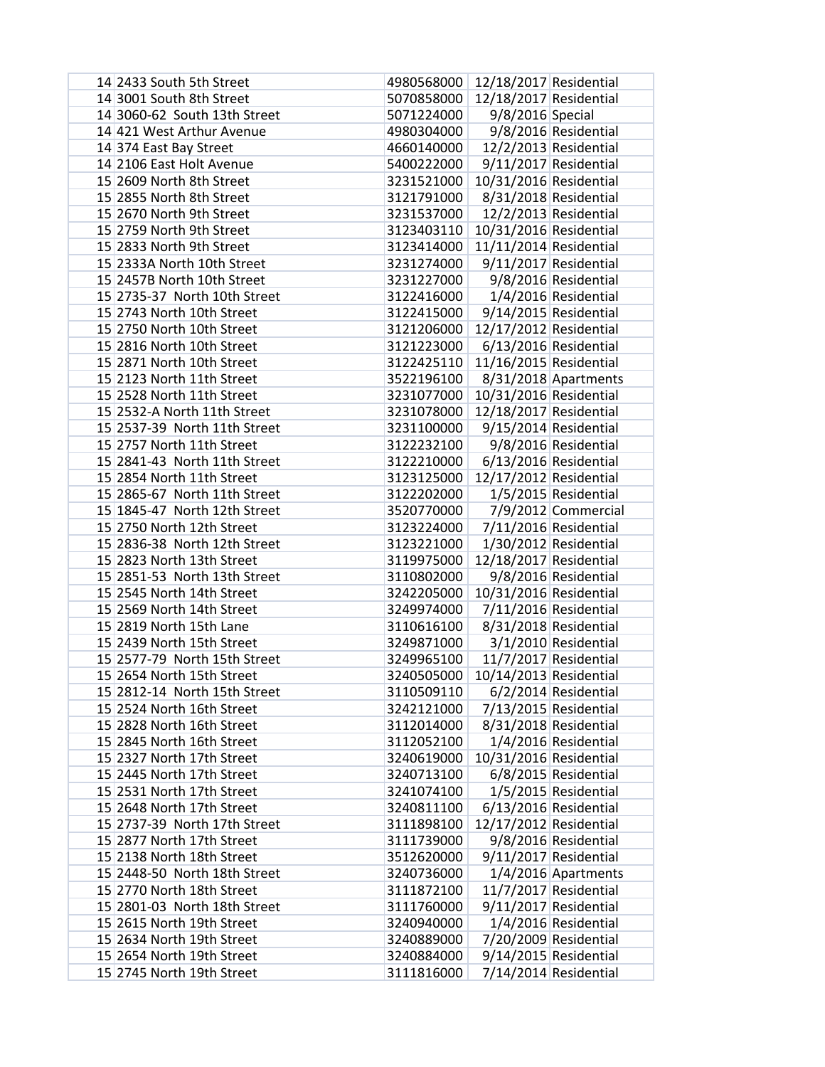| | | | | |
|---|---|---|---|---|
| 14 | 2433 South 5th Street | 4980568000 | 12/18/2017 | Residential |
| 14 | 3001 South 8th Street | 5070858000 | 12/18/2017 | Residential |
| 14 | 3060-62 South 13th Street | 5071224000 | 9/8/2016 | Special |
| 14 | 421 West Arthur Avenue | 4980304000 | 9/8/2016 | Residential |
| 14 | 374 East Bay Street | 4660140000 | 12/2/2013 | Residential |
| 14 | 2106 East Holt Avenue | 5400222000 | 9/11/2017 | Residential |
| 15 | 2609 North 8th Street | 3231521000 | 10/31/2016 | Residential |
| 15 | 2855 North 8th Street | 3121791000 | 8/31/2018 | Residential |
| 15 | 2670 North 9th Street | 3231537000 | 12/2/2013 | Residential |
| 15 | 2759 North 9th Street | 3123403110 | 10/31/2016 | Residential |
| 15 | 2833 North 9th Street | 3123414000 | 11/11/2014 | Residential |
| 15 | 2333A North 10th Street | 3231274000 | 9/11/2017 | Residential |
| 15 | 2457B North 10th Street | 3231227000 | 9/8/2016 | Residential |
| 15 | 2735-37 North 10th Street | 3122416000 | 1/4/2016 | Residential |
| 15 | 2743 North 10th Street | 3122415000 | 9/14/2015 | Residential |
| 15 | 2750 North 10th Street | 3121206000 | 12/17/2012 | Residential |
| 15 | 2816 North 10th Street | 3121223000 | 6/13/2016 | Residential |
| 15 | 2871 North 10th Street | 3122425110 | 11/16/2015 | Residential |
| 15 | 2123 North 11th Street | 3522196100 | 8/31/2018 | Apartments |
| 15 | 2528 North 11th Street | 3231077000 | 10/31/2016 | Residential |
| 15 | 2532-A North 11th Street | 3231078000 | 12/18/2017 | Residential |
| 15 | 2537-39 North 11th Street | 3231100000 | 9/15/2014 | Residential |
| 15 | 2757 North 11th Street | 3122232100 | 9/8/2016 | Residential |
| 15 | 2841-43 North 11th Street | 3122210000 | 6/13/2016 | Residential |
| 15 | 2854 North 11th Street | 3123125000 | 12/17/2012 | Residential |
| 15 | 2865-67 North 11th Street | 3122202000 | 1/5/2015 | Residential |
| 15 | 1845-47 North 12th Street | 3520770000 | 7/9/2012 | Commercial |
| 15 | 2750 North 12th Street | 3123224000 | 7/11/2016 | Residential |
| 15 | 2836-38 North 12th Street | 3123221000 | 1/30/2012 | Residential |
| 15 | 2823 North 13th Street | 3119975000 | 12/18/2017 | Residential |
| 15 | 2851-53 North 13th Street | 3110802000 | 9/8/2016 | Residential |
| 15 | 2545 North 14th Street | 3242205000 | 10/31/2016 | Residential |
| 15 | 2569 North 14th Street | 3249974000 | 7/11/2016 | Residential |
| 15 | 2819 North 15th Lane | 3110616100 | 8/31/2018 | Residential |
| 15 | 2439 North 15th Street | 3249871000 | 3/1/2010 | Residential |
| 15 | 2577-79 North 15th Street | 3249965100 | 11/7/2017 | Residential |
| 15 | 2654 North 15th Street | 3240505000 | 10/14/2013 | Residential |
| 15 | 2812-14 North 15th Street | 3110509110 | 6/2/2014 | Residential |
| 15 | 2524 North 16th Street | 3242121000 | 7/13/2015 | Residential |
| 15 | 2828 North 16th Street | 3112014000 | 8/31/2018 | Residential |
| 15 | 2845 North 16th Street | 3112052100 | 1/4/2016 | Residential |
| 15 | 2327 North 17th Street | 3240619000 | 10/31/2016 | Residential |
| 15 | 2445 North 17th Street | 3240713100 | 6/8/2015 | Residential |
| 15 | 2531 North 17th Street | 3241074100 | 1/5/2015 | Residential |
| 15 | 2648 North 17th Street | 3240811100 | 6/13/2016 | Residential |
| 15 | 2737-39 North 17th Street | 3111898100 | 12/17/2012 | Residential |
| 15 | 2877 North 17th Street | 3111739000 | 9/8/2016 | Residential |
| 15 | 2138 North 18th Street | 3512620000 | 9/11/2017 | Residential |
| 15 | 2448-50 North 18th Street | 3240736000 | 1/4/2016 | Apartments |
| 15 | 2770 North 18th Street | 3111872100 | 11/7/2017 | Residential |
| 15 | 2801-03 North 18th Street | 3111760000 | 9/11/2017 | Residential |
| 15 | 2615 North 19th Street | 3240940000 | 1/4/2016 | Residential |
| 15 | 2634 North 19th Street | 3240889000 | 7/20/2009 | Residential |
| 15 | 2654 North 19th Street | 3240884000 | 9/14/2015 | Residential |
| 15 | 2745 North 19th Street | 3111816000 | 7/14/2014 | Residential |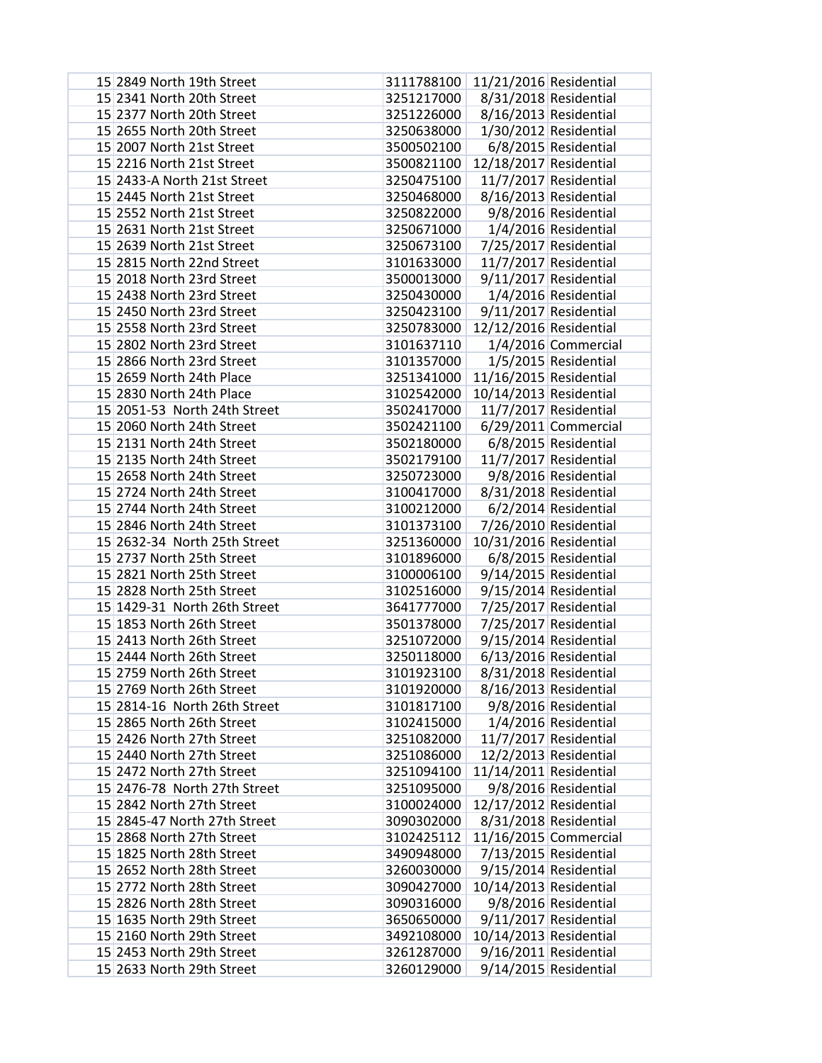| | | | | |
|---|---|---|---|---|
| 15 | 2849 North 19th Street | 3111788100 | 11/21/2016 | Residential |
| 15 | 2341 North 20th Street | 3251217000 | 8/31/2018 | Residential |
| 15 | 2377 North 20th Street | 3251226000 | 8/16/2013 | Residential |
| 15 | 2655 North 20th Street | 3250638000 | 1/30/2012 | Residential |
| 15 | 2007 North 21st Street | 3500502100 | 6/8/2015 | Residential |
| 15 | 2216 North 21st Street | 3500821100 | 12/18/2017 | Residential |
| 15 | 2433-A North 21st Street | 3250475100 | 11/7/2017 | Residential |
| 15 | 2445 North 21st Street | 3250468000 | 8/16/2013 | Residential |
| 15 | 2552 North 21st Street | 3250822000 | 9/8/2016 | Residential |
| 15 | 2631 North 21st Street | 3250671000 | 1/4/2016 | Residential |
| 15 | 2639 North 21st Street | 3250673100 | 7/25/2017 | Residential |
| 15 | 2815 North 22nd Street | 3101633000 | 11/7/2017 | Residential |
| 15 | 2018 North 23rd Street | 3500013000 | 9/11/2017 | Residential |
| 15 | 2438 North 23rd Street | 3250430000 | 1/4/2016 | Residential |
| 15 | 2450 North 23rd Street | 3250423100 | 9/11/2017 | Residential |
| 15 | 2558 North 23rd Street | 3250783000 | 12/12/2016 | Residential |
| 15 | 2802 North 23rd Street | 3101637110 | 1/4/2016 | Commercial |
| 15 | 2866 North 23rd Street | 3101357000 | 1/5/2015 | Residential |
| 15 | 2659 North 24th Place | 3251341000 | 11/16/2015 | Residential |
| 15 | 2830 North 24th Place | 3102542000 | 10/14/2013 | Residential |
| 15 | 2051-53 North 24th Street | 3502417000 | 11/7/2017 | Residential |
| 15 | 2060 North 24th Street | 3502421100 | 6/29/2011 | Commercial |
| 15 | 2131 North 24th Street | 3502180000 | 6/8/2015 | Residential |
| 15 | 2135 North 24th Street | 3502179100 | 11/7/2017 | Residential |
| 15 | 2658 North 24th Street | 3250723000 | 9/8/2016 | Residential |
| 15 | 2724 North 24th Street | 3100417000 | 8/31/2018 | Residential |
| 15 | 2744 North 24th Street | 3100212000 | 6/2/2014 | Residential |
| 15 | 2846 North 24th Street | 3101373100 | 7/26/2010 | Residential |
| 15 | 2632-34 North 25th Street | 3251360000 | 10/31/2016 | Residential |
| 15 | 2737 North 25th Street | 3101896000 | 6/8/2015 | Residential |
| 15 | 2821 North 25th Street | 3100006100 | 9/14/2015 | Residential |
| 15 | 2828 North 25th Street | 3102516000 | 9/15/2014 | Residential |
| 15 | 1429-31 North 26th Street | 3641777000 | 7/25/2017 | Residential |
| 15 | 1853 North 26th Street | 3501378000 | 7/25/2017 | Residential |
| 15 | 2413 North 26th Street | 3251072000 | 9/15/2014 | Residential |
| 15 | 2444 North 26th Street | 3250118000 | 6/13/2016 | Residential |
| 15 | 2759 North 26th Street | 3101923100 | 8/31/2018 | Residential |
| 15 | 2769 North 26th Street | 3101920000 | 8/16/2013 | Residential |
| 15 | 2814-16 North 26th Street | 3101817100 | 9/8/2016 | Residential |
| 15 | 2865 North 26th Street | 3102415000 | 1/4/2016 | Residential |
| 15 | 2426 North 27th Street | 3251082000 | 11/7/2017 | Residential |
| 15 | 2440 North 27th Street | 3251086000 | 12/2/2013 | Residential |
| 15 | 2472 North 27th Street | 3251094100 | 11/14/2011 | Residential |
| 15 | 2476-78 North 27th Street | 3251095000 | 9/8/2016 | Residential |
| 15 | 2842 North 27th Street | 3100024000 | 12/17/2012 | Residential |
| 15 | 2845-47 North 27th Street | 3090302000 | 8/31/2018 | Residential |
| 15 | 2868 North 27th Street | 3102425112 | 11/16/2015 | Commercial |
| 15 | 1825 North 28th Street | 3490948000 | 7/13/2015 | Residential |
| 15 | 2652 North 28th Street | 3260030000 | 9/15/2014 | Residential |
| 15 | 2772 North 28th Street | 3090427000 | 10/14/2013 | Residential |
| 15 | 2826 North 28th Street | 3090316000 | 9/8/2016 | Residential |
| 15 | 1635 North 29th Street | 3650650000 | 9/11/2017 | Residential |
| 15 | 2160 North 29th Street | 3492108000 | 10/14/2013 | Residential |
| 15 | 2453 North 29th Street | 3261287000 | 9/16/2011 | Residential |
| 15 | 2633 North 29th Street | 3260129000 | 9/14/2015 | Residential |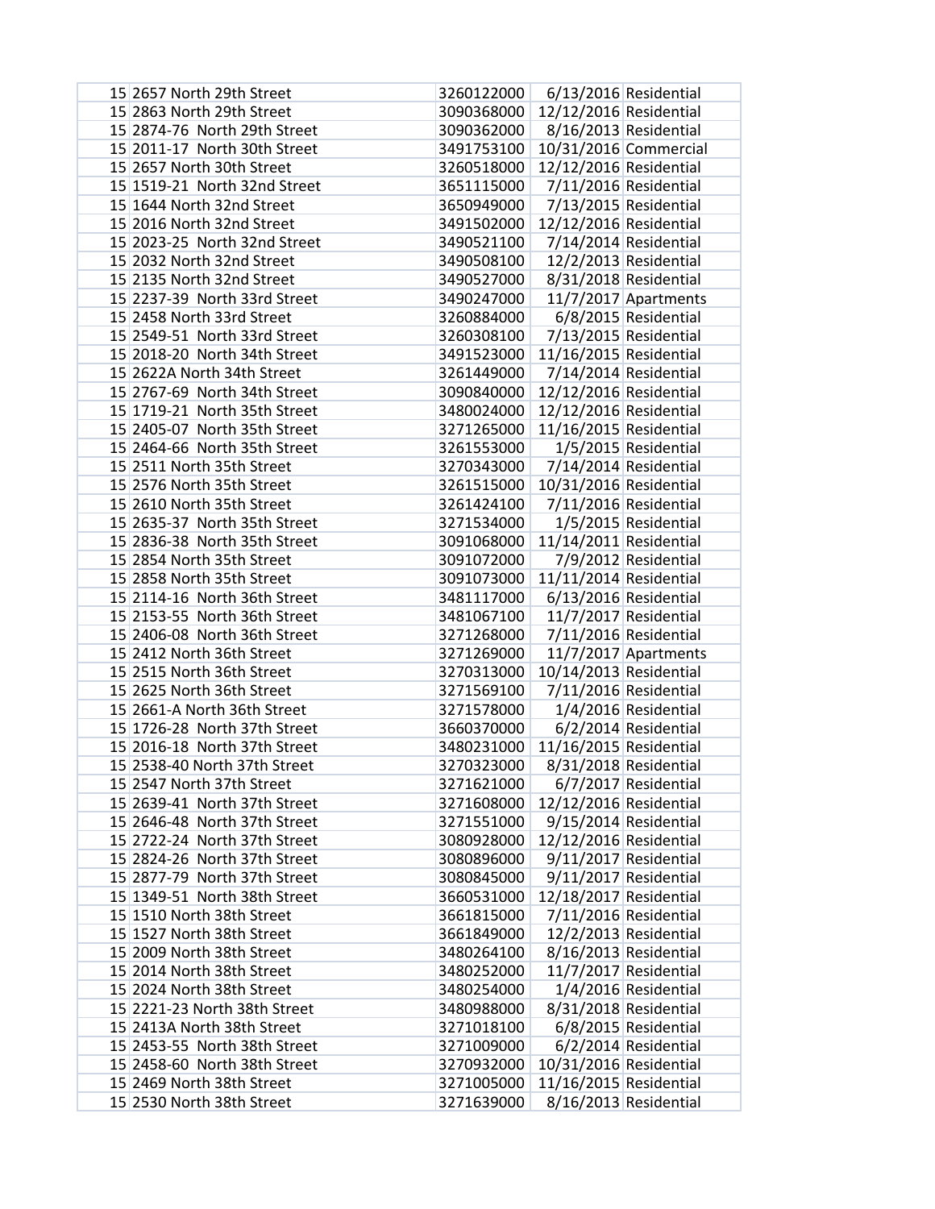| | | | | |
|---|---|---|---|---|
| 15 | 2657 North 29th Street | 3260122000 | 6/13/2016 | Residential |
| 15 | 2863 North 29th Street | 3090368000 | 12/12/2016 | Residential |
| 15 | 2874-76 North 29th Street | 3090362000 | 8/16/2013 | Residential |
| 15 | 2011-17 North 30th Street | 3491753100 | 10/31/2016 | Commercial |
| 15 | 2657 North 30th Street | 3260518000 | 12/12/2016 | Residential |
| 15 | 1519-21 North 32nd Street | 3651115000 | 7/11/2016 | Residential |
| 15 | 1644 North 32nd Street | 3650949000 | 7/13/2015 | Residential |
| 15 | 2016 North 32nd Street | 3491502000 | 12/12/2016 | Residential |
| 15 | 2023-25 North 32nd Street | 3490521100 | 7/14/2014 | Residential |
| 15 | 2032 North 32nd Street | 3490508100 | 12/2/2013 | Residential |
| 15 | 2135 North 32nd Street | 3490527000 | 8/31/2018 | Residential |
| 15 | 2237-39 North 33rd Street | 3490247000 | 11/7/2017 | Apartments |
| 15 | 2458 North 33rd Street | 3260884000 | 6/8/2015 | Residential |
| 15 | 2549-51 North 33rd Street | 3260308100 | 7/13/2015 | Residential |
| 15 | 2018-20 North 34th Street | 3491523000 | 11/16/2015 | Residential |
| 15 | 2622A North 34th Street | 3261449000 | 7/14/2014 | Residential |
| 15 | 2767-69 North 34th Street | 3090840000 | 12/12/2016 | Residential |
| 15 | 1719-21 North 35th Street | 3480024000 | 12/12/2016 | Residential |
| 15 | 2405-07 North 35th Street | 3271265000 | 11/16/2015 | Residential |
| 15 | 2464-66 North 35th Street | 3261553000 | 1/5/2015 | Residential |
| 15 | 2511 North 35th Street | 3270343000 | 7/14/2014 | Residential |
| 15 | 2576 North 35th Street | 3261515000 | 10/31/2016 | Residential |
| 15 | 2610 North 35th Street | 3261424100 | 7/11/2016 | Residential |
| 15 | 2635-37 North 35th Street | 3271534000 | 1/5/2015 | Residential |
| 15 | 2836-38 North 35th Street | 3091068000 | 11/14/2011 | Residential |
| 15 | 2854 North 35th Street | 3091072000 | 7/9/2012 | Residential |
| 15 | 2858 North 35th Street | 3091073000 | 11/11/2014 | Residential |
| 15 | 2114-16 North 36th Street | 3481117000 | 6/13/2016 | Residential |
| 15 | 2153-55 North 36th Street | 3481067100 | 11/7/2017 | Residential |
| 15 | 2406-08 North 36th Street | 3271268000 | 7/11/2016 | Residential |
| 15 | 2412 North 36th Street | 3271269000 | 11/7/2017 | Apartments |
| 15 | 2515 North 36th Street | 3270313000 | 10/14/2013 | Residential |
| 15 | 2625 North 36th Street | 3271569100 | 7/11/2016 | Residential |
| 15 | 2661-A North 36th Street | 3271578000 | 1/4/2016 | Residential |
| 15 | 1726-28 North 37th Street | 3660370000 | 6/2/2014 | Residential |
| 15 | 2016-18 North 37th Street | 3480231000 | 11/16/2015 | Residential |
| 15 | 2538-40 North 37th Street | 3270323000 | 8/31/2018 | Residential |
| 15 | 2547 North 37th Street | 3271621000 | 6/7/2017 | Residential |
| 15 | 2639-41 North 37th Street | 3271608000 | 12/12/2016 | Residential |
| 15 | 2646-48 North 37th Street | 3271551000 | 9/15/2014 | Residential |
| 15 | 2722-24 North 37th Street | 3080928000 | 12/12/2016 | Residential |
| 15 | 2824-26 North 37th Street | 3080896000 | 9/11/2017 | Residential |
| 15 | 2877-79 North 37th Street | 3080845000 | 9/11/2017 | Residential |
| 15 | 1349-51 North 38th Street | 3660531000 | 12/18/2017 | Residential |
| 15 | 1510 North 38th Street | 3661815000 | 7/11/2016 | Residential |
| 15 | 1527 North 38th Street | 3661849000 | 12/2/2013 | Residential |
| 15 | 2009 North 38th Street | 3480264100 | 8/16/2013 | Residential |
| 15 | 2014 North 38th Street | 3480252000 | 11/7/2017 | Residential |
| 15 | 2024 North 38th Street | 3480254000 | 1/4/2016 | Residential |
| 15 | 2221-23 North 38th Street | 3480988000 | 8/31/2018 | Residential |
| 15 | 2413A North 38th Street | 3271018100 | 6/8/2015 | Residential |
| 15 | 2453-55 North 38th Street | 3271009000 | 6/2/2014 | Residential |
| 15 | 2458-60 North 38th Street | 3270932000 | 10/31/2016 | Residential |
| 15 | 2469 North 38th Street | 3271005000 | 11/16/2015 | Residential |
| 15 | 2530 North 38th Street | 3271639000 | 8/16/2013 | Residential |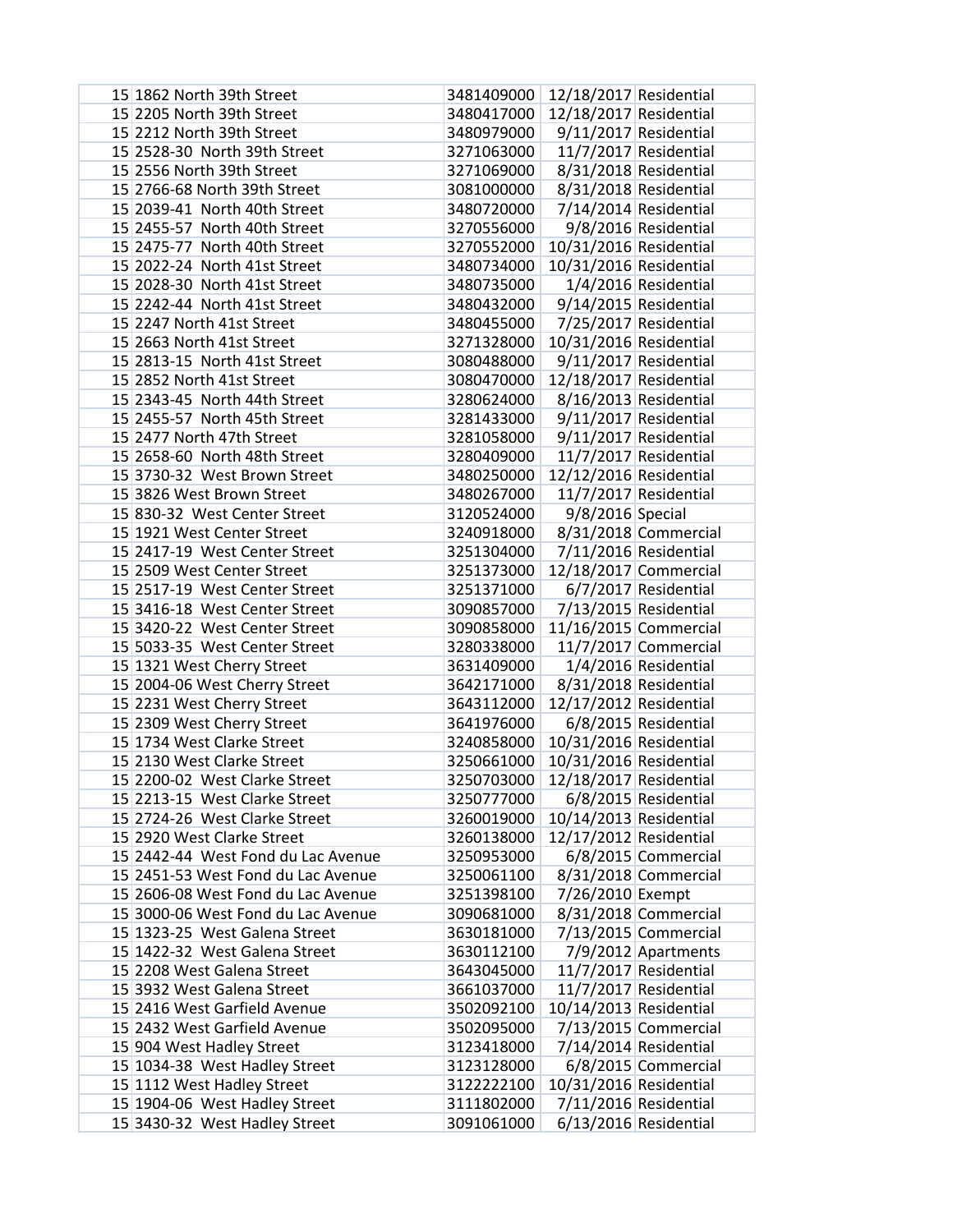| | | | | |
|---|---|---|---|---|
| 15 | 1862 North 39th Street | 3481409000 | 12/18/2017 | Residential |
| 15 | 2205 North 39th Street | 3480417000 | 12/18/2017 | Residential |
| 15 | 2212 North 39th Street | 3480979000 | 9/11/2017 | Residential |
| 15 | 2528-30  North 39th Street | 3271063000 | 11/7/2017 | Residential |
| 15 | 2556 North 39th Street | 3271069000 | 8/31/2018 | Residential |
| 15 | 2766-68 North 39th Street | 3081000000 | 8/31/2018 | Residential |
| 15 | 2039-41  North 40th Street | 3480720000 | 7/14/2014 | Residential |
| 15 | 2455-57  North 40th Street | 3270556000 | 9/8/2016 | Residential |
| 15 | 2475-77  North 40th Street | 3270552000 | 10/31/2016 | Residential |
| 15 | 2022-24  North 41st Street | 3480734000 | 10/31/2016 | Residential |
| 15 | 2028-30  North 41st Street | 3480735000 | 1/4/2016 | Residential |
| 15 | 2242-44  North 41st Street | 3480432000 | 9/14/2015 | Residential |
| 15 | 2247 North 41st Street | 3480455000 | 7/25/2017 | Residential |
| 15 | 2663 North 41st Street | 3271328000 | 10/31/2016 | Residential |
| 15 | 2813-15  North 41st Street | 3080488000 | 9/11/2017 | Residential |
| 15 | 2852 North 41st Street | 3080470000 | 12/18/2017 | Residential |
| 15 | 2343-45  North 44th Street | 3280624000 | 8/16/2013 | Residential |
| 15 | 2455-57  North 45th Street | 3281433000 | 9/11/2017 | Residential |
| 15 | 2477 North 47th Street | 3281058000 | 9/11/2017 | Residential |
| 15 | 2658-60  North 48th Street | 3280409000 | 11/7/2017 | Residential |
| 15 | 3730-32  West Brown Street | 3480250000 | 12/12/2016 | Residential |
| 15 | 3826 West Brown Street | 3480267000 | 11/7/2017 | Residential |
| 15 | 830-32  West Center Street | 3120524000 | 9/8/2016 | Special |
| 15 | 1921 West Center Street | 3240918000 | 8/31/2018 | Commercial |
| 15 | 2417-19  West Center Street | 3251304000 | 7/11/2016 | Residential |
| 15 | 2509 West Center Street | 3251373000 | 12/18/2017 | Commercial |
| 15 | 2517-19  West Center Street | 3251371000 | 6/7/2017 | Residential |
| 15 | 3416-18  West Center Street | 3090857000 | 7/13/2015 | Residential |
| 15 | 3420-22  West Center Street | 3090858000 | 11/16/2015 | Commercial |
| 15 | 5033-35  West Center Street | 3280338000 | 11/7/2017 | Commercial |
| 15 | 1321 West Cherry Street | 3631409000 | 1/4/2016 | Residential |
| 15 | 2004-06 West Cherry Street | 3642171000 | 8/31/2018 | Residential |
| 15 | 2231 West Cherry Street | 3643112000 | 12/17/2012 | Residential |
| 15 | 2309 West Cherry Street | 3641976000 | 6/8/2015 | Residential |
| 15 | 1734 West Clarke Street | 3240858000 | 10/31/2016 | Residential |
| 15 | 2130 West Clarke Street | 3250661000 | 10/31/2016 | Residential |
| 15 | 2200-02  West Clarke Street | 3250703000 | 12/18/2017 | Residential |
| 15 | 2213-15  West Clarke Street | 3250777000 | 6/8/2015 | Residential |
| 15 | 2724-26  West Clarke Street | 3260019000 | 10/14/2013 | Residential |
| 15 | 2920 West Clarke Street | 3260138000 | 12/17/2012 | Residential |
| 15 | 2442-44  West Fond du Lac Avenue | 3250953000 | 6/8/2015 | Commercial |
| 15 | 2451-53 West Fond du Lac Avenue | 3250061100 | 8/31/2018 | Commercial |
| 15 | 2606-08 West Fond du Lac Avenue | 3251398100 | 7/26/2010 | Exempt |
| 15 | 3000-06 West Fond du Lac Avenue | 3090681000 | 8/31/2018 | Commercial |
| 15 | 1323-25  West Galena Street | 3630181000 | 7/13/2015 | Commercial |
| 15 | 1422-32  West Galena Street | 3630112100 | 7/9/2012 | Apartments |
| 15 | 2208 West Galena Street | 3643045000 | 11/7/2017 | Residential |
| 15 | 3932 West Galena Street | 3661037000 | 11/7/2017 | Residential |
| 15 | 2416 West Garfield Avenue | 3502092100 | 10/14/2013 | Residential |
| 15 | 2432 West Garfield Avenue | 3502095000 | 7/13/2015 | Commercial |
| 15 | 904 West Hadley Street | 3123418000 | 7/14/2014 | Residential |
| 15 | 1034-38  West Hadley Street | 3123128000 | 6/8/2015 | Commercial |
| 15 | 1112 West Hadley Street | 3122222100 | 10/31/2016 | Residential |
| 15 | 1904-06  West Hadley Street | 3111802000 | 7/11/2016 | Residential |
| 15 | 3430-32  West Hadley Street | 3091061000 | 6/13/2016 | Residential |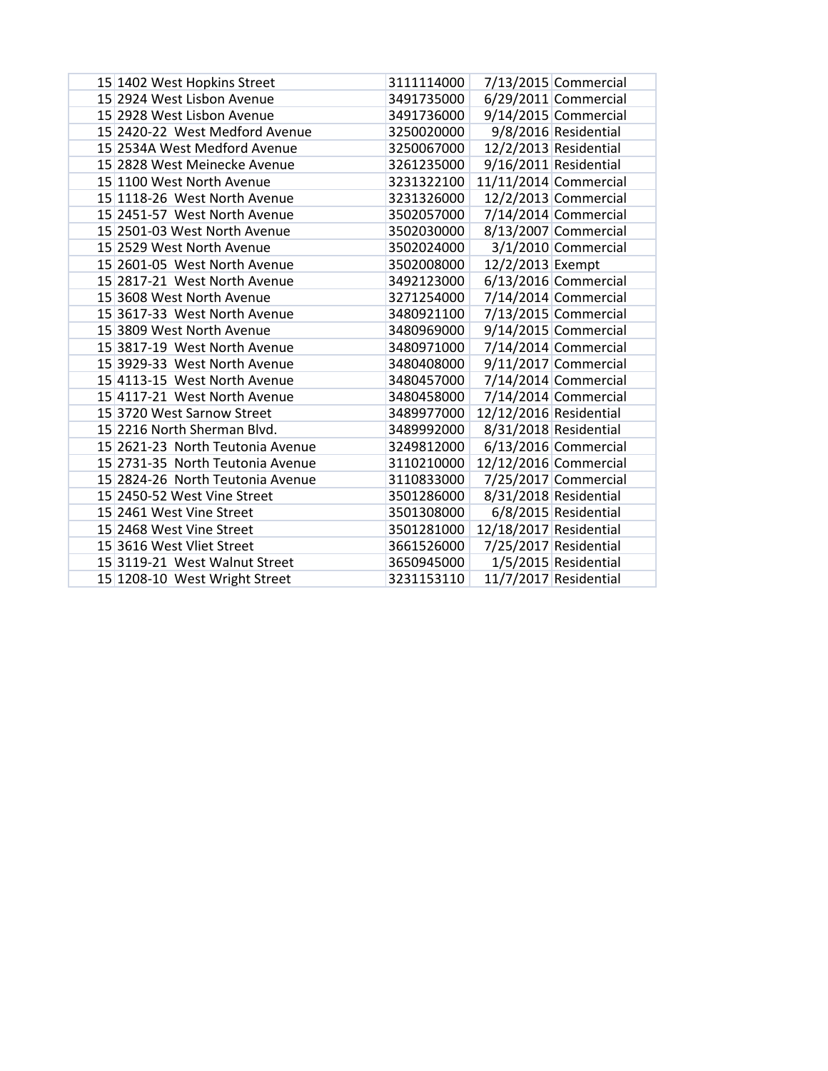| | | | | |
|---|---|---|---|---|
| 15 | 1402 West Hopkins Street | 3111114000 | 7/13/2015 | Commercial |
| 15 | 2924 West Lisbon Avenue | 3491735000 | 6/29/2011 | Commercial |
| 15 | 2928 West Lisbon Avenue | 3491736000 | 9/14/2015 | Commercial |
| 15 | 2420-22 West Medford Avenue | 3250020000 | 9/8/2016 | Residential |
| 15 | 2534A West Medford Avenue | 3250067000 | 12/2/2013 | Residential |
| 15 | 2828 West Meinecke Avenue | 3261235000 | 9/16/2011 | Residential |
| 15 | 1100 West North Avenue | 3231322100 | 11/11/2014 | Commercial |
| 15 | 1118-26 West North Avenue | 3231326000 | 12/2/2013 | Commercial |
| 15 | 2451-57 West North Avenue | 3502057000 | 7/14/2014 | Commercial |
| 15 | 2501-03 West North Avenue | 3502030000 | 8/13/2007 | Commercial |
| 15 | 2529 West North Avenue | 3502024000 | 3/1/2010 | Commercial |
| 15 | 2601-05 West North Avenue | 3502008000 | 12/2/2013 | Exempt |
| 15 | 2817-21 West North Avenue | 3492123000 | 6/13/2016 | Commercial |
| 15 | 3608 West North Avenue | 3271254000 | 7/14/2014 | Commercial |
| 15 | 3617-33 West North Avenue | 3480921100 | 7/13/2015 | Commercial |
| 15 | 3809 West North Avenue | 3480969000 | 9/14/2015 | Commercial |
| 15 | 3817-19 West North Avenue | 3480971000 | 7/14/2014 | Commercial |
| 15 | 3929-33 West North Avenue | 3480408000 | 9/11/2017 | Commercial |
| 15 | 4113-15 West North Avenue | 3480457000 | 7/14/2014 | Commercial |
| 15 | 4117-21 West North Avenue | 3480458000 | 7/14/2014 | Commercial |
| 15 | 3720 West Sarnow Street | 3489977000 | 12/12/2016 | Residential |
| 15 | 2216 North Sherman Blvd. | 3489992000 | 8/31/2018 | Residential |
| 15 | 2621-23 North Teutonia Avenue | 3249812000 | 6/13/2016 | Commercial |
| 15 | 2731-35 North Teutonia Avenue | 3110210000 | 12/12/2016 | Commercial |
| 15 | 2824-26 North Teutonia Avenue | 3110833000 | 7/25/2017 | Commercial |
| 15 | 2450-52 West Vine Street | 3501286000 | 8/31/2018 | Residential |
| 15 | 2461 West Vine Street | 3501308000 | 6/8/2015 | Residential |
| 15 | 2468 West Vine Street | 3501281000 | 12/18/2017 | Residential |
| 15 | 3616 West Vliet Street | 3661526000 | 7/25/2017 | Residential |
| 15 | 3119-21 West Walnut Street | 3650945000 | 1/5/2015 | Residential |
| 15 | 1208-10 West Wright Street | 3231153110 | 11/7/2017 | Residential |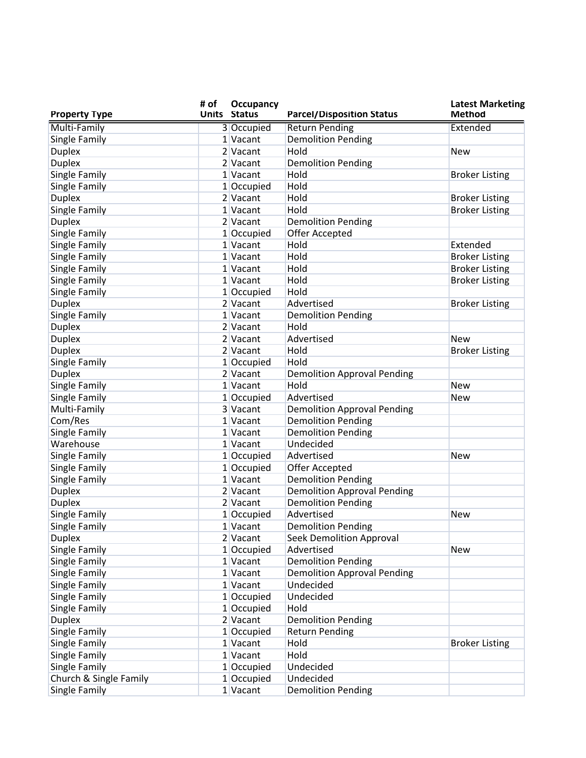| Property Type | # of Units | Occupancy Status | Parcel/Disposition Status | Latest Marketing Method |
|---|---|---|---|---|
| Multi-Family | 3 | Occupied | Return Pending | Extended |
| Single Family | 1 | Vacant | Demolition Pending | |
| Duplex | 2 | Vacant | Hold | New |
| Duplex | 2 | Vacant | Demolition Pending | |
| Single Family | 1 | Vacant | Hold | Broker Listing |
| Single Family | 1 | Occupied | Hold | |
| Duplex | 2 | Vacant | Hold | Broker Listing |
| Single Family | 1 | Vacant | Hold | Broker Listing |
| Duplex | 2 | Vacant | Demolition Pending | |
| Single Family | 1 | Occupied | Offer Accepted | |
| Single Family | 1 | Vacant | Hold | Extended |
| Single Family | 1 | Vacant | Hold | Broker Listing |
| Single Family | 1 | Vacant | Hold | Broker Listing |
| Single Family | 1 | Vacant | Hold | Broker Listing |
| Single Family | 1 | Occupied | Hold | |
| Duplex | 2 | Vacant | Advertised | Broker Listing |
| Single Family | 1 | Vacant | Demolition Pending | |
| Duplex | 2 | Vacant | Hold | |
| Duplex | 2 | Vacant | Advertised | New |
| Duplex | 2 | Vacant | Hold | Broker Listing |
| Single Family | 1 | Occupied | Hold | |
| Duplex | 2 | Vacant | Demolition Approval Pending | |
| Single Family | 1 | Vacant | Hold | New |
| Single Family | 1 | Occupied | Advertised | New |
| Multi-Family | 3 | Vacant | Demolition Approval Pending | |
| Com/Res | 1 | Vacant | Demolition Pending | |
| Single Family | 1 | Vacant | Demolition Pending | |
| Warehouse | 1 | Vacant | Undecided | |
| Single Family | 1 | Occupied | Advertised | New |
| Single Family | 1 | Occupied | Offer Accepted | |
| Single Family | 1 | Vacant | Demolition Pending | |
| Duplex | 2 | Vacant | Demolition Approval Pending | |
| Duplex | 2 | Vacant | Demolition Pending | |
| Single Family | 1 | Occupied | Advertised | New |
| Single Family | 1 | Vacant | Demolition Pending | |
| Duplex | 2 | Vacant | Seek Demolition Approval | |
| Single Family | 1 | Occupied | Advertised | New |
| Single Family | 1 | Vacant | Demolition Pending | |
| Single Family | 1 | Vacant | Demolition Approval Pending | |
| Single Family | 1 | Vacant | Undecided | |
| Single Family | 1 | Occupied | Undecided | |
| Single Family | 1 | Occupied | Hold | |
| Duplex | 2 | Vacant | Demolition Pending | |
| Single Family | 1 | Occupied | Return Pending | |
| Single Family | 1 | Vacant | Hold | Broker Listing |
| Single Family | 1 | Vacant | Hold | |
| Single Family | 1 | Occupied | Undecided | |
| Church & Single Family | 1 | Occupied | Undecided | |
| Single Family | 1 | Vacant | Demolition Pending | |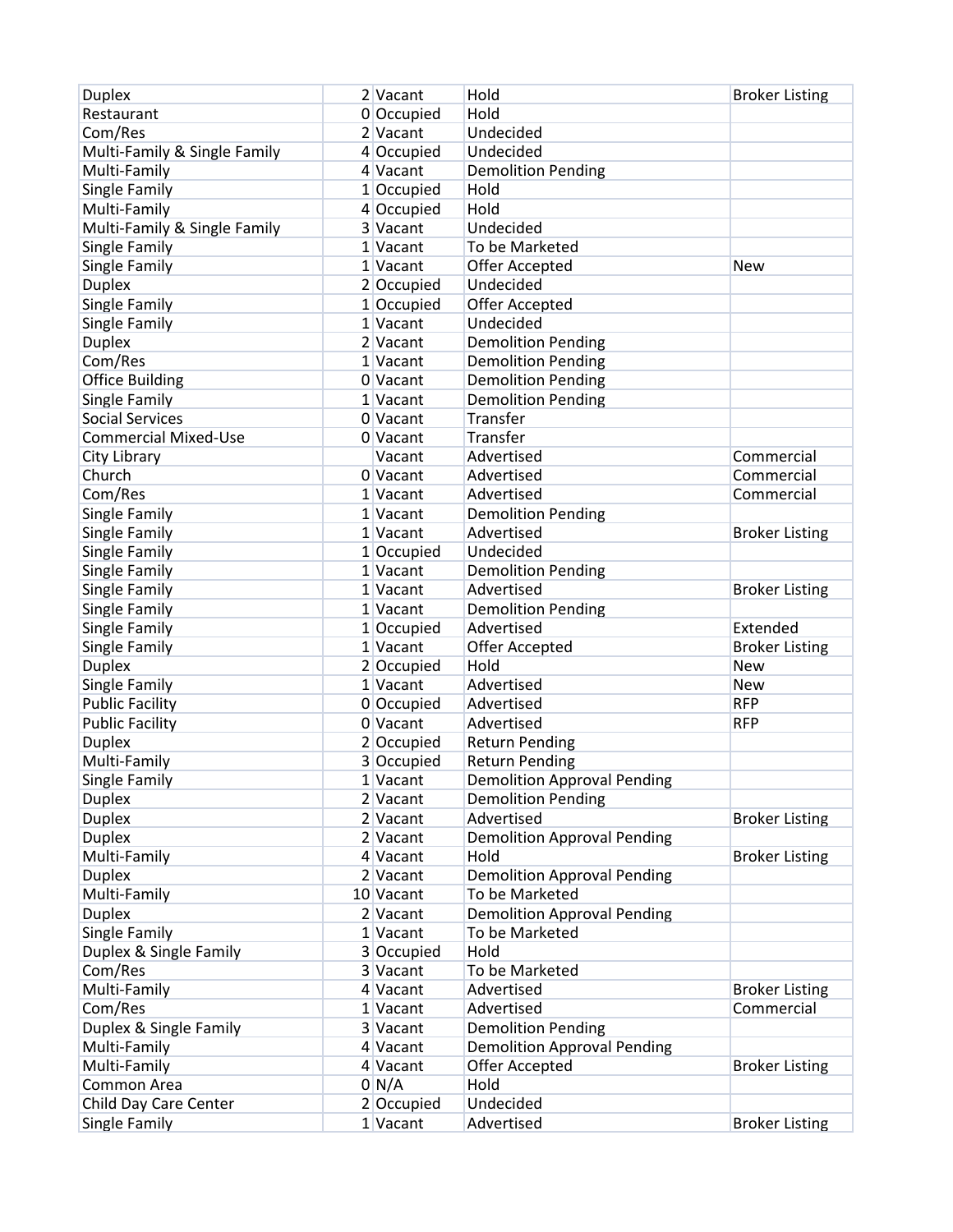| | | | | |
|---|---|---|---|---|
| Duplex | 2 | Vacant | Hold | Broker Listing |
| Restaurant | 0 | Occupied | Hold | |
| Com/Res | 2 | Vacant | Undecided | |
| Multi-Family & Single Family | 4 | Occupied | Undecided | |
| Multi-Family | 4 | Vacant | Demolition Pending | |
| Single Family | 1 | Occupied | Hold | |
| Multi-Family | 4 | Occupied | Hold | |
| Multi-Family & Single Family | 3 | Vacant | Undecided | |
| Single Family | 1 | Vacant | To be Marketed | |
| Single Family | 1 | Vacant | Offer Accepted | New |
| Duplex | 2 | Occupied | Undecided | |
| Single Family | 1 | Occupied | Offer Accepted | |
| Single Family | 1 | Vacant | Undecided | |
| Duplex | 2 | Vacant | Demolition Pending | |
| Com/Res | 1 | Vacant | Demolition Pending | |
| Office Building | 0 | Vacant | Demolition Pending | |
| Single Family | 1 | Vacant | Demolition Pending | |
| Social Services | 0 | Vacant | Transfer | |
| Commercial Mixed-Use | 0 | Vacant | Transfer | |
| City Library | | Vacant | Advertised | Commercial |
| Church | 0 | Vacant | Advertised | Commercial |
| Com/Res | 1 | Vacant | Advertised | Commercial |
| Single Family | 1 | Vacant | Demolition Pending | |
| Single Family | 1 | Vacant | Advertised | Broker Listing |
| Single Family | 1 | Occupied | Undecided | |
| Single Family | 1 | Vacant | Demolition Pending | |
| Single Family | 1 | Vacant | Advertised | Broker Listing |
| Single Family | 1 | Vacant | Demolition Pending | |
| Single Family | 1 | Occupied | Advertised | Extended |
| Single Family | 1 | Vacant | Offer Accepted | Broker Listing |
| Duplex | 2 | Occupied | Hold | New |
| Single Family | 1 | Vacant | Advertised | New |
| Public Facility | 0 | Occupied | Advertised | RFP |
| Public Facility | 0 | Vacant | Advertised | RFP |
| Duplex | 2 | Occupied | Return Pending | |
| Multi-Family | 3 | Occupied | Return Pending | |
| Single Family | 1 | Vacant | Demolition Approval Pending | |
| Duplex | 2 | Vacant | Demolition Pending | |
| Duplex | 2 | Vacant | Advertised | Broker Listing |
| Duplex | 2 | Vacant | Demolition Approval Pending | |
| Multi-Family | 4 | Vacant | Hold | Broker Listing |
| Duplex | 2 | Vacant | Demolition Approval Pending | |
| Multi-Family | 10 | Vacant | To be Marketed | |
| Duplex | 2 | Vacant | Demolition Approval Pending | |
| Single Family | 1 | Vacant | To be Marketed | |
| Duplex & Single Family | 3 | Occupied | Hold | |
| Com/Res | 3 | Vacant | To be Marketed | |
| Multi-Family | 4 | Vacant | Advertised | Broker Listing |
| Com/Res | 1 | Vacant | Advertised | Commercial |
| Duplex & Single Family | 3 | Vacant | Demolition Pending | |
| Multi-Family | 4 | Vacant | Demolition Approval Pending | |
| Multi-Family | 4 | Vacant | Offer Accepted | Broker Listing |
| Common Area | 0 | N/A | Hold | |
| Child Day Care Center | 2 | Occupied | Undecided | |
| Single Family | 1 | Vacant | Advertised | Broker Listing |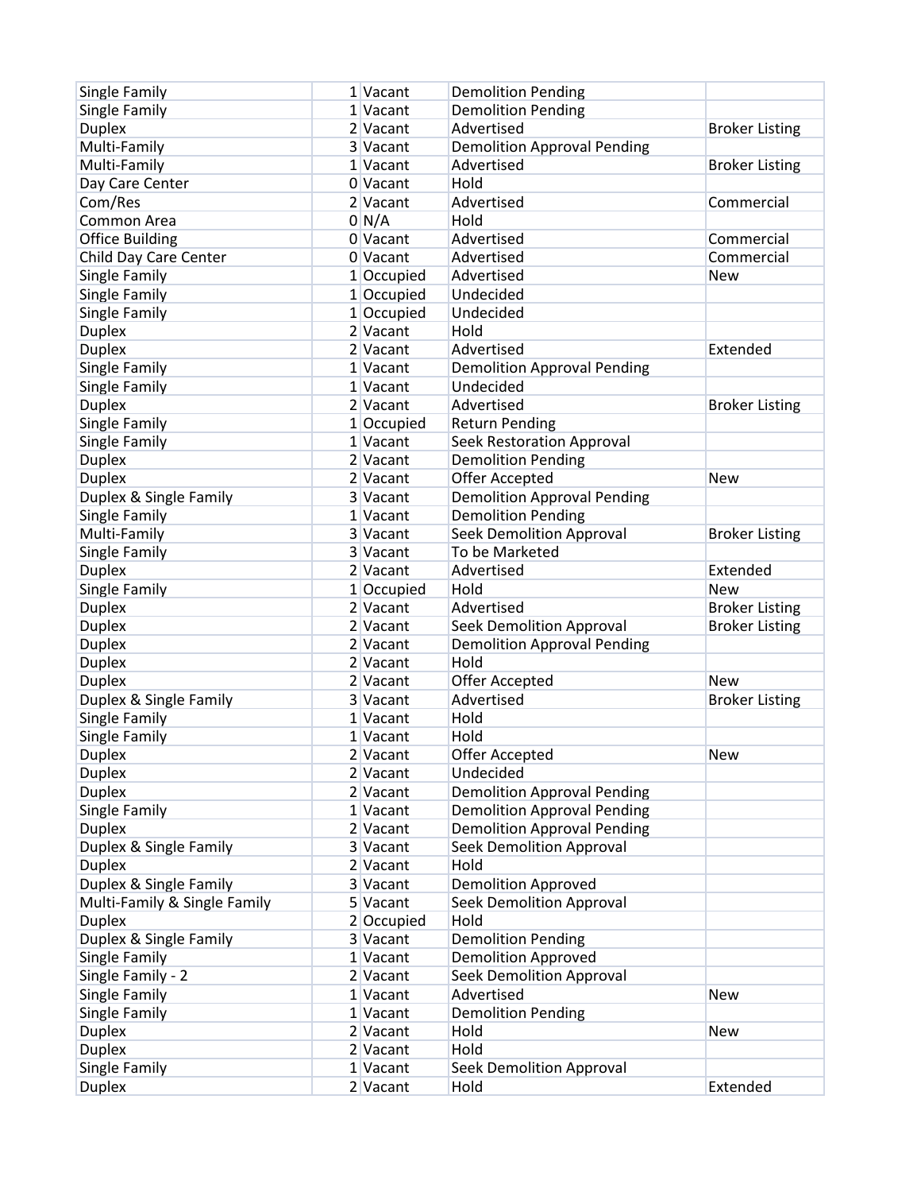| | | | | |
|---|---|---|---|---|
| Single Family | 1 | Vacant | Demolition Pending | |
| Single Family | 1 | Vacant | Demolition Pending | |
| Duplex | 2 | Vacant | Advertised | Broker Listing |
| Multi-Family | 3 | Vacant | Demolition Approval Pending | |
| Multi-Family | 1 | Vacant | Advertised | Broker Listing |
| Day Care Center | 0 | Vacant | Hold | |
| Com/Res | 2 | Vacant | Advertised | Commercial |
| Common Area | 0 | N/A | Hold | |
| Office Building | 0 | Vacant | Advertised | Commercial |
| Child Day Care Center | 0 | Vacant | Advertised | Commercial |
| Single Family | 1 | Occupied | Advertised | New |
| Single Family | 1 | Occupied | Undecided | |
| Single Family | 1 | Occupied | Undecided | |
| Duplex | 2 | Vacant | Hold | |
| Duplex | 2 | Vacant | Advertised | Extended |
| Single Family | 1 | Vacant | Demolition Approval Pending | |
| Single Family | 1 | Vacant | Undecided | |
| Duplex | 2 | Vacant | Advertised | Broker Listing |
| Single Family | 1 | Occupied | Return Pending | |
| Single Family | 1 | Vacant | Seek Restoration Approval | |
| Duplex | 2 | Vacant | Demolition Pending | |
| Duplex | 2 | Vacant | Offer Accepted | New |
| Duplex & Single Family | 3 | Vacant | Demolition Approval Pending | |
| Single Family | 1 | Vacant | Demolition Pending | |
| Multi-Family | 3 | Vacant | Seek Demolition Approval | Broker Listing |
| Single Family | 3 | Vacant | To be Marketed | |
| Duplex | 2 | Vacant | Advertised | Extended |
| Single Family | 1 | Occupied | Hold | New |
| Duplex | 2 | Vacant | Advertised | Broker Listing |
| Duplex | 2 | Vacant | Seek Demolition Approval | Broker Listing |
| Duplex | 2 | Vacant | Demolition Approval Pending | |
| Duplex | 2 | Vacant | Hold | |
| Duplex | 2 | Vacant | Offer Accepted | New |
| Duplex & Single Family | 3 | Vacant | Advertised | Broker Listing |
| Single Family | 1 | Vacant | Hold | |
| Single Family | 1 | Vacant | Hold | |
| Duplex | 2 | Vacant | Offer Accepted | New |
| Duplex | 2 | Vacant | Undecided | |
| Duplex | 2 | Vacant | Demolition Approval Pending | |
| Single Family | 1 | Vacant | Demolition Approval Pending | |
| Duplex | 2 | Vacant | Demolition Approval Pending | |
| Duplex & Single Family | 3 | Vacant | Seek Demolition Approval | |
| Duplex | 2 | Vacant | Hold | |
| Duplex & Single Family | 3 | Vacant | Demolition Approved | |
| Multi-Family & Single Family | 5 | Vacant | Seek Demolition Approval | |
| Duplex | 2 | Occupied | Hold | |
| Duplex & Single Family | 3 | Vacant | Demolition Pending | |
| Single Family | 1 | Vacant | Demolition Approved | |
| Single Family - 2 | 2 | Vacant | Seek Demolition Approval | |
| Single Family | 1 | Vacant | Advertised | New |
| Single Family | 1 | Vacant | Demolition Pending | |
| Duplex | 2 | Vacant | Hold | New |
| Duplex | 2 | Vacant | Hold | |
| Single Family | 1 | Vacant | Seek Demolition Approval | |
| Duplex | 2 | Vacant | Hold | Extended |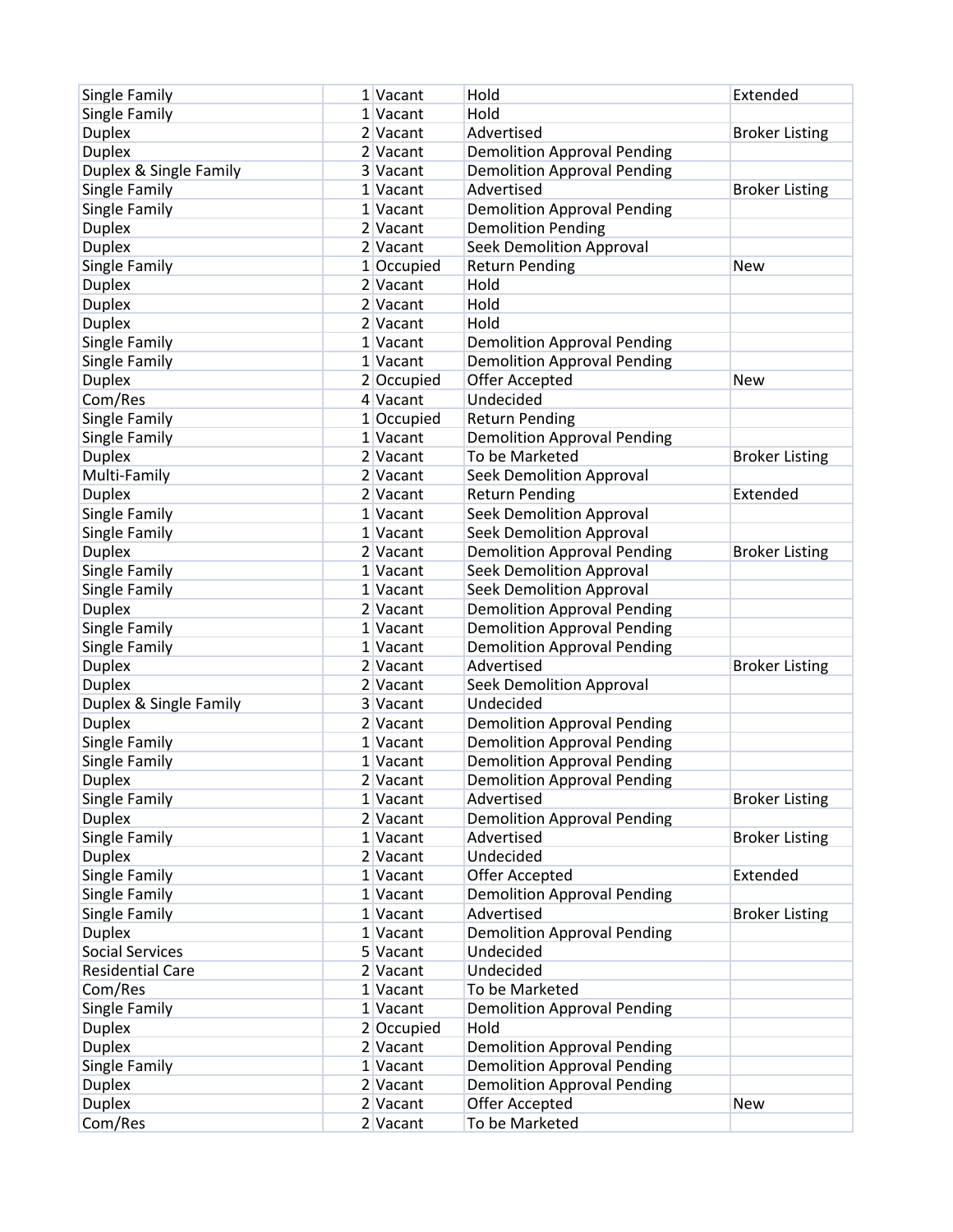| | | | | |
|---|---|---|---|---|
| Single Family | 1 | Vacant | Hold | Extended |
| Single Family | 1 | Vacant | Hold | |
| Duplex | 2 | Vacant | Advertised | Broker Listing |
| Duplex | 2 | Vacant | Demolition Approval Pending | |
| Duplex & Single Family | 3 | Vacant | Demolition Approval Pending | |
| Single Family | 1 | Vacant | Advertised | Broker Listing |
| Single Family | 1 | Vacant | Demolition Approval Pending | |
| Duplex | 2 | Vacant | Demolition Pending | |
| Duplex | 2 | Vacant | Seek Demolition Approval | |
| Single Family | 1 | Occupied | Return Pending | New |
| Duplex | 2 | Vacant | Hold | |
| Duplex | 2 | Vacant | Hold | |
| Duplex | 2 | Vacant | Hold | |
| Single Family | 1 | Vacant | Demolition Approval Pending | |
| Single Family | 1 | Vacant | Demolition Approval Pending | |
| Duplex | 2 | Occupied | Offer Accepted | New |
| Com/Res | 4 | Vacant | Undecided | |
| Single Family | 1 | Occupied | Return Pending | |
| Single Family | 1 | Vacant | Demolition Approval Pending | |
| Duplex | 2 | Vacant | To be Marketed | Broker Listing |
| Multi-Family | 2 | Vacant | Seek Demolition Approval | |
| Duplex | 2 | Vacant | Return Pending | Extended |
| Single Family | 1 | Vacant | Seek Demolition Approval | |
| Single Family | 1 | Vacant | Seek Demolition Approval | |
| Duplex | 2 | Vacant | Demolition Approval Pending | Broker Listing |
| Single Family | 1 | Vacant | Seek Demolition Approval | |
| Single Family | 1 | Vacant | Seek Demolition Approval | |
| Duplex | 2 | Vacant | Demolition Approval Pending | |
| Single Family | 1 | Vacant | Demolition Approval Pending | |
| Single Family | 1 | Vacant | Demolition Approval Pending | |
| Duplex | 2 | Vacant | Advertised | Broker Listing |
| Duplex | 2 | Vacant | Seek Demolition Approval | |
| Duplex & Single Family | 3 | Vacant | Undecided | |
| Duplex | 2 | Vacant | Demolition Approval Pending | |
| Single Family | 1 | Vacant | Demolition Approval Pending | |
| Single Family | 1 | Vacant | Demolition Approval Pending | |
| Duplex | 2 | Vacant | Demolition Approval Pending | |
| Single Family | 1 | Vacant | Advertised | Broker Listing |
| Duplex | 2 | Vacant | Demolition Approval Pending | |
| Single Family | 1 | Vacant | Advertised | Broker Listing |
| Duplex | 2 | Vacant | Undecided | |
| Single Family | 1 | Vacant | Offer Accepted | Extended |
| Single Family | 1 | Vacant | Demolition Approval Pending | |
| Single Family | 1 | Vacant | Advertised | Broker Listing |
| Duplex | 1 | Vacant | Demolition Approval Pending | |
| Social Services | 5 | Vacant | Undecided | |
| Residential Care | 2 | Vacant | Undecided | |
| Com/Res | 1 | Vacant | To be Marketed | |
| Single Family | 1 | Vacant | Demolition Approval Pending | |
| Duplex | 2 | Occupied | Hold | |
| Duplex | 2 | Vacant | Demolition Approval Pending | |
| Single Family | 1 | Vacant | Demolition Approval Pending | |
| Duplex | 2 | Vacant | Demolition Approval Pending | |
| Duplex | 2 | Vacant | Offer Accepted | New |
| Com/Res | 2 | Vacant | To be Marketed | |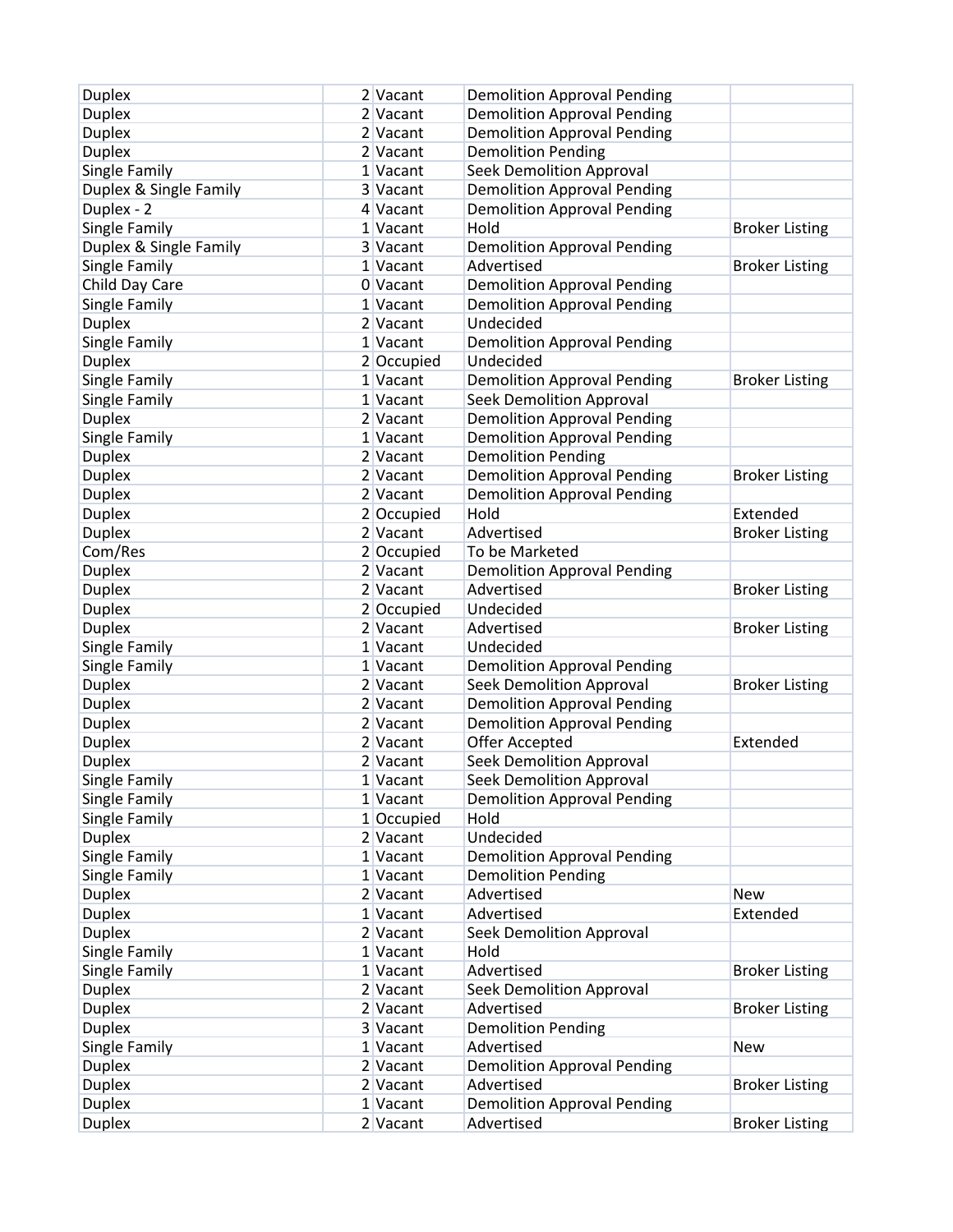| | | | | |
|---|---|---|---|---|
| Duplex | 2 | Vacant | Demolition Approval Pending | |
| Duplex | 2 | Vacant | Demolition Approval Pending | |
| Duplex | 2 | Vacant | Demolition Approval Pending | |
| Duplex | 2 | Vacant | Demolition Pending | |
| Single Family | 1 | Vacant | Seek Demolition Approval | |
| Duplex & Single Family | 3 | Vacant | Demolition Approval Pending | |
| Duplex - 2 | 4 | Vacant | Demolition Approval Pending | |
| Single Family | 1 | Vacant | Hold | Broker Listing |
| Duplex & Single Family | 3 | Vacant | Demolition Approval Pending | |
| Single Family | 1 | Vacant | Advertised | Broker Listing |
| Child Day Care | 0 | Vacant | Demolition Approval Pending | |
| Single Family | 1 | Vacant | Demolition Approval Pending | |
| Duplex | 2 | Vacant | Undecided | |
| Single Family | 1 | Vacant | Demolition Approval Pending | |
| Duplex | 2 | Occupied | Undecided | |
| Single Family | 1 | Vacant | Demolition Approval Pending | Broker Listing |
| Single Family | 1 | Vacant | Seek Demolition Approval | |
| Duplex | 2 | Vacant | Demolition Approval Pending | |
| Single Family | 1 | Vacant | Demolition Approval Pending | |
| Duplex | 2 | Vacant | Demolition Pending | |
| Duplex | 2 | Vacant | Demolition Approval Pending | Broker Listing |
| Duplex | 2 | Vacant | Demolition Approval Pending | |
| Duplex | 2 | Occupied | Hold | Extended |
| Duplex | 2 | Vacant | Advertised | Broker Listing |
| Com/Res | 2 | Occupied | To be Marketed | |
| Duplex | 2 | Vacant | Demolition Approval Pending | |
| Duplex | 2 | Vacant | Advertised | Broker Listing |
| Duplex | 2 | Occupied | Undecided | |
| Duplex | 2 | Vacant | Advertised | Broker Listing |
| Single Family | 1 | Vacant | Undecided | |
| Single Family | 1 | Vacant | Demolition Approval Pending | |
| Duplex | 2 | Vacant | Seek Demolition Approval | Broker Listing |
| Duplex | 2 | Vacant | Demolition Approval Pending | |
| Duplex | 2 | Vacant | Demolition Approval Pending | |
| Duplex | 2 | Vacant | Offer Accepted | Extended |
| Duplex | 2 | Vacant | Seek Demolition Approval | |
| Single Family | 1 | Vacant | Seek Demolition Approval | |
| Single Family | 1 | Vacant | Demolition Approval Pending | |
| Single Family | 1 | Occupied | Hold | |
| Duplex | 2 | Vacant | Undecided | |
| Single Family | 1 | Vacant | Demolition Approval Pending | |
| Single Family | 1 | Vacant | Demolition Pending | |
| Duplex | 2 | Vacant | Advertised | New |
| Duplex | 1 | Vacant | Advertised | Extended |
| Duplex | 2 | Vacant | Seek Demolition Approval | |
| Single Family | 1 | Vacant | Hold | |
| Single Family | 1 | Vacant | Advertised | Broker Listing |
| Duplex | 2 | Vacant | Seek Demolition Approval | |
| Duplex | 2 | Vacant | Advertised | Broker Listing |
| Duplex | 3 | Vacant | Demolition Pending | |
| Single Family | 1 | Vacant | Advertised | New |
| Duplex | 2 | Vacant | Demolition Approval Pending | |
| Duplex | 2 | Vacant | Advertised | Broker Listing |
| Duplex | 1 | Vacant | Demolition Approval Pending | |
| Duplex | 2 | Vacant | Advertised | Broker Listing |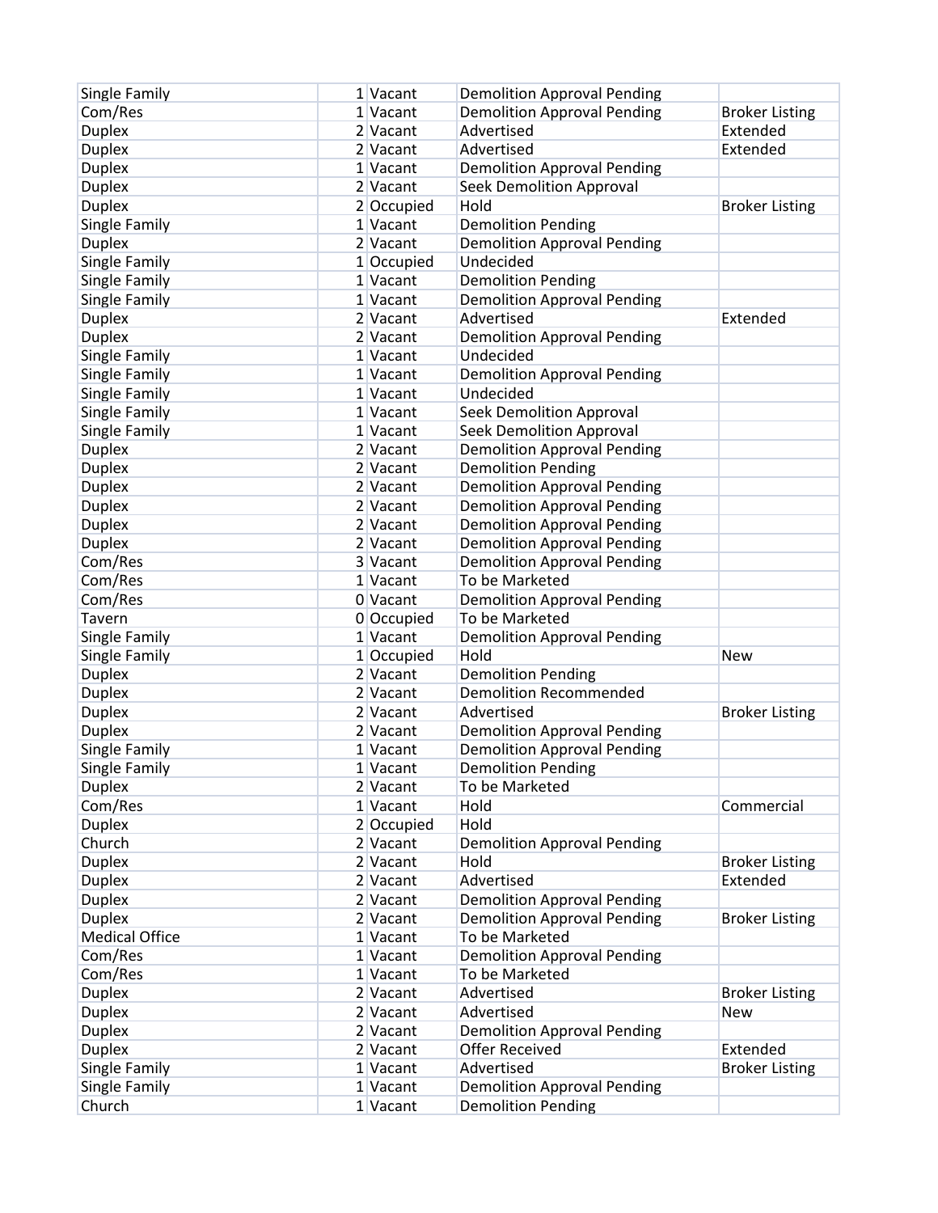| | | | | |
|---|---|---|---|---|
| Single Family | 1 | Vacant | Demolition Approval Pending | |
| Com/Res | 1 | Vacant | Demolition Approval Pending | Broker Listing |
| Duplex | 2 | Vacant | Advertised | Extended |
| Duplex | 2 | Vacant | Advertised | Extended |
| Duplex | 1 | Vacant | Demolition Approval Pending | |
| Duplex | 2 | Vacant | Seek Demolition Approval | |
| Duplex | 2 | Occupied | Hold | Broker Listing |
| Single Family | 1 | Vacant | Demolition Pending | |
| Duplex | 2 | Vacant | Demolition Approval Pending | |
| Single Family | 1 | Occupied | Undecided | |
| Single Family | 1 | Vacant | Demolition Pending | |
| Single Family | 1 | Vacant | Demolition Approval Pending | |
| Duplex | 2 | Vacant | Advertised | Extended |
| Duplex | 2 | Vacant | Demolition Approval Pending | |
| Single Family | 1 | Vacant | Undecided | |
| Single Family | 1 | Vacant | Demolition Approval Pending | |
| Single Family | 1 | Vacant | Undecided | |
| Single Family | 1 | Vacant | Seek Demolition Approval | |
| Single Family | 1 | Vacant | Seek Demolition Approval | |
| Duplex | 2 | Vacant | Demolition Approval Pending | |
| Duplex | 2 | Vacant | Demolition Pending | |
| Duplex | 2 | Vacant | Demolition Approval Pending | |
| Duplex | 2 | Vacant | Demolition Approval Pending | |
| Duplex | 2 | Vacant | Demolition Approval Pending | |
| Duplex | 2 | Vacant | Demolition Approval Pending | |
| Com/Res | 3 | Vacant | Demolition Approval Pending | |
| Com/Res | 1 | Vacant | To be Marketed | |
| Com/Res | 0 | Vacant | Demolition Approval Pending | |
| Tavern | 0 | Occupied | To be Marketed | |
| Single Family | 1 | Vacant | Demolition Approval Pending | |
| Single Family | 1 | Occupied | Hold | New |
| Duplex | 2 | Vacant | Demolition Pending | |
| Duplex | 2 | Vacant | Demolition Recommended | |
| Duplex | 2 | Vacant | Advertised | Broker Listing |
| Duplex | 2 | Vacant | Demolition Approval Pending | |
| Single Family | 1 | Vacant | Demolition Approval Pending | |
| Single Family | 1 | Vacant | Demolition Pending | |
| Duplex | 2 | Vacant | To be Marketed | |
| Com/Res | 1 | Vacant | Hold | Commercial |
| Duplex | 2 | Occupied | Hold | |
| Church | 2 | Vacant | Demolition Approval Pending | |
| Duplex | 2 | Vacant | Hold | Broker Listing |
| Duplex | 2 | Vacant | Advertised | Extended |
| Duplex | 2 | Vacant | Demolition Approval Pending | |
| Duplex | 2 | Vacant | Demolition Approval Pending | Broker Listing |
| Medical Office | 1 | Vacant | To be Marketed | |
| Com/Res | 1 | Vacant | Demolition Approval Pending | |
| Com/Res | 1 | Vacant | To be Marketed | |
| Duplex | 2 | Vacant | Advertised | Broker Listing |
| Duplex | 2 | Vacant | Advertised | New |
| Duplex | 2 | Vacant | Demolition Approval Pending | |
| Duplex | 2 | Vacant | Offer Received | Extended |
| Single Family | 1 | Vacant | Advertised | Broker Listing |
| Single Family | 1 | Vacant | Demolition Approval Pending | |
| Church | 1 | Vacant | Demolition Pending | |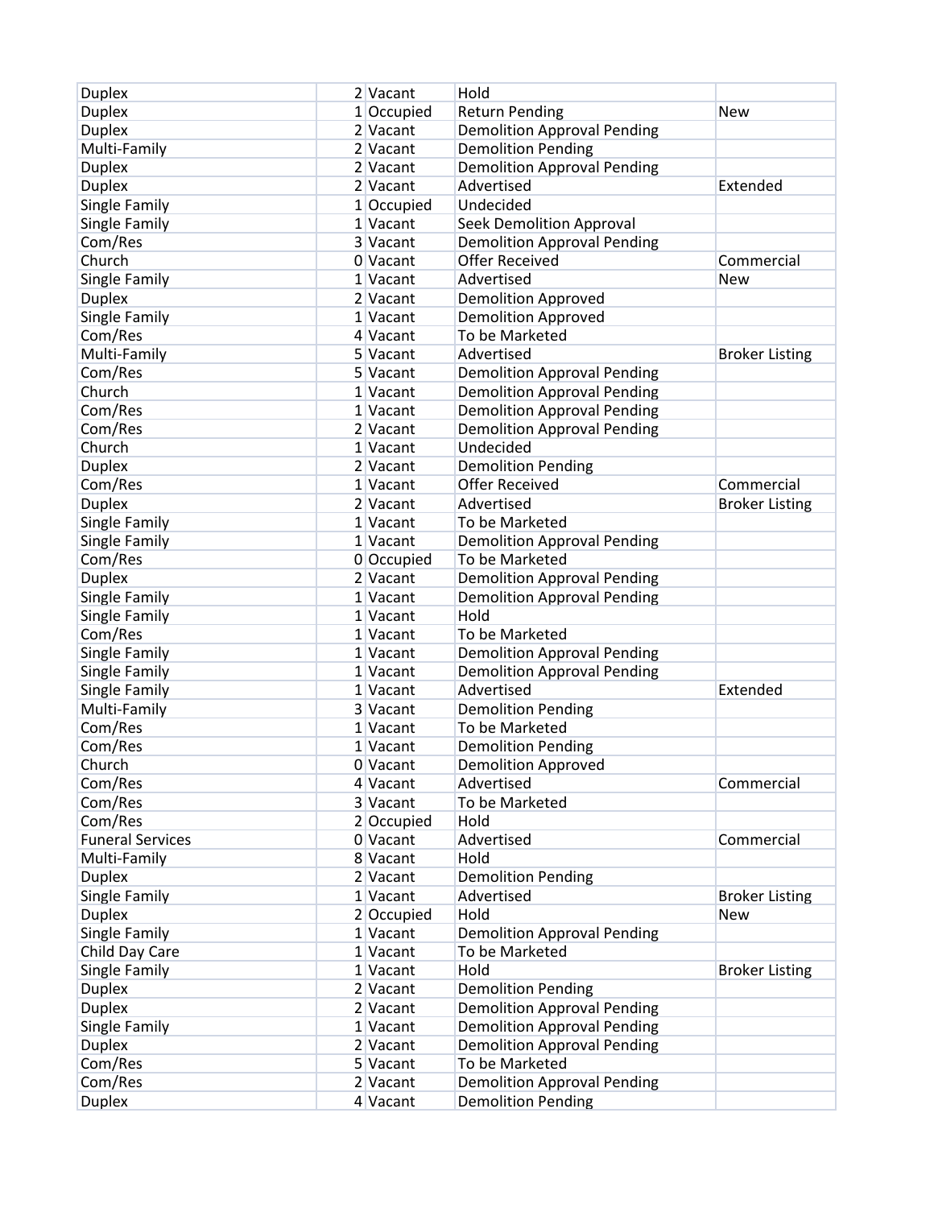| | | | | |
|---|---|---|---|---|
| Duplex | 2 | Vacant | Hold | |
| Duplex | 1 | Occupied | Return Pending | New |
| Duplex | 2 | Vacant | Demolition Approval Pending | |
| Multi-Family | 2 | Vacant | Demolition Pending | |
| Duplex | 2 | Vacant | Demolition Approval Pending | |
| Duplex | 2 | Vacant | Advertised | Extended |
| Single Family | 1 | Occupied | Undecided | |
| Single Family | 1 | Vacant | Seek Demolition Approval | |
| Com/Res | 3 | Vacant | Demolition Approval Pending | |
| Church | 0 | Vacant | Offer Received | Commercial |
| Single Family | 1 | Vacant | Advertised | New |
| Duplex | 2 | Vacant | Demolition Approved | |
| Single Family | 1 | Vacant | Demolition Approved | |
| Com/Res | 4 | Vacant | To be Marketed | |
| Multi-Family | 5 | Vacant | Advertised | Broker Listing |
| Com/Res | 5 | Vacant | Demolition Approval Pending | |
| Church | 1 | Vacant | Demolition Approval Pending | |
| Com/Res | 1 | Vacant | Demolition Approval Pending | |
| Com/Res | 2 | Vacant | Demolition Approval Pending | |
| Church | 1 | Vacant | Undecided | |
| Duplex | 2 | Vacant | Demolition Pending | |
| Com/Res | 1 | Vacant | Offer Received | Commercial |
| Duplex | 2 | Vacant | Advertised | Broker Listing |
| Single Family | 1 | Vacant | To be Marketed | |
| Single Family | 1 | Vacant | Demolition Approval Pending | |
| Com/Res | 0 | Occupied | To be Marketed | |
| Duplex | 2 | Vacant | Demolition Approval Pending | |
| Single Family | 1 | Vacant | Demolition Approval Pending | |
| Single Family | 1 | Vacant | Hold | |
| Com/Res | 1 | Vacant | To be Marketed | |
| Single Family | 1 | Vacant | Demolition Approval Pending | |
| Single Family | 1 | Vacant | Demolition Approval Pending | |
| Single Family | 1 | Vacant | Advertised | Extended |
| Multi-Family | 3 | Vacant | Demolition Pending | |
| Com/Res | 1 | Vacant | To be Marketed | |
| Com/Res | 1 | Vacant | Demolition Pending | |
| Church | 0 | Vacant | Demolition Approved | |
| Com/Res | 4 | Vacant | Advertised | Commercial |
| Com/Res | 3 | Vacant | To be Marketed | |
| Com/Res | 2 | Occupied | Hold | |
| Funeral Services | 0 | Vacant | Advertised | Commercial |
| Multi-Family | 8 | Vacant | Hold | |
| Duplex | 2 | Vacant | Demolition Pending | |
| Single Family | 1 | Vacant | Advertised | Broker Listing |
| Duplex | 2 | Occupied | Hold | New |
| Single Family | 1 | Vacant | Demolition Approval Pending | |
| Child Day Care | 1 | Vacant | To be Marketed | |
| Single Family | 1 | Vacant | Hold | Broker Listing |
| Duplex | 2 | Vacant | Demolition Pending | |
| Duplex | 2 | Vacant | Demolition Approval Pending | |
| Single Family | 1 | Vacant | Demolition Approval Pending | |
| Duplex | 2 | Vacant | Demolition Approval Pending | |
| Com/Res | 5 | Vacant | To be Marketed | |
| Com/Res | 2 | Vacant | Demolition Approval Pending | |
| Duplex | 4 | Vacant | Demolition Pending | |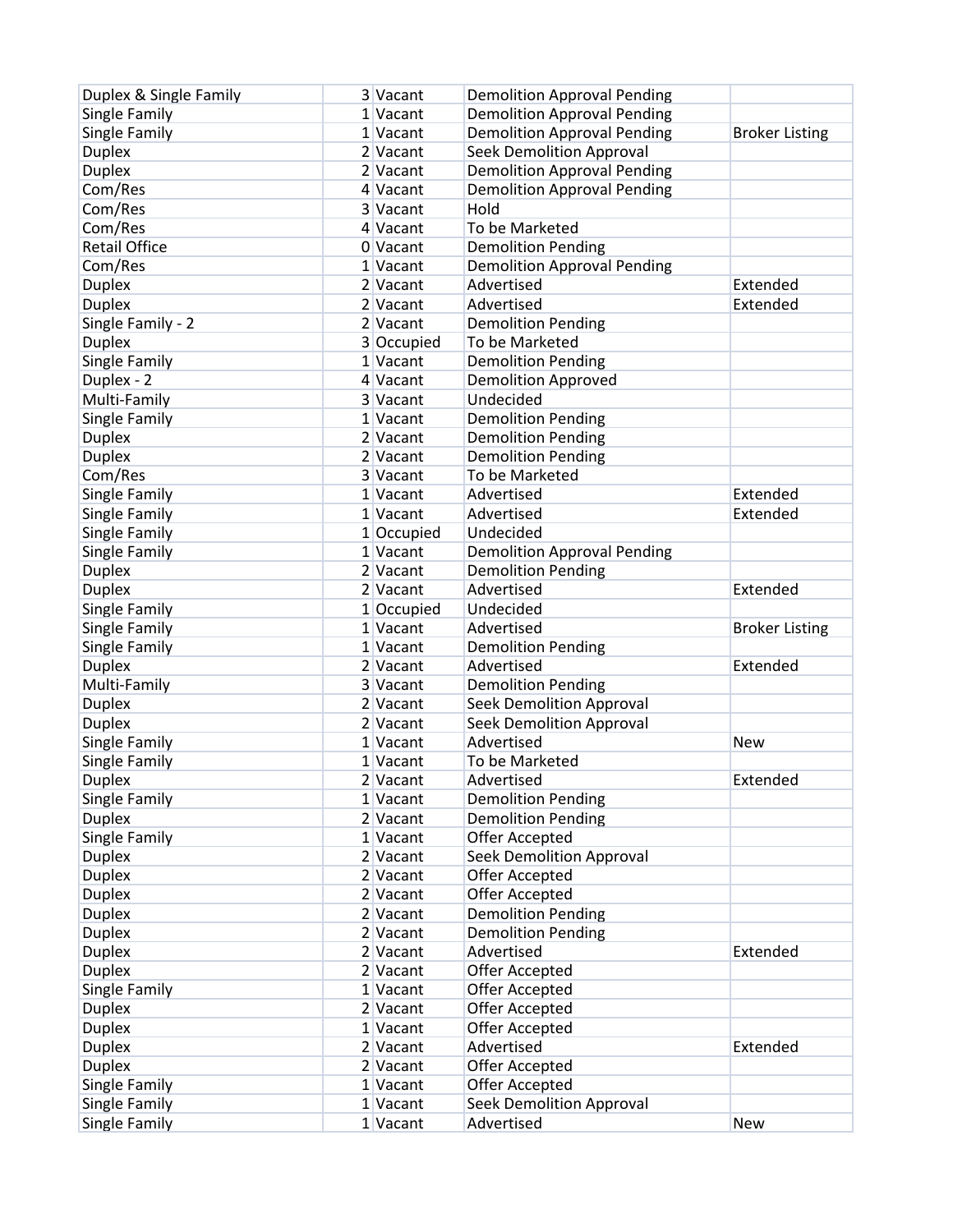| | | | | |
|---|---|---|---|---|
| Duplex & Single Family | 3 | Vacant | Demolition Approval Pending | |
| Single Family | 1 | Vacant | Demolition Approval Pending | |
| Single Family | 1 | Vacant | Demolition Approval Pending | Broker Listing |
| Duplex | 2 | Vacant | Seek Demolition Approval | |
| Duplex | 2 | Vacant | Demolition Approval Pending | |
| Com/Res | 4 | Vacant | Demolition Approval Pending | |
| Com/Res | 3 | Vacant | Hold | |
| Com/Res | 4 | Vacant | To be Marketed | |
| Retail Office | 0 | Vacant | Demolition Pending | |
| Com/Res | 1 | Vacant | Demolition Approval Pending | |
| Duplex | 2 | Vacant | Advertised | Extended |
| Duplex | 2 | Vacant | Advertised | Extended |
| Single Family - 2 | 2 | Vacant | Demolition Pending | |
| Duplex | 3 | Occupied | To be Marketed | |
| Single Family | 1 | Vacant | Demolition Pending | |
| Duplex - 2 | 4 | Vacant | Demolition Approved | |
| Multi-Family | 3 | Vacant | Undecided | |
| Single Family | 1 | Vacant | Demolition Pending | |
| Duplex | 2 | Vacant | Demolition Pending | |
| Duplex | 2 | Vacant | Demolition Pending | |
| Com/Res | 3 | Vacant | To be Marketed | |
| Single Family | 1 | Vacant | Advertised | Extended |
| Single Family | 1 | Vacant | Advertised | Extended |
| Single Family | 1 | Occupied | Undecided | |
| Single Family | 1 | Vacant | Demolition Approval Pending | |
| Duplex | 2 | Vacant | Demolition Pending | |
| Duplex | 2 | Vacant | Advertised | Extended |
| Single Family | 1 | Occupied | Undecided | |
| Single Family | 1 | Vacant | Advertised | Broker Listing |
| Single Family | 1 | Vacant | Demolition Pending | |
| Duplex | 2 | Vacant | Advertised | Extended |
| Multi-Family | 3 | Vacant | Demolition Pending | |
| Duplex | 2 | Vacant | Seek Demolition Approval | |
| Duplex | 2 | Vacant | Seek Demolition Approval | |
| Single Family | 1 | Vacant | Advertised | New |
| Single Family | 1 | Vacant | To be Marketed | |
| Duplex | 2 | Vacant | Advertised | Extended |
| Single Family | 1 | Vacant | Demolition Pending | |
| Duplex | 2 | Vacant | Demolition Pending | |
| Single Family | 1 | Vacant | Offer Accepted | |
| Duplex | 2 | Vacant | Seek Demolition Approval | |
| Duplex | 2 | Vacant | Offer Accepted | |
| Duplex | 2 | Vacant | Offer Accepted | |
| Duplex | 2 | Vacant | Demolition Pending | |
| Duplex | 2 | Vacant | Demolition Pending | |
| Duplex | 2 | Vacant | Advertised | Extended |
| Duplex | 2 | Vacant | Offer Accepted | |
| Single Family | 1 | Vacant | Offer Accepted | |
| Duplex | 2 | Vacant | Offer Accepted | |
| Duplex | 1 | Vacant | Offer Accepted | |
| Duplex | 2 | Vacant | Advertised | Extended |
| Duplex | 2 | Vacant | Offer Accepted | |
| Single Family | 1 | Vacant | Offer Accepted | |
| Single Family | 1 | Vacant | Seek Demolition Approval | |
| Single Family | 1 | Vacant | Advertised | New |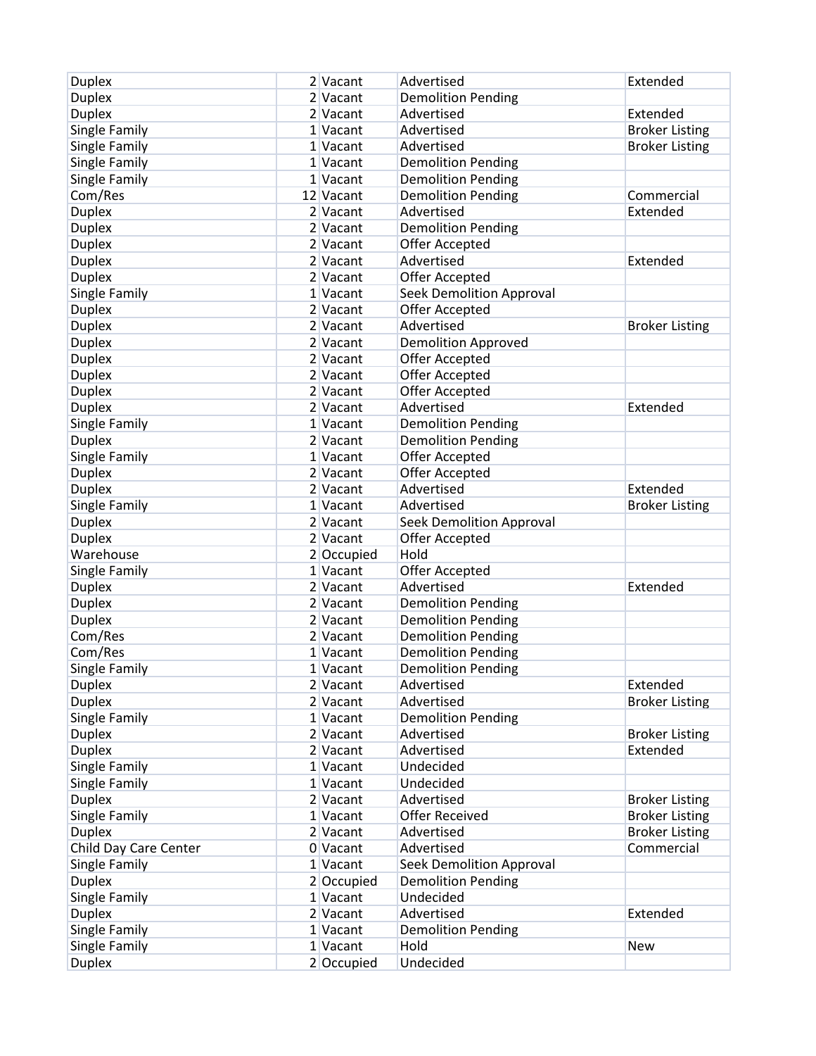| | | | | |
|---|---|---|---|---|
| Duplex | 2 | Vacant | Advertised | Extended |
| Duplex | 2 | Vacant | Demolition Pending | |
| Duplex | 2 | Vacant | Advertised | Extended |
| Single Family | 1 | Vacant | Advertised | Broker Listing |
| Single Family | 1 | Vacant | Advertised | Broker Listing |
| Single Family | 1 | Vacant | Demolition Pending | |
| Single Family | 1 | Vacant | Demolition Pending | |
| Com/Res | 12 | Vacant | Demolition Pending | Commercial |
| Duplex | 2 | Vacant | Advertised | Extended |
| Duplex | 2 | Vacant | Demolition Pending | |
| Duplex | 2 | Vacant | Offer Accepted | |
| Duplex | 2 | Vacant | Advertised | Extended |
| Duplex | 2 | Vacant | Offer Accepted | |
| Single Family | 1 | Vacant | Seek Demolition Approval | |
| Duplex | 2 | Vacant | Offer Accepted | |
| Duplex | 2 | Vacant | Advertised | Broker Listing |
| Duplex | 2 | Vacant | Demolition Approved | |
| Duplex | 2 | Vacant | Offer Accepted | |
| Duplex | 2 | Vacant | Offer Accepted | |
| Duplex | 2 | Vacant | Offer Accepted | |
| Duplex | 2 | Vacant | Advertised | Extended |
| Single Family | 1 | Vacant | Demolition Pending | |
| Duplex | 2 | Vacant | Demolition Pending | |
| Single Family | 1 | Vacant | Offer Accepted | |
| Duplex | 2 | Vacant | Offer Accepted | |
| Duplex | 2 | Vacant | Advertised | Extended |
| Single Family | 1 | Vacant | Advertised | Broker Listing |
| Duplex | 2 | Vacant | Seek Demolition Approval | |
| Duplex | 2 | Vacant | Offer Accepted | |
| Warehouse | 2 | Occupied | Hold | |
| Single Family | 1 | Vacant | Offer Accepted | |
| Duplex | 2 | Vacant | Advertised | Extended |
| Duplex | 2 | Vacant | Demolition Pending | |
| Duplex | 2 | Vacant | Demolition Pending | |
| Com/Res | 2 | Vacant | Demolition Pending | |
| Com/Res | 1 | Vacant | Demolition Pending | |
| Single Family | 1 | Vacant | Demolition Pending | |
| Duplex | 2 | Vacant | Advertised | Extended |
| Duplex | 2 | Vacant | Advertised | Broker Listing |
| Single Family | 1 | Vacant | Demolition Pending | |
| Duplex | 2 | Vacant | Advertised | Broker Listing |
| Duplex | 2 | Vacant | Advertised | Extended |
| Single Family | 1 | Vacant | Undecided | |
| Single Family | 1 | Vacant | Undecided | |
| Duplex | 2 | Vacant | Advertised | Broker Listing |
| Single Family | 1 | Vacant | Offer Received | Broker Listing |
| Duplex | 2 | Vacant | Advertised | Broker Listing |
| Child Day Care Center | 0 | Vacant | Advertised | Commercial |
| Single Family | 1 | Vacant | Seek Demolition Approval | |
| Duplex | 2 | Occupied | Demolition Pending | |
| Single Family | 1 | Vacant | Undecided | |
| Duplex | 2 | Vacant | Advertised | Extended |
| Single Family | 1 | Vacant | Demolition Pending | |
| Single Family | 1 | Vacant | Hold | New |
| Duplex | 2 | Occupied | Undecided | |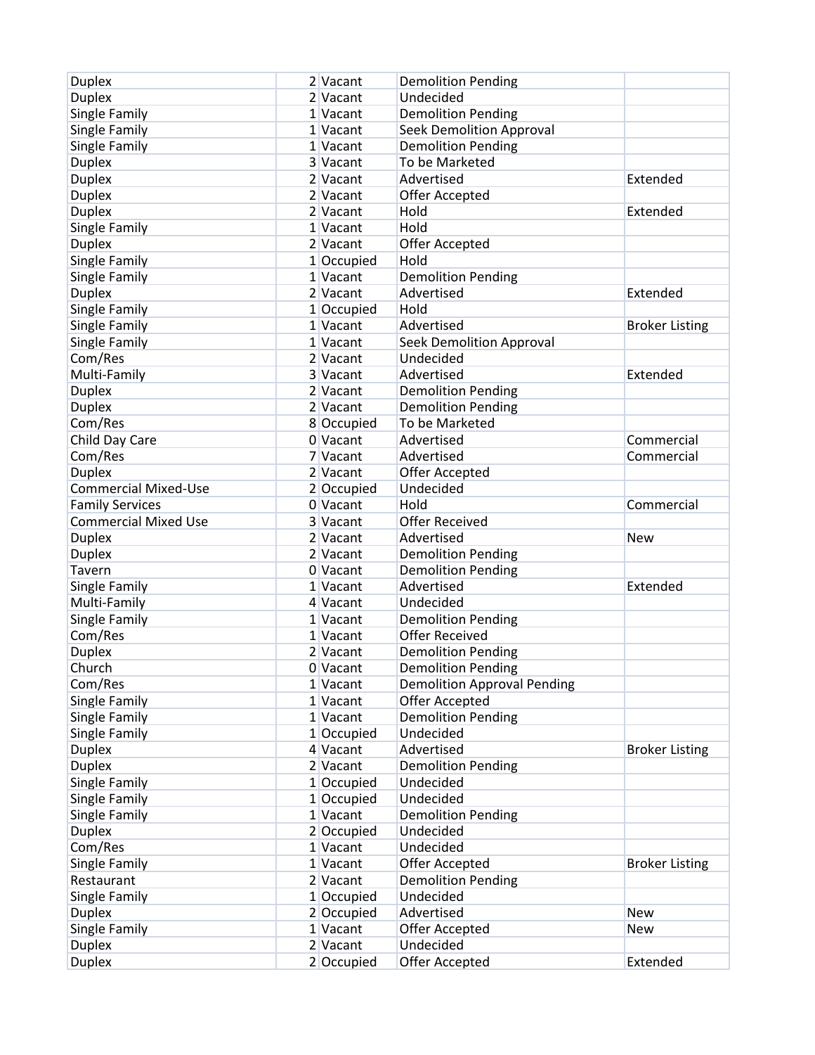| | | | | |
|---|---|---|---|---|
| Duplex | 2 | Vacant | Demolition Pending | |
| Duplex | 2 | Vacant | Undecided | |
| Single Family | 1 | Vacant | Demolition Pending | |
| Single Family | 1 | Vacant | Seek Demolition Approval | |
| Single Family | 1 | Vacant | Demolition Pending | |
| Duplex | 3 | Vacant | To be Marketed | |
| Duplex | 2 | Vacant | Advertised | Extended |
| Duplex | 2 | Vacant | Offer Accepted | |
| Duplex | 2 | Vacant | Hold | Extended |
| Single Family | 1 | Vacant | Hold | |
| Duplex | 2 | Vacant | Offer Accepted | |
| Single Family | 1 | Occupied | Hold | |
| Single Family | 1 | Vacant | Demolition Pending | |
| Duplex | 2 | Vacant | Advertised | Extended |
| Single Family | 1 | Occupied | Hold | |
| Single Family | 1 | Vacant | Advertised | Broker Listing |
| Single Family | 1 | Vacant | Seek Demolition Approval | |
| Com/Res | 2 | Vacant | Undecided | |
| Multi-Family | 3 | Vacant | Advertised | Extended |
| Duplex | 2 | Vacant | Demolition Pending | |
| Duplex | 2 | Vacant | Demolition Pending | |
| Com/Res | 8 | Occupied | To be Marketed | |
| Child Day Care | 0 | Vacant | Advertised | Commercial |
| Com/Res | 7 | Vacant | Advertised | Commercial |
| Duplex | 2 | Vacant | Offer Accepted | |
| Commercial Mixed-Use | 2 | Occupied | Undecided | |
| Family Services | 0 | Vacant | Hold | Commercial |
| Commercial Mixed Use | 3 | Vacant | Offer Received | |
| Duplex | 2 | Vacant | Advertised | New |
| Duplex | 2 | Vacant | Demolition Pending | |
| Tavern | 0 | Vacant | Demolition Pending | |
| Single Family | 1 | Vacant | Advertised | Extended |
| Multi-Family | 4 | Vacant | Undecided | |
| Single Family | 1 | Vacant | Demolition Pending | |
| Com/Res | 1 | Vacant | Offer Received | |
| Duplex | 2 | Vacant | Demolition Pending | |
| Church | 0 | Vacant | Demolition Pending | |
| Com/Res | 1 | Vacant | Demolition Approval Pending | |
| Single Family | 1 | Vacant | Offer Accepted | |
| Single Family | 1 | Vacant | Demolition Pending | |
| Single Family | 1 | Occupied | Undecided | |
| Duplex | 4 | Vacant | Advertised | Broker Listing |
| Duplex | 2 | Vacant | Demolition Pending | |
| Single Family | 1 | Occupied | Undecided | |
| Single Family | 1 | Occupied | Undecided | |
| Single Family | 1 | Vacant | Demolition Pending | |
| Duplex | 2 | Occupied | Undecided | |
| Com/Res | 1 | Vacant | Undecided | |
| Single Family | 1 | Vacant | Offer Accepted | Broker Listing |
| Restaurant | 2 | Vacant | Demolition Pending | |
| Single Family | 1 | Occupied | Undecided | |
| Duplex | 2 | Occupied | Advertised | New |
| Single Family | 1 | Vacant | Offer Accepted | New |
| Duplex | 2 | Vacant | Undecided | |
| Duplex | 2 | Occupied | Offer Accepted | Extended |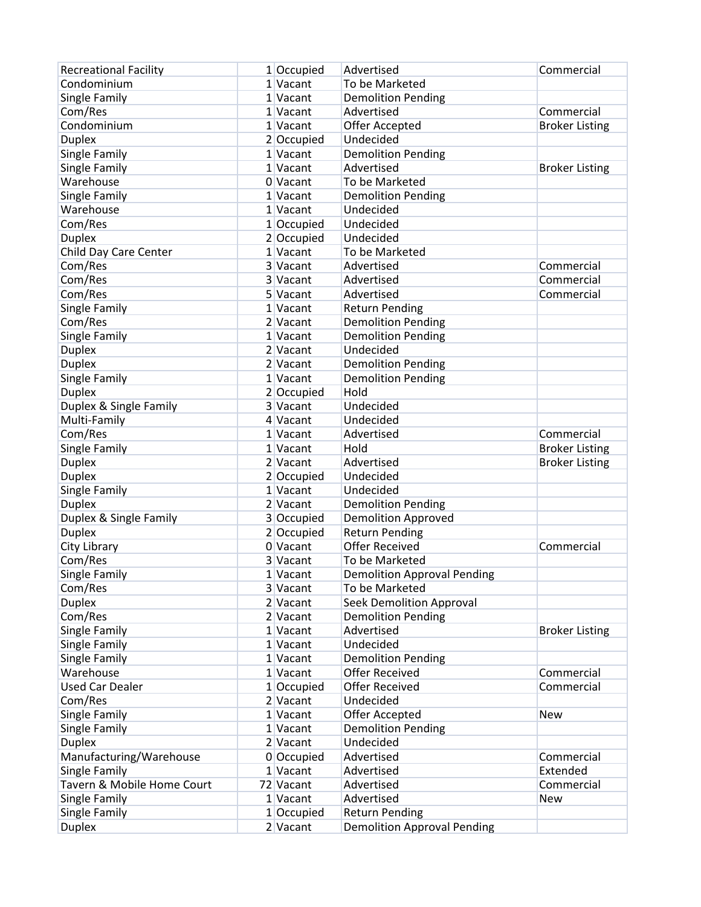| | | | | |
|---|---|---|---|---|
| Recreational Facility | 1 | Occupied | Advertised | Commercial |
| Condominium | 1 | Vacant | To be Marketed | |
| Single Family | 1 | Vacant | Demolition Pending | |
| Com/Res | 1 | Vacant | Advertised | Commercial |
| Condominium | 1 | Vacant | Offer Accepted | Broker Listing |
| Duplex | 2 | Occupied | Undecided | |
| Single Family | 1 | Vacant | Demolition Pending | |
| Single Family | 1 | Vacant | Advertised | Broker Listing |
| Warehouse | 0 | Vacant | To be Marketed | |
| Single Family | 1 | Vacant | Demolition Pending | |
| Warehouse | 1 | Vacant | Undecided | |
| Com/Res | 1 | Occupied | Undecided | |
| Duplex | 2 | Occupied | Undecided | |
| Child Day Care Center | 1 | Vacant | To be Marketed | |
| Com/Res | 3 | Vacant | Advertised | Commercial |
| Com/Res | 3 | Vacant | Advertised | Commercial |
| Com/Res | 5 | Vacant | Advertised | Commercial |
| Single Family | 1 | Vacant | Return Pending | |
| Com/Res | 2 | Vacant | Demolition Pending | |
| Single Family | 1 | Vacant | Demolition Pending | |
| Duplex | 2 | Vacant | Undecided | |
| Duplex | 2 | Vacant | Demolition Pending | |
| Single Family | 1 | Vacant | Demolition Pending | |
| Duplex | 2 | Occupied | Hold | |
| Duplex & Single Family | 3 | Vacant | Undecided | |
| Multi-Family | 4 | Vacant | Undecided | |
| Com/Res | 1 | Vacant | Advertised | Commercial |
| Single Family | 1 | Vacant | Hold | Broker Listing |
| Duplex | 2 | Vacant | Advertised | Broker Listing |
| Duplex | 2 | Occupied | Undecided | |
| Single Family | 1 | Vacant | Undecided | |
| Duplex | 2 | Vacant | Demolition Pending | |
| Duplex & Single Family | 3 | Occupied | Demolition Approved | |
| Duplex | 2 | Occupied | Return Pending | |
| City Library | 0 | Vacant | Offer Received | Commercial |
| Com/Res | 3 | Vacant | To be Marketed | |
| Single Family | 1 | Vacant | Demolition Approval Pending | |
| Com/Res | 3 | Vacant | To be Marketed | |
| Duplex | 2 | Vacant | Seek Demolition Approval | |
| Com/Res | 2 | Vacant | Demolition Pending | |
| Single Family | 1 | Vacant | Advertised | Broker Listing |
| Single Family | 1 | Vacant | Undecided | |
| Single Family | 1 | Vacant | Demolition Pending | |
| Warehouse | 1 | Vacant | Offer Received | Commercial |
| Used Car Dealer | 1 | Occupied | Offer Received | Commercial |
| Com/Res | 2 | Vacant | Undecided | |
| Single Family | 1 | Vacant | Offer Accepted | New |
| Single Family | 1 | Vacant | Demolition Pending | |
| Duplex | 2 | Vacant | Undecided | |
| Manufacturing/Warehouse | 0 | Occupied | Advertised | Commercial |
| Single Family | 1 | Vacant | Advertised | Extended |
| Tavern & Mobile Home Court | 72 | Vacant | Advertised | Commercial |
| Single Family | 1 | Vacant | Advertised | New |
| Single Family | 1 | Occupied | Return Pending | |
| Duplex | 2 | Vacant | Demolition Approval Pending | |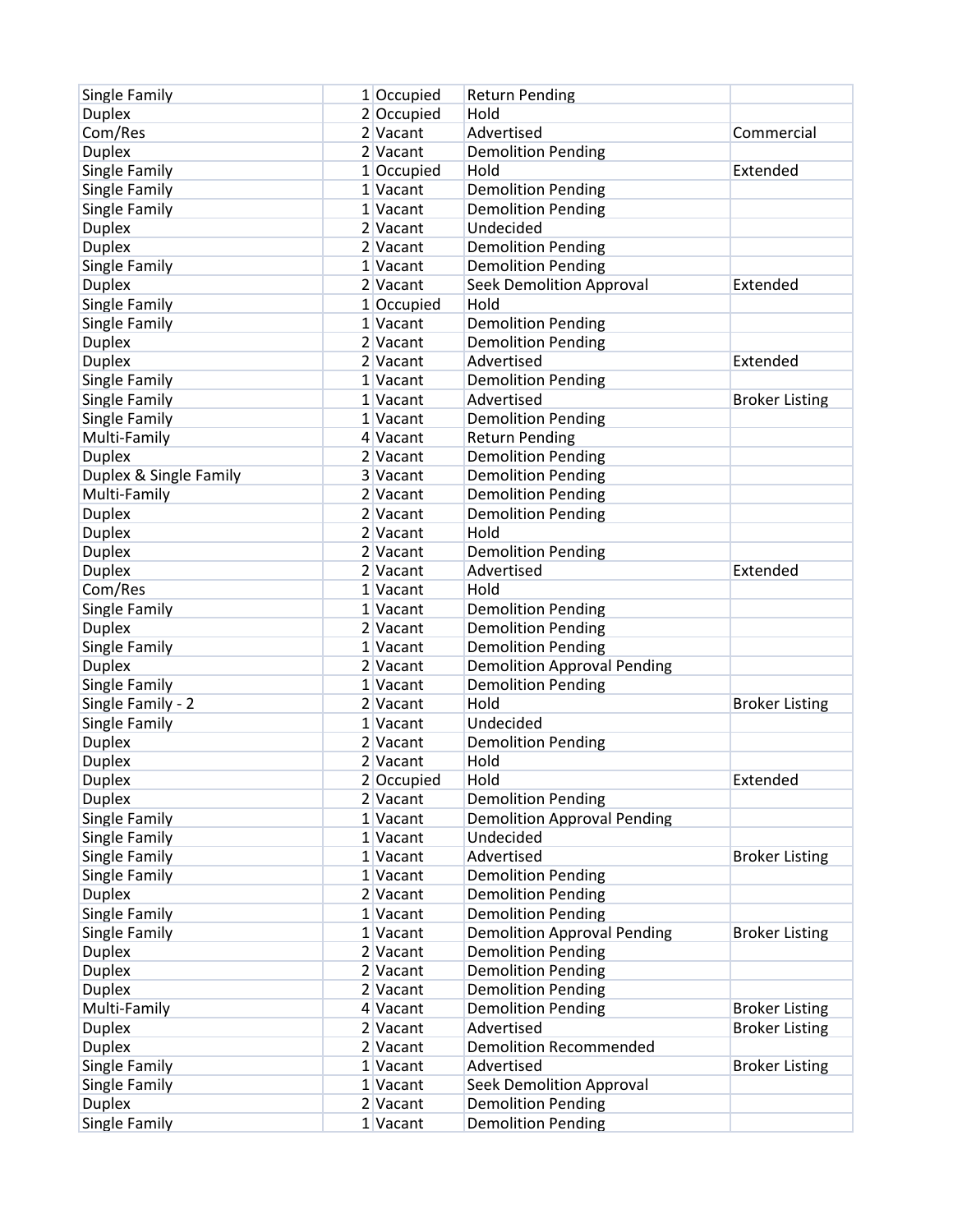| | | | | |
|---|---|---|---|---|
| Single Family | 1 | Occupied | Return Pending | |
| Duplex | 2 | Occupied | Hold | |
| Com/Res | 2 | Vacant | Advertised | Commercial |
| Duplex | 2 | Vacant | Demolition Pending | |
| Single Family | 1 | Occupied | Hold | Extended |
| Single Family | 1 | Vacant | Demolition Pending | |
| Single Family | 1 | Vacant | Demolition Pending | |
| Duplex | 2 | Vacant | Undecided | |
| Duplex | 2 | Vacant | Demolition Pending | |
| Single Family | 1 | Vacant | Demolition Pending | |
| Duplex | 2 | Vacant | Seek Demolition Approval | Extended |
| Single Family | 1 | Occupied | Hold | |
| Single Family | 1 | Vacant | Demolition Pending | |
| Duplex | 2 | Vacant | Demolition Pending | |
| Duplex | 2 | Vacant | Advertised | Extended |
| Single Family | 1 | Vacant | Demolition Pending | |
| Single Family | 1 | Vacant | Advertised | Broker Listing |
| Single Family | 1 | Vacant | Demolition Pending | |
| Multi-Family | 4 | Vacant | Return Pending | |
| Duplex | 2 | Vacant | Demolition Pending | |
| Duplex & Single Family | 3 | Vacant | Demolition Pending | |
| Multi-Family | 2 | Vacant | Demolition Pending | |
| Duplex | 2 | Vacant | Demolition Pending | |
| Duplex | 2 | Vacant | Hold | |
| Duplex | 2 | Vacant | Demolition Pending | |
| Duplex | 2 | Vacant | Advertised | Extended |
| Com/Res | 1 | Vacant | Hold | |
| Single Family | 1 | Vacant | Demolition Pending | |
| Duplex | 2 | Vacant | Demolition Pending | |
| Single Family | 1 | Vacant | Demolition Pending | |
| Duplex | 2 | Vacant | Demolition Approval Pending | |
| Single Family | 1 | Vacant | Demolition Pending | |
| Single Family - 2 | 2 | Vacant | Hold | Broker Listing |
| Single Family | 1 | Vacant | Undecided | |
| Duplex | 2 | Vacant | Demolition Pending | |
| Duplex | 2 | Vacant | Hold | |
| Duplex | 2 | Occupied | Hold | Extended |
| Duplex | 2 | Vacant | Demolition Pending | |
| Single Family | 1 | Vacant | Demolition Approval Pending | |
| Single Family | 1 | Vacant | Undecided | |
| Single Family | 1 | Vacant | Advertised | Broker Listing |
| Single Family | 1 | Vacant | Demolition Pending | |
| Duplex | 2 | Vacant | Demolition Pending | |
| Single Family | 1 | Vacant | Demolition Pending | |
| Single Family | 1 | Vacant | Demolition Approval Pending | Broker Listing |
| Duplex | 2 | Vacant | Demolition Pending | |
| Duplex | 2 | Vacant | Demolition Pending | |
| Duplex | 2 | Vacant | Demolition Pending | |
| Multi-Family | 4 | Vacant | Demolition Pending | Broker Listing |
| Duplex | 2 | Vacant | Advertised | Broker Listing |
| Duplex | 2 | Vacant | Demolition Recommended | |
| Single Family | 1 | Vacant | Advertised | Broker Listing |
| Single Family | 1 | Vacant | Seek Demolition Approval | |
| Duplex | 2 | Vacant | Demolition Pending | |
| Single Family | 1 | Vacant | Demolition Pending | |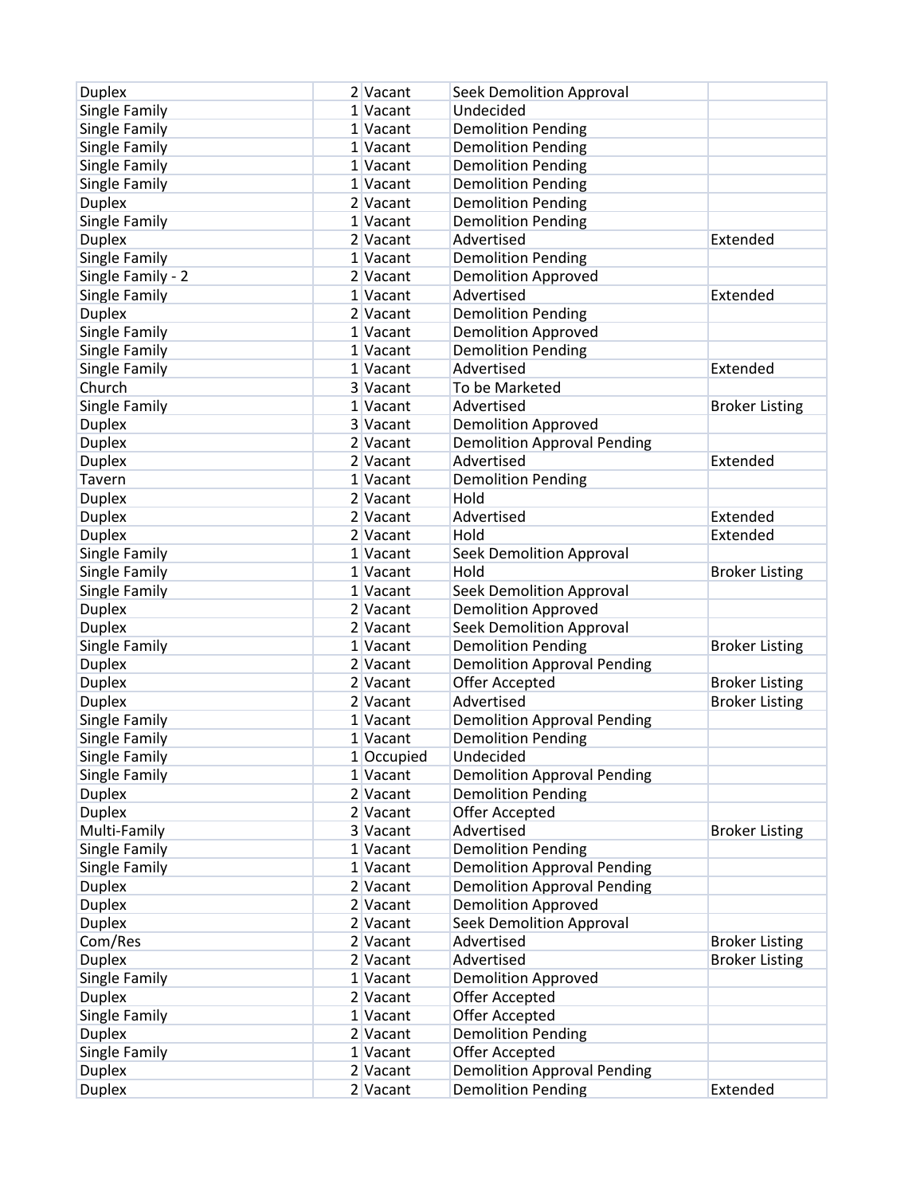| | | | | |
|---|---|---|---|---|
| Duplex | 2 | Vacant | Seek Demolition Approval | |
| Single Family | 1 | Vacant | Undecided | |
| Single Family | 1 | Vacant | Demolition Pending | |
| Single Family | 1 | Vacant | Demolition Pending | |
| Single Family | 1 | Vacant | Demolition Pending | |
| Single Family | 1 | Vacant | Demolition Pending | |
| Duplex | 2 | Vacant | Demolition Pending | |
| Single Family | 1 | Vacant | Demolition Pending | |
| Duplex | 2 | Vacant | Advertised | Extended |
| Single Family | 1 | Vacant | Demolition Pending | |
| Single Family - 2 | 2 | Vacant | Demolition Approved | |
| Single Family | 1 | Vacant | Advertised | Extended |
| Duplex | 2 | Vacant | Demolition Pending | |
| Single Family | 1 | Vacant | Demolition Approved | |
| Single Family | 1 | Vacant | Demolition Pending | |
| Single Family | 1 | Vacant | Advertised | Extended |
| Church | 3 | Vacant | To be Marketed | |
| Single Family | 1 | Vacant | Advertised | Broker Listing |
| Duplex | 3 | Vacant | Demolition Approved | |
| Duplex | 2 | Vacant | Demolition Approval Pending | |
| Duplex | 2 | Vacant | Advertised | Extended |
| Tavern | 1 | Vacant | Demolition Pending | |
| Duplex | 2 | Vacant | Hold | |
| Duplex | 2 | Vacant | Advertised | Extended |
| Duplex | 2 | Vacant | Hold | Extended |
| Single Family | 1 | Vacant | Seek Demolition Approval | |
| Single Family | 1 | Vacant | Hold | Broker Listing |
| Single Family | 1 | Vacant | Seek Demolition Approval | |
| Duplex | 2 | Vacant | Demolition Approved | |
| Duplex | 2 | Vacant | Seek Demolition Approval | |
| Single Family | 1 | Vacant | Demolition Pending | Broker Listing |
| Duplex | 2 | Vacant | Demolition Approval Pending | |
| Duplex | 2 | Vacant | Offer Accepted | Broker Listing |
| Duplex | 2 | Vacant | Advertised | Broker Listing |
| Single Family | 1 | Vacant | Demolition Approval Pending | |
| Single Family | 1 | Vacant | Demolition Pending | |
| Single Family | 1 | Occupied | Undecided | |
| Single Family | 1 | Vacant | Demolition Approval Pending | |
| Duplex | 2 | Vacant | Demolition Pending | |
| Duplex | 2 | Vacant | Offer Accepted | |
| Multi-Family | 3 | Vacant | Advertised | Broker Listing |
| Single Family | 1 | Vacant | Demolition Pending | |
| Single Family | 1 | Vacant | Demolition Approval Pending | |
| Duplex | 2 | Vacant | Demolition Approval Pending | |
| Duplex | 2 | Vacant | Demolition Approved | |
| Duplex | 2 | Vacant | Seek Demolition Approval | |
| Com/Res | 2 | Vacant | Advertised | Broker Listing |
| Duplex | 2 | Vacant | Advertised | Broker Listing |
| Single Family | 1 | Vacant | Demolition Approved | |
| Duplex | 2 | Vacant | Offer Accepted | |
| Single Family | 1 | Vacant | Offer Accepted | |
| Duplex | 2 | Vacant | Demolition Pending | |
| Single Family | 1 | Vacant | Offer Accepted | |
| Duplex | 2 | Vacant | Demolition Approval Pending | |
| Duplex | 2 | Vacant | Demolition Pending | Extended |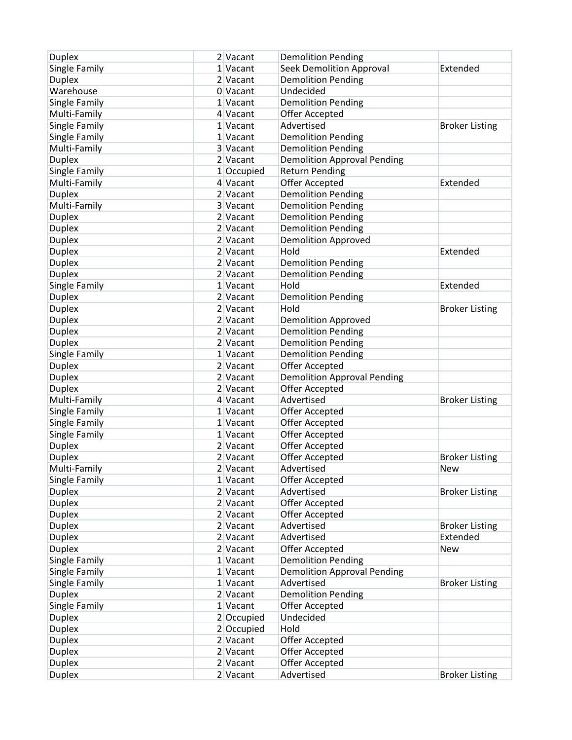| | | | | |
|---|---|---|---|---|
| Duplex | 2 | Vacant | Demolition Pending | |
| Single Family | 1 | Vacant | Seek Demolition Approval | Extended |
| Duplex | 2 | Vacant | Demolition Pending | |
| Warehouse | 0 | Vacant | Undecided | |
| Single Family | 1 | Vacant | Demolition Pending | |
| Multi-Family | 4 | Vacant | Offer Accepted | |
| Single Family | 1 | Vacant | Advertised | Broker Listing |
| Single Family | 1 | Vacant | Demolition Pending | |
| Multi-Family | 3 | Vacant | Demolition Pending | |
| Duplex | 2 | Vacant | Demolition Approval Pending | |
| Single Family | 1 | Occupied | Return Pending | |
| Multi-Family | 4 | Vacant | Offer Accepted | Extended |
| Duplex | 2 | Vacant | Demolition Pending | |
| Multi-Family | 3 | Vacant | Demolition Pending | |
| Duplex | 2 | Vacant | Demolition Pending | |
| Duplex | 2 | Vacant | Demolition Pending | |
| Duplex | 2 | Vacant | Demolition Approved | |
| Duplex | 2 | Vacant | Hold | Extended |
| Duplex | 2 | Vacant | Demolition Pending | |
| Duplex | 2 | Vacant | Demolition Pending | |
| Single Family | 1 | Vacant | Hold | Extended |
| Duplex | 2 | Vacant | Demolition Pending | |
| Duplex | 2 | Vacant | Hold | Broker Listing |
| Duplex | 2 | Vacant | Demolition Approved | |
| Duplex | 2 | Vacant | Demolition Pending | |
| Duplex | 2 | Vacant | Demolition Pending | |
| Single Family | 1 | Vacant | Demolition Pending | |
| Duplex | 2 | Vacant | Offer Accepted | |
| Duplex | 2 | Vacant | Demolition Approval Pending | |
| Duplex | 2 | Vacant | Offer Accepted | |
| Multi-Family | 4 | Vacant | Advertised | Broker Listing |
| Single Family | 1 | Vacant | Offer Accepted | |
| Single Family | 1 | Vacant | Offer Accepted | |
| Single Family | 1 | Vacant | Offer Accepted | |
| Duplex | 2 | Vacant | Offer Accepted | |
| Duplex | 2 | Vacant | Offer Accepted | Broker Listing |
| Multi-Family | 2 | Vacant | Advertised | New |
| Single Family | 1 | Vacant | Offer Accepted | |
| Duplex | 2 | Vacant | Advertised | Broker Listing |
| Duplex | 2 | Vacant | Offer Accepted | |
| Duplex | 2 | Vacant | Offer Accepted | |
| Duplex | 2 | Vacant | Advertised | Broker Listing |
| Duplex | 2 | Vacant | Advertised | Extended |
| Duplex | 2 | Vacant | Offer Accepted | New |
| Single Family | 1 | Vacant | Demolition Pending | |
| Single Family | 1 | Vacant | Demolition Approval Pending | |
| Single Family | 1 | Vacant | Advertised | Broker Listing |
| Duplex | 2 | Vacant | Demolition Pending | |
| Single Family | 1 | Vacant | Offer Accepted | |
| Duplex | 2 | Occupied | Undecided | |
| Duplex | 2 | Occupied | Hold | |
| Duplex | 2 | Vacant | Offer Accepted | |
| Duplex | 2 | Vacant | Offer Accepted | |
| Duplex | 2 | Vacant | Offer Accepted | |
| Duplex | 2 | Vacant | Advertised | Broker Listing |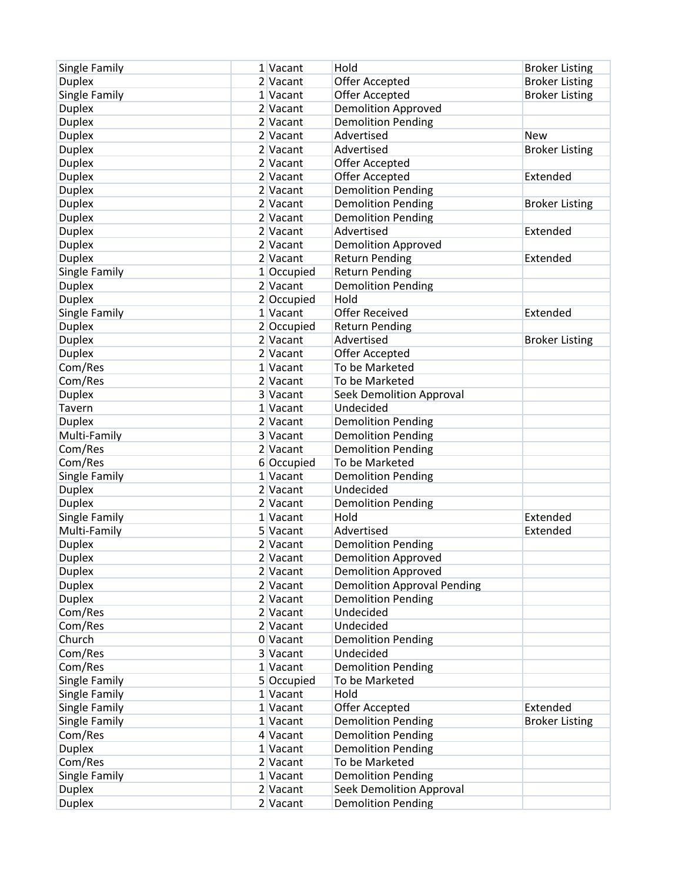| | | | | |
|---|---|---|---|---|
| Single Family | 1 | Vacant | Hold | Broker Listing |
| Duplex | 2 | Vacant | Offer Accepted | Broker Listing |
| Single Family | 1 | Vacant | Offer Accepted | Broker Listing |
| Duplex | 2 | Vacant | Demolition Approved | |
| Duplex | 2 | Vacant | Demolition Pending | |
| Duplex | 2 | Vacant | Advertised | New |
| Duplex | 2 | Vacant | Advertised | Broker Listing |
| Duplex | 2 | Vacant | Offer Accepted | |
| Duplex | 2 | Vacant | Offer Accepted | Extended |
| Duplex | 2 | Vacant | Demolition Pending | |
| Duplex | 2 | Vacant | Demolition Pending | Broker Listing |
| Duplex | 2 | Vacant | Demolition Pending | |
| Duplex | 2 | Vacant | Advertised | Extended |
| Duplex | 2 | Vacant | Demolition Approved | |
| Duplex | 2 | Vacant | Return Pending | Extended |
| Single Family | 1 | Occupied | Return Pending | |
| Duplex | 2 | Vacant | Demolition Pending | |
| Duplex | 2 | Occupied | Hold | |
| Single Family | 1 | Vacant | Offer Received | Extended |
| Duplex | 2 | Occupied | Return Pending | |
| Duplex | 2 | Vacant | Advertised | Broker Listing |
| Duplex | 2 | Vacant | Offer Accepted | |
| Com/Res | 1 | Vacant | To be Marketed | |
| Com/Res | 2 | Vacant | To be Marketed | |
| Duplex | 3 | Vacant | Seek Demolition Approval | |
| Tavern | 1 | Vacant | Undecided | |
| Duplex | 2 | Vacant | Demolition Pending | |
| Multi-Family | 3 | Vacant | Demolition Pending | |
| Com/Res | 2 | Vacant | Demolition Pending | |
| Com/Res | 6 | Occupied | To be Marketed | |
| Single Family | 1 | Vacant | Demolition Pending | |
| Duplex | 2 | Vacant | Undecided | |
| Duplex | 2 | Vacant | Demolition Pending | |
| Single Family | 1 | Vacant | Hold | Extended |
| Multi-Family | 5 | Vacant | Advertised | Extended |
| Duplex | 2 | Vacant | Demolition Pending | |
| Duplex | 2 | Vacant | Demolition Approved | |
| Duplex | 2 | Vacant | Demolition Approved | |
| Duplex | 2 | Vacant | Demolition Approval Pending | |
| Duplex | 2 | Vacant | Demolition Pending | |
| Com/Res | 2 | Vacant | Undecided | |
| Com/Res | 2 | Vacant | Undecided | |
| Church | 0 | Vacant | Demolition Pending | |
| Com/Res | 3 | Vacant | Undecided | |
| Com/Res | 1 | Vacant | Demolition Pending | |
| Single Family | 5 | Occupied | To be Marketed | |
| Single Family | 1 | Vacant | Hold | |
| Single Family | 1 | Vacant | Offer Accepted | Extended |
| Single Family | 1 | Vacant | Demolition Pending | Broker Listing |
| Com/Res | 4 | Vacant | Demolition Pending | |
| Duplex | 1 | Vacant | Demolition Pending | |
| Com/Res | 2 | Vacant | To be Marketed | |
| Single Family | 1 | Vacant | Demolition Pending | |
| Duplex | 2 | Vacant | Seek Demolition Approval | |
| Duplex | 2 | Vacant | Demolition Pending | |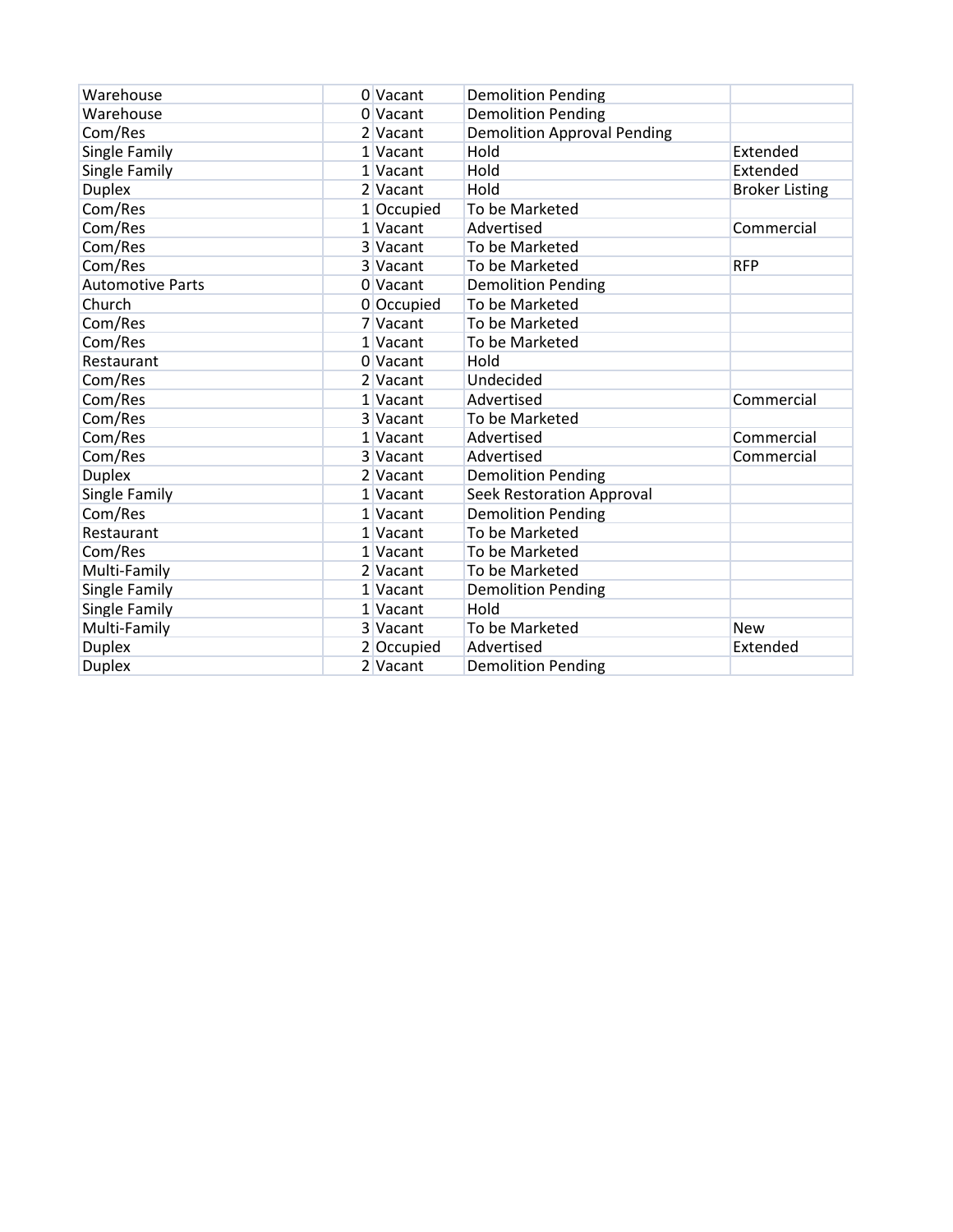| | | | | |
|---|---|---|---|---|
| Warehouse | 0 | Vacant | Demolition Pending | |
| Warehouse | 0 | Vacant | Demolition Pending | |
| Com/Res | 2 | Vacant | Demolition Approval Pending | |
| Single Family | 1 | Vacant | Hold | Extended |
| Single Family | 1 | Vacant | Hold | Extended |
| Duplex | 2 | Vacant | Hold | Broker Listing |
| Com/Res | 1 | Occupied | To be Marketed | |
| Com/Res | 1 | Vacant | Advertised | Commercial |
| Com/Res | 3 | Vacant | To be Marketed | |
| Com/Res | 3 | Vacant | To be Marketed | RFP |
| Automotive Parts | 0 | Vacant | Demolition Pending | |
| Church | 0 | Occupied | To be Marketed | |
| Com/Res | 7 | Vacant | To be Marketed | |
| Com/Res | 1 | Vacant | To be Marketed | |
| Restaurant | 0 | Vacant | Hold | |
| Com/Res | 2 | Vacant | Undecided | |
| Com/Res | 1 | Vacant | Advertised | Commercial |
| Com/Res | 3 | Vacant | To be Marketed | |
| Com/Res | 1 | Vacant | Advertised | Commercial |
| Com/Res | 3 | Vacant | Advertised | Commercial |
| Duplex | 2 | Vacant | Demolition Pending | |
| Single Family | 1 | Vacant | Seek Restoration Approval | |
| Com/Res | 1 | Vacant | Demolition Pending | |
| Restaurant | 1 | Vacant | To be Marketed | |
| Com/Res | 1 | Vacant | To be Marketed | |
| Multi-Family | 2 | Vacant | To be Marketed | |
| Single Family | 1 | Vacant | Demolition Pending | |
| Single Family | 1 | Vacant | Hold | |
| Multi-Family | 3 | Vacant | To be Marketed | New |
| Duplex | 2 | Occupied | Advertised | Extended |
| Duplex | 2 | Vacant | Demolition Pending | |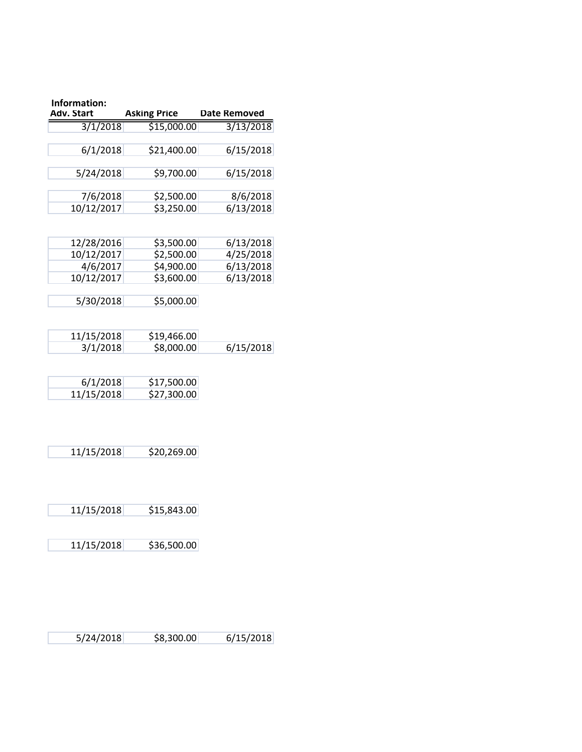**Information:**

| Adv. Start | Asking Price | Date Removed |
|---|---|---|
| 3/1/2018 | $15,000.00 | 3/13/2018 |
| | | |
| 6/1/2018 | $21,400.00 | 6/15/2018 |
| | | |
| 5/24/2018 | $9,700.00 | 6/15/2018 |
| | | |
| 7/6/2018 | $2,500.00 | 8/6/2018 |
| 10/12/2017 | $3,250.00 | 6/13/2018 |
| | | |
| 12/28/2016 | $3,500.00 | 6/13/2018 |
| 10/12/2017 | $2,500.00 | 4/25/2018 |
| 4/6/2017 | $4,900.00 | 6/13/2018 |
| 10/12/2017 | $3,600.00 | 6/13/2018 |
| | | |
| 5/30/2018 | $5,000.00 | |
| | | |
| 11/15/2018 | $19,466.00 | |
| 3/1/2018 | $8,000.00 | 6/15/2018 |
| | | |
| 6/1/2018 | $17,500.00 | |
| 11/15/2018 | $27,300.00 | |
| | | |
| 11/15/2018 | $20,269.00 | |
| | | |
| 11/15/2018 | $15,843.00 | |
| | | |
| 11/15/2018 | $36,500.00 | |
| | | |
| 5/24/2018 | $8,300.00 | 6/15/2018 |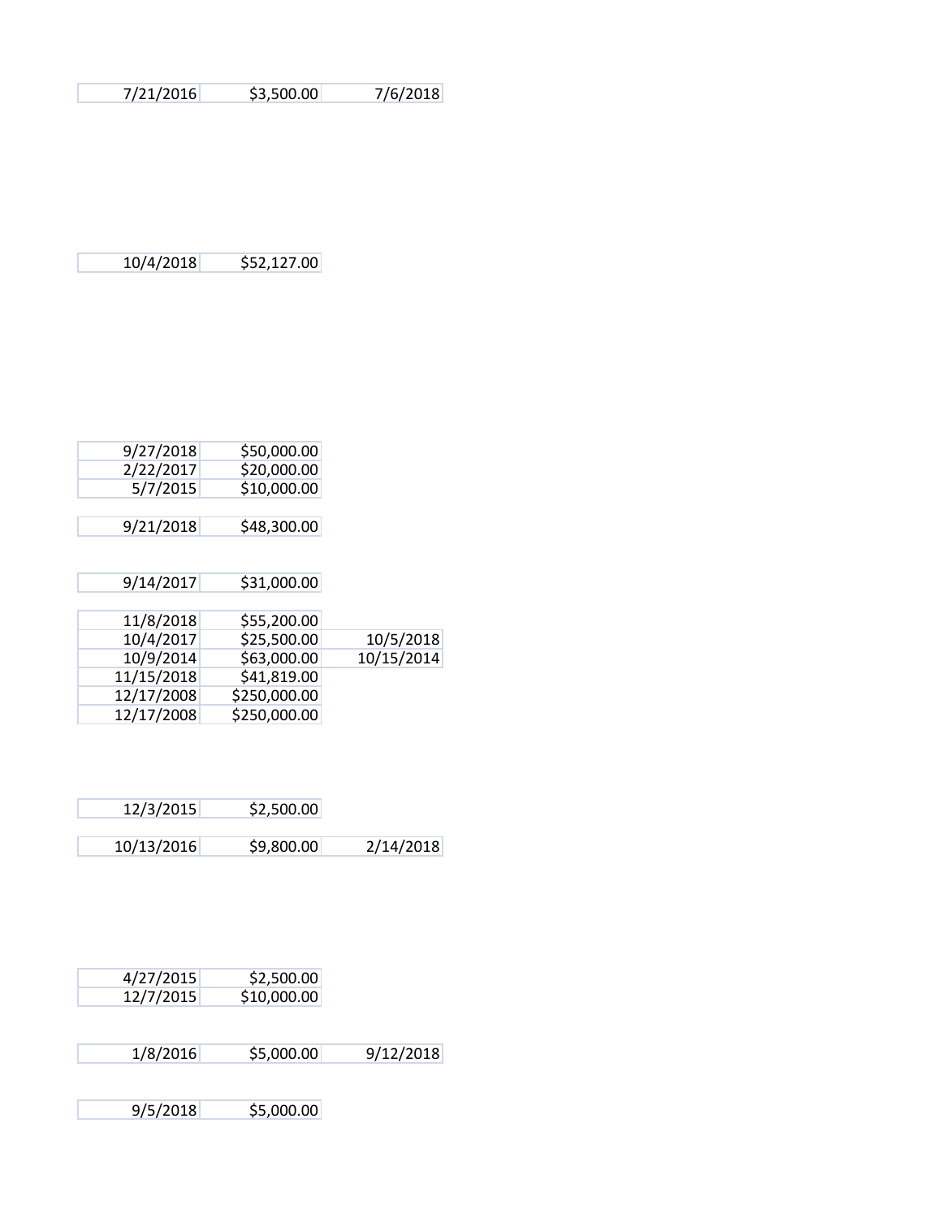| | | |
|---|---|---|
| 7/21/2016 | $3,500.00 | 7/6/2018 |

| | |
|---|---|
| 10/4/2018 | $52,127.00 |

| | |
|---|---|
| 9/27/2018 | $50,000.00 |
| 2/22/2017 | $20,000.00 |
| 5/7/2015 | $10,000.00 |

| | |
|---|---|
| 9/21/2018 | $48,300.00 |

| | |
|---|---|
| 9/14/2017 | $31,000.00 |

| | | |
|---|---|---|
| 11/8/2018 | $55,200.00 | |
| 10/4/2017 | $25,500.00 | 10/5/2018 |
| 10/9/2014 | $63,000.00 | 10/15/2014 |
| 11/15/2018 | $41,819.00 | |
| 12/17/2008 | $250,000.00 | |
| 12/17/2008 | $250,000.00 | |

| | |
|---|---|
| 12/3/2015 | $2,500.00 |

| | | |
|---|---|---|
| 10/13/2016 | $9,800.00 | 2/14/2018 |

| | |
|---|---|
| 4/27/2015 | $2,500.00 |
| 12/7/2015 | $10,000.00 |

| | | |
|---|---|---|
| 1/8/2016 | $5,000.00 | 9/12/2018 |

| | |
|---|---|
| 9/5/2018 | $5,000.00 |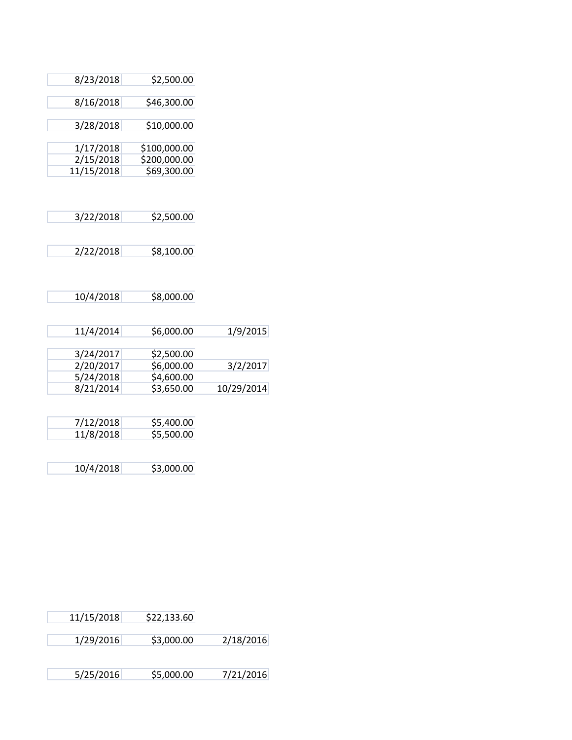| | | |
|---|---|---|
| 8/23/2018 | $2,500.00 | |
| 8/16/2018 | $46,300.00 | |
| 3/28/2018 | $10,000.00 | |
| 1/17/2018 | $100,000.00 | |
| 2/15/2018 | $200,000.00 | |
| 11/15/2018 | $69,300.00 | |
| 3/22/2018 | $2,500.00 | |
| 2/22/2018 | $8,100.00 | |
| 10/4/2018 | $8,000.00 | |
| 11/4/2014 | $6,000.00 | 1/9/2015 |
| 3/24/2017 | $2,500.00 | |
| 2/20/2017 | $6,000.00 | 3/2/2017 |
| 5/24/2018 | $4,600.00 | |
| 8/21/2014 | $3,650.00 | 10/29/2014 |
| 7/12/2018 | $5,400.00 | |
| 11/8/2018 | $5,500.00 | |
| 10/4/2018 | $3,000.00 | |
| 11/15/2018 | $22,133.60 | |
| 1/29/2016 | $3,000.00 | 2/18/2016 |
| 5/25/2016 | $5,000.00 | 7/21/2016 |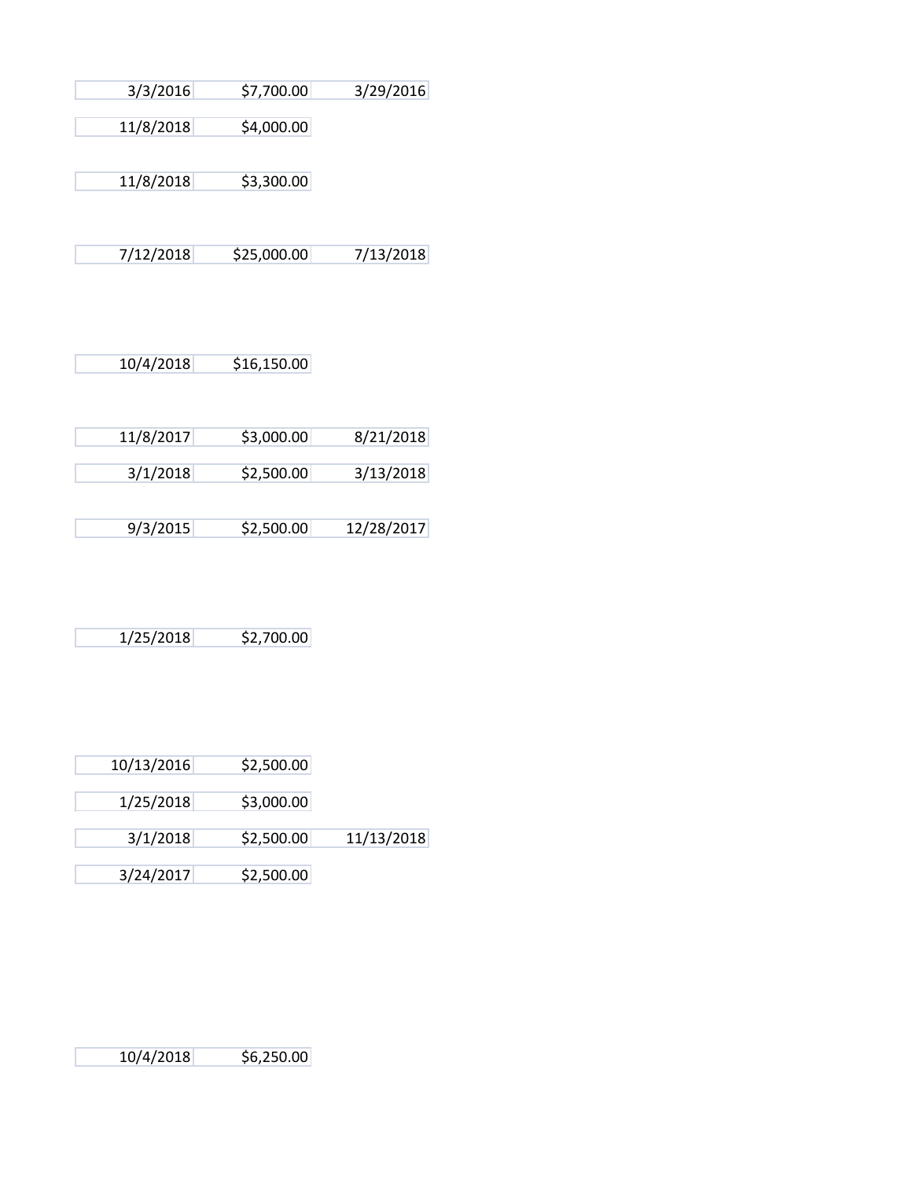| | | |
|---|---|---|
| 3/3/2016 | $7,700.00 | 3/29/2016 |
| 11/8/2018 | $4,000.00 | |
| 11/8/2018 | $3,300.00 | |
| 7/12/2018 | $25,000.00 | 7/13/2018 |
| 10/4/2018 | $16,150.00 | |
| 11/8/2017 | $3,000.00 | 8/21/2018 |
| 3/1/2018 | $2,500.00 | 3/13/2018 |
| 9/3/2015 | $2,500.00 | 12/28/2017 |
| 1/25/2018 | $2,700.00 | |
| 10/13/2016 | $2,500.00 | |
| 1/25/2018 | $3,000.00 | |
| 3/1/2018 | $2,500.00 | 11/13/2018 |
| 3/24/2017 | $2,500.00 | |
| 10/4/2018 | $6,250.00 | |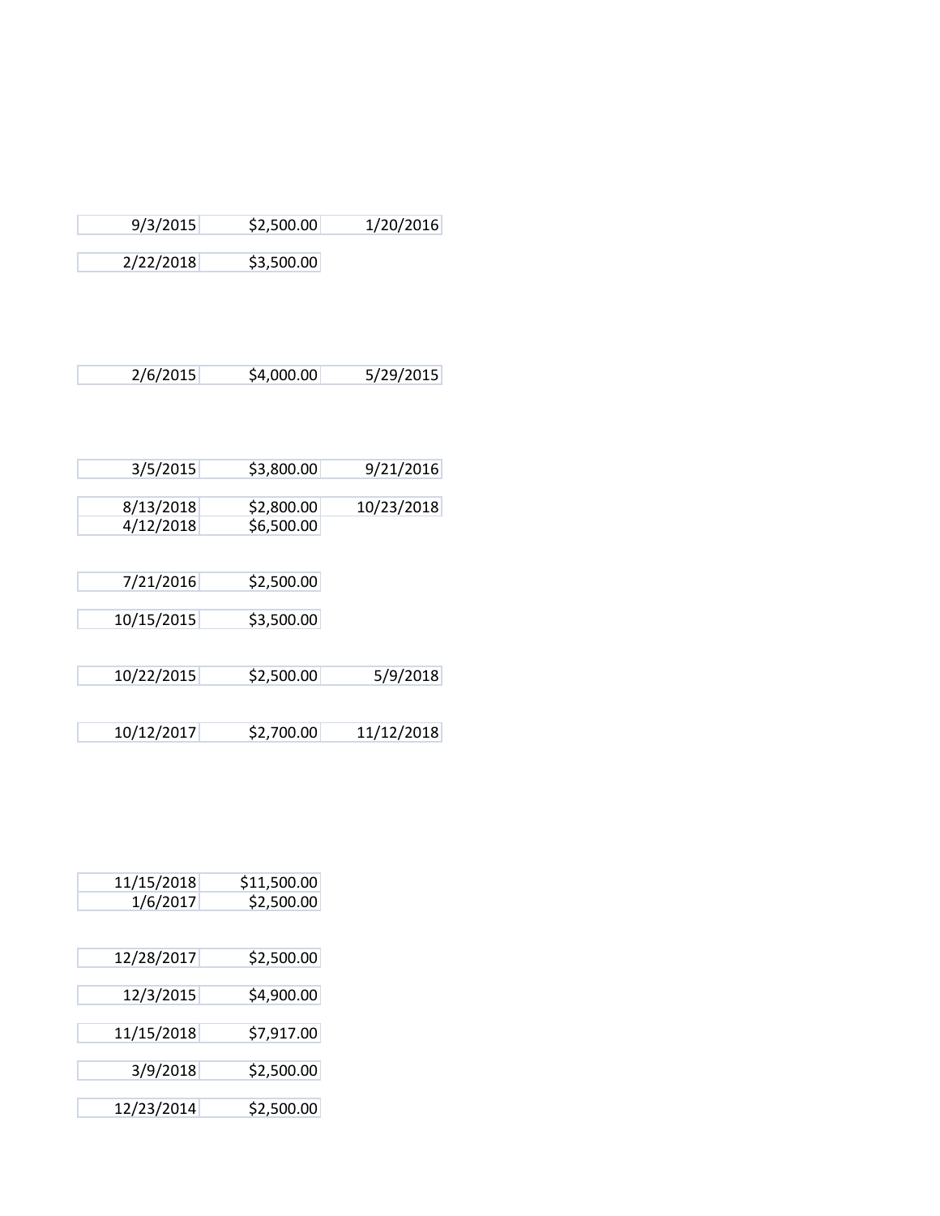| | | |
|---|---|---|
| 9/3/2015 | $2,500.00 | 1/20/2016 |
| 2/22/2018 | $3,500.00 | |
| 2/6/2015 | $4,000.00 | 5/29/2015 |
| 3/5/2015 | $3,800.00 | 9/21/2016 |
| 8/13/2018 | $2,800.00 | 10/23/2018 |
| 4/12/2018 | $6,500.00 | |
| 7/21/2016 | $2,500.00 | |
| 10/15/2015 | $3,500.00 | |
| 10/22/2015 | $2,500.00 | 5/9/2018 |
| 10/12/2017 | $2,700.00 | 11/12/2018 |
| 11/15/2018 | $11,500.00 | |
| 1/6/2017 | $2,500.00 | |
| 12/28/2017 | $2,500.00 | |
| 12/3/2015 | $4,900.00 | |
| 11/15/2018 | $7,917.00 | |
| 3/9/2018 | $2,500.00 | |
| 12/23/2014 | $2,500.00 | |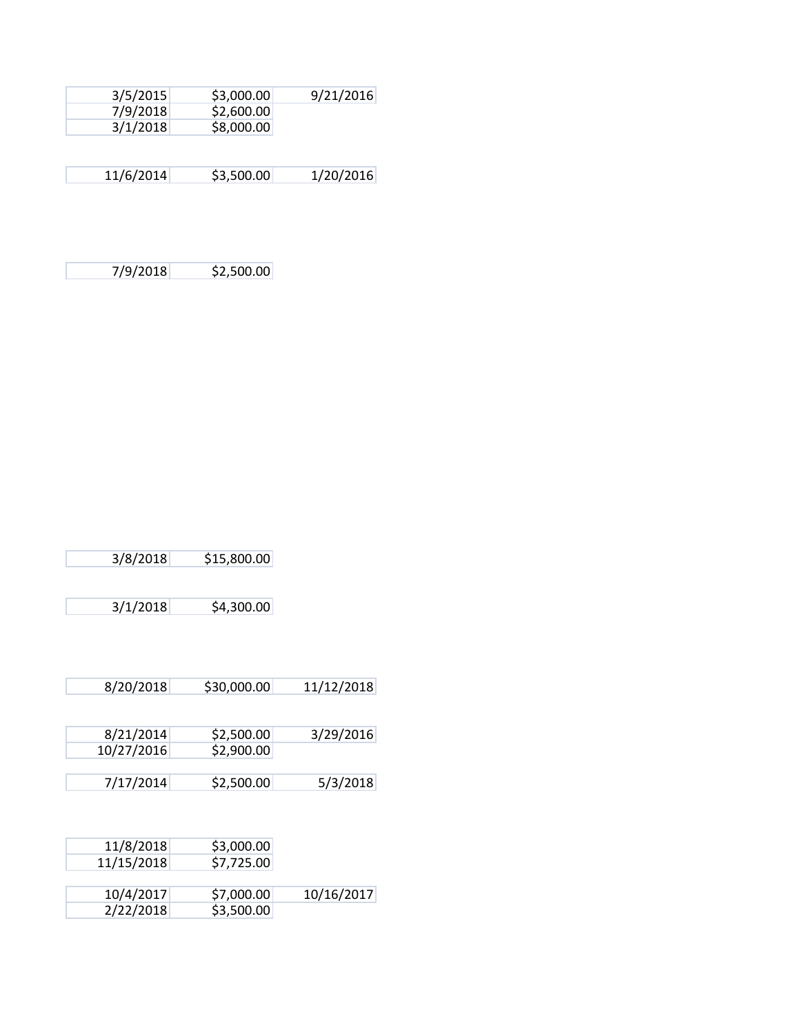| | | |
|---|---|---|
| 3/5/2015 | $3,000.00 | 9/21/2016 |
| 7/9/2018 | $2,600.00 | |
| 3/1/2018 | $8,000.00 | |

| | | |
|---|---|---|
| 11/6/2014 | $3,500.00 | 1/20/2016 |

| | |
|---|---|
| 7/9/2018 | $2,500.00 |

| | |
|---|---|
| 3/8/2018 | $15,800.00 |

| | |
|---|---|
| 3/1/2018 | $4,300.00 |

| | | |
|---|---|---|
| 8/20/2018 | $30,000.00 | 11/12/2018 |

| | | |
|---|---|---|
| 8/21/2014 | $2,500.00 | 3/29/2016 |
| 10/27/2016 | $2,900.00 | |

| | | |
|---|---|---|
| 7/17/2014 | $2,500.00 | 5/3/2018 |

| | |
|---|---|
| 11/8/2018 | $3,000.00 |
| 11/15/2018 | $7,725.00 |

| | | |
|---|---|---|
| 10/4/2017 | $7,000.00 | 10/16/2017 |
| 2/22/2018 | $3,500.00 | |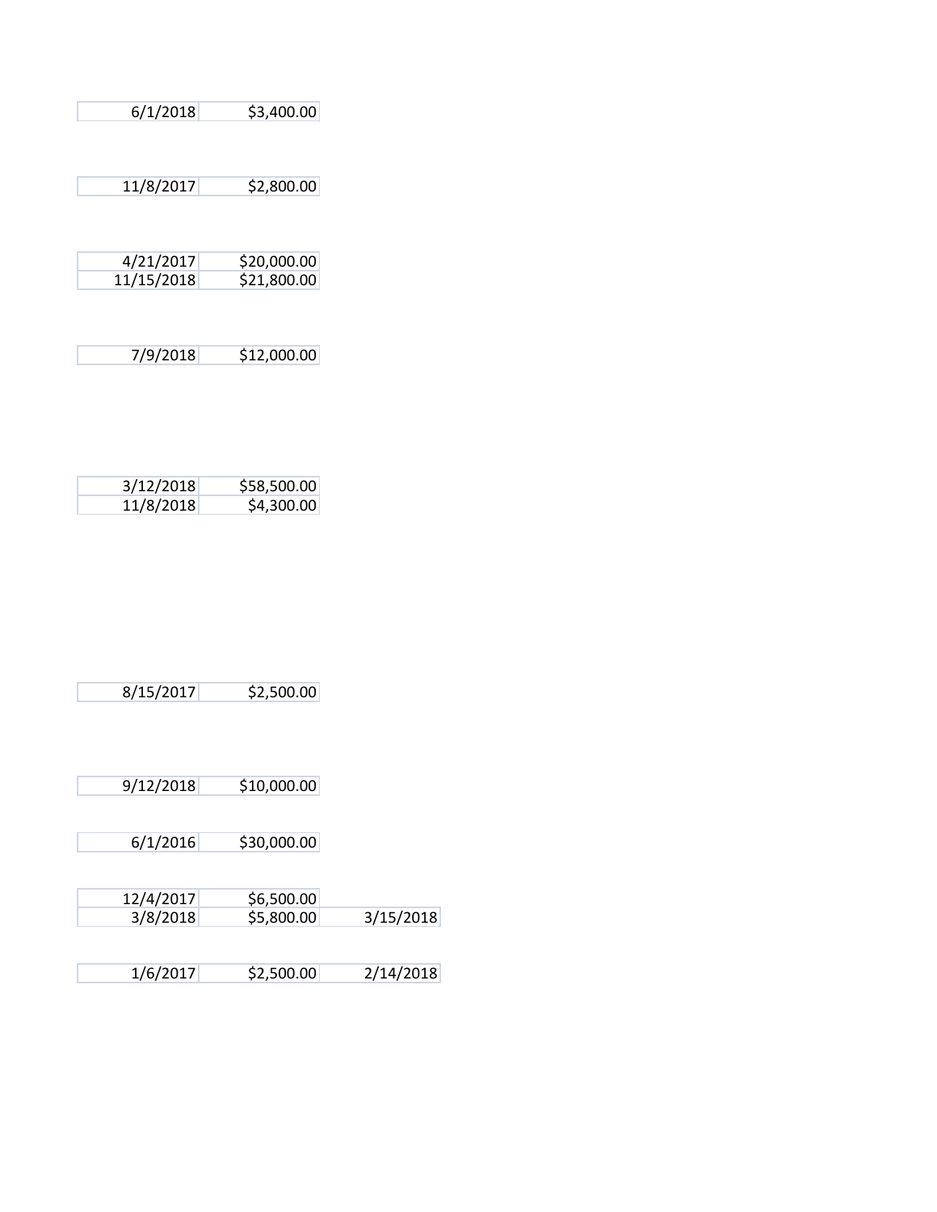| | | |
|---|---|---|
| 6/1/2018 | $3,400.00 | |
| | | |
| 11/8/2017 | $2,800.00 | |
| | | |
| 4/21/2017 | $20,000.00 | |
| 11/15/2018 | $21,800.00 | |
| | | |
| 7/9/2018 | $12,000.00 | |
| | | |
| 3/12/2018 | $58,500.00 | |
| 11/8/2018 | $4,300.00 | |
| | | |
| 8/15/2017 | $2,500.00 | |
| | | |
| 9/12/2018 | $10,000.00 | |
| | | |
| 6/1/2016 | $30,000.00 | |
| | | |
| 12/4/2017 | $6,500.00 | |
| 3/8/2018 | $5,800.00 | 3/15/2018 |
| | | |
| 1/6/2017 | $2,500.00 | 2/14/2018 |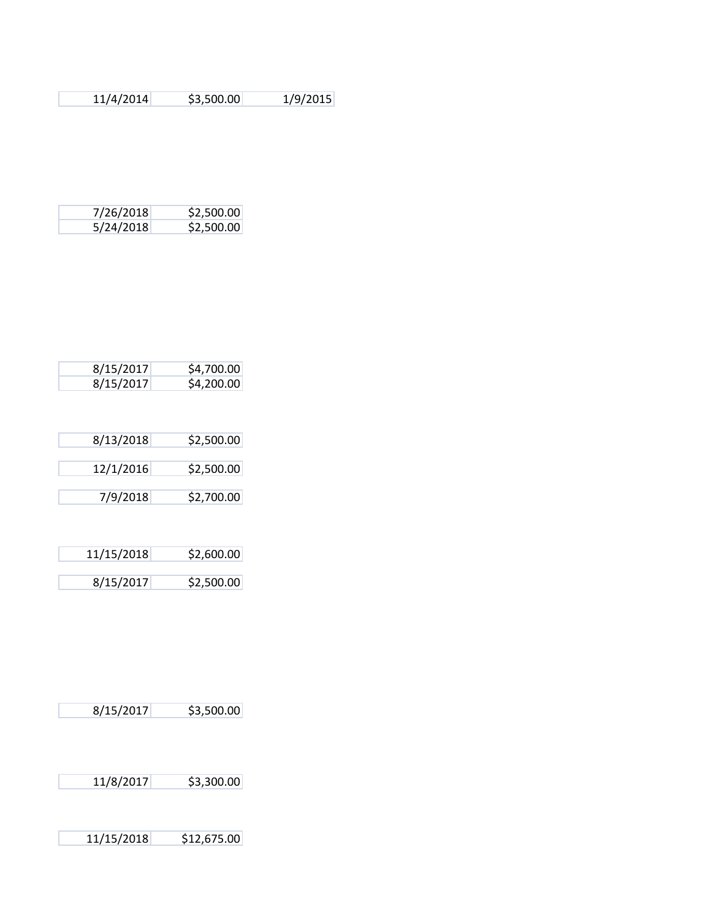| | | |
|---|---|---|
| 11/4/2014 | $3,500.00 | 1/9/2015 |

| | |
|---|---|
| 7/26/2018 | $2,500.00 |
| 5/24/2018 | $2,500.00 |

| | |
|---|---|
| 8/15/2017 | $4,700.00 |
| 8/15/2017 | $4,200.00 |

| | |
|---|---|
| 8/13/2018 | $2,500.00 |

| | |
|---|---|
| 12/1/2016 | $2,500.00 |

| | |
|---|---|
| 7/9/2018 | $2,700.00 |

| | |
|---|---|
| 11/15/2018 | $2,600.00 |

| | |
|---|---|
| 8/15/2017 | $2,500.00 |

| | |
|---|---|
| 8/15/2017 | $3,500.00 |

| | |
|---|---|
| 11/8/2017 | $3,300.00 |

| | |
|---|---|
| 11/15/2018 | $12,675.00 |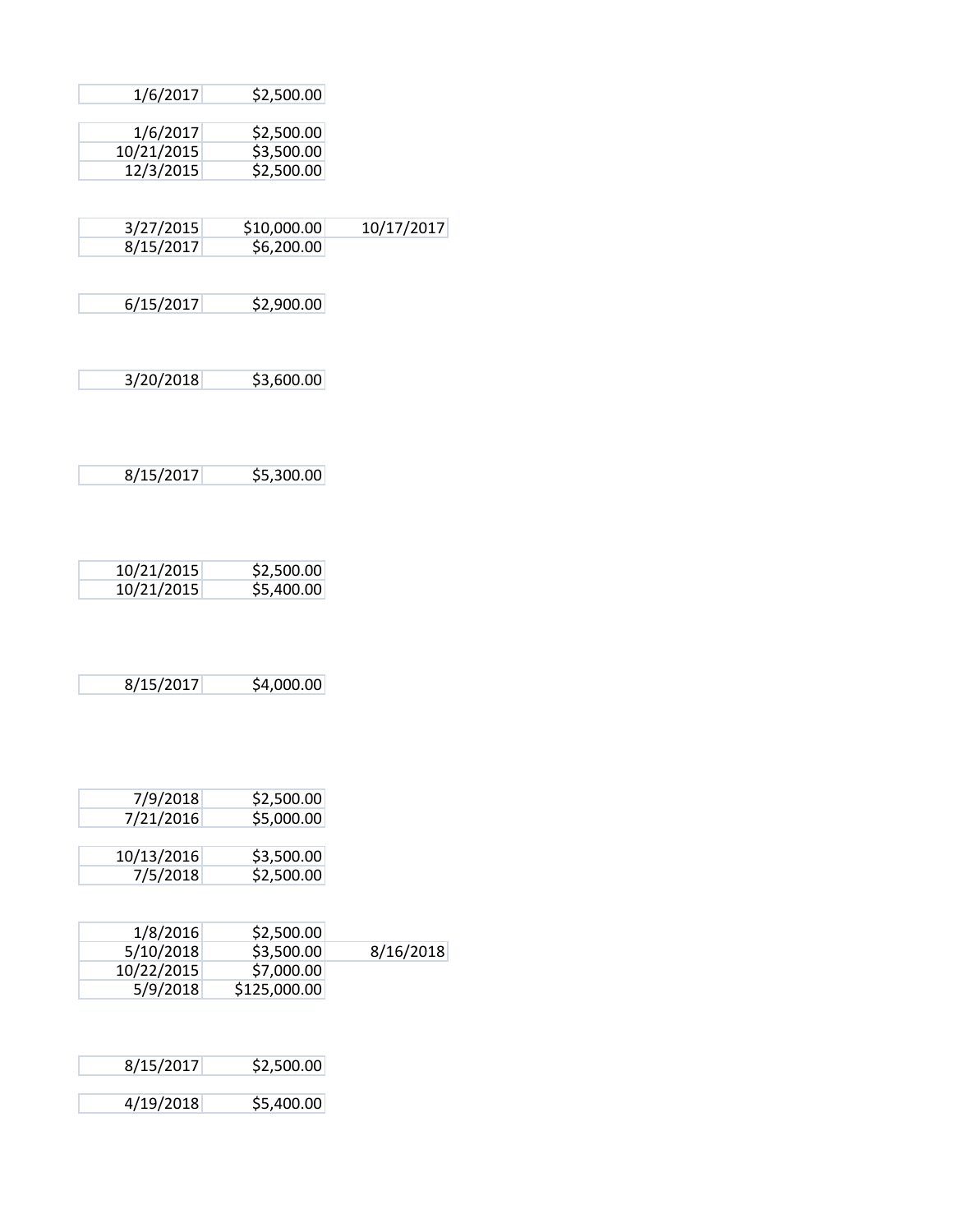| | | |
|---|---|---|
| 1/6/2017 | $2,500.00 | |

| | | |
|---|---|---|
| 1/6/2017 | $2,500.00 | |
| 10/21/2015 | $3,500.00 | |
| 12/3/2015 | $2,500.00 | |

| | | |
|---|---|---|
| 3/27/2015 | $10,000.00 | 10/17/2017 |
| 8/15/2017 | $6,200.00 | |

| | | |
|---|---|---|
| 6/15/2017 | $2,900.00 | |

| | | |
|---|---|---|
| 3/20/2018 | $3,600.00 | |

| | | |
|---|---|---|
| 8/15/2017 | $5,300.00 | |

| | | |
|---|---|---|
| 10/21/2015 | $2,500.00 | |
| 10/21/2015 | $5,400.00 | |

| | | |
|---|---|---|
| 8/15/2017 | $4,000.00 | |

| | | |
|---|---|---|
| 7/9/2018 | $2,500.00 | |
| 7/21/2016 | $5,000.00 | |

| | | |
|---|---|---|
| 10/13/2016 | $3,500.00 | |
| 7/5/2018 | $2,500.00 | |

| | | |
|---|---|---|
| 1/8/2016 | $2,500.00 | |
| 5/10/2018 | $3,500.00 | 8/16/2018 |
| 10/22/2015 | $7,000.00 | |
| 5/9/2018 | $125,000.00 | |

| | | |
|---|---|---|
| 8/15/2017 | $2,500.00 | |

| | | |
|---|---|---|
| 4/19/2018 | $5,400.00 | |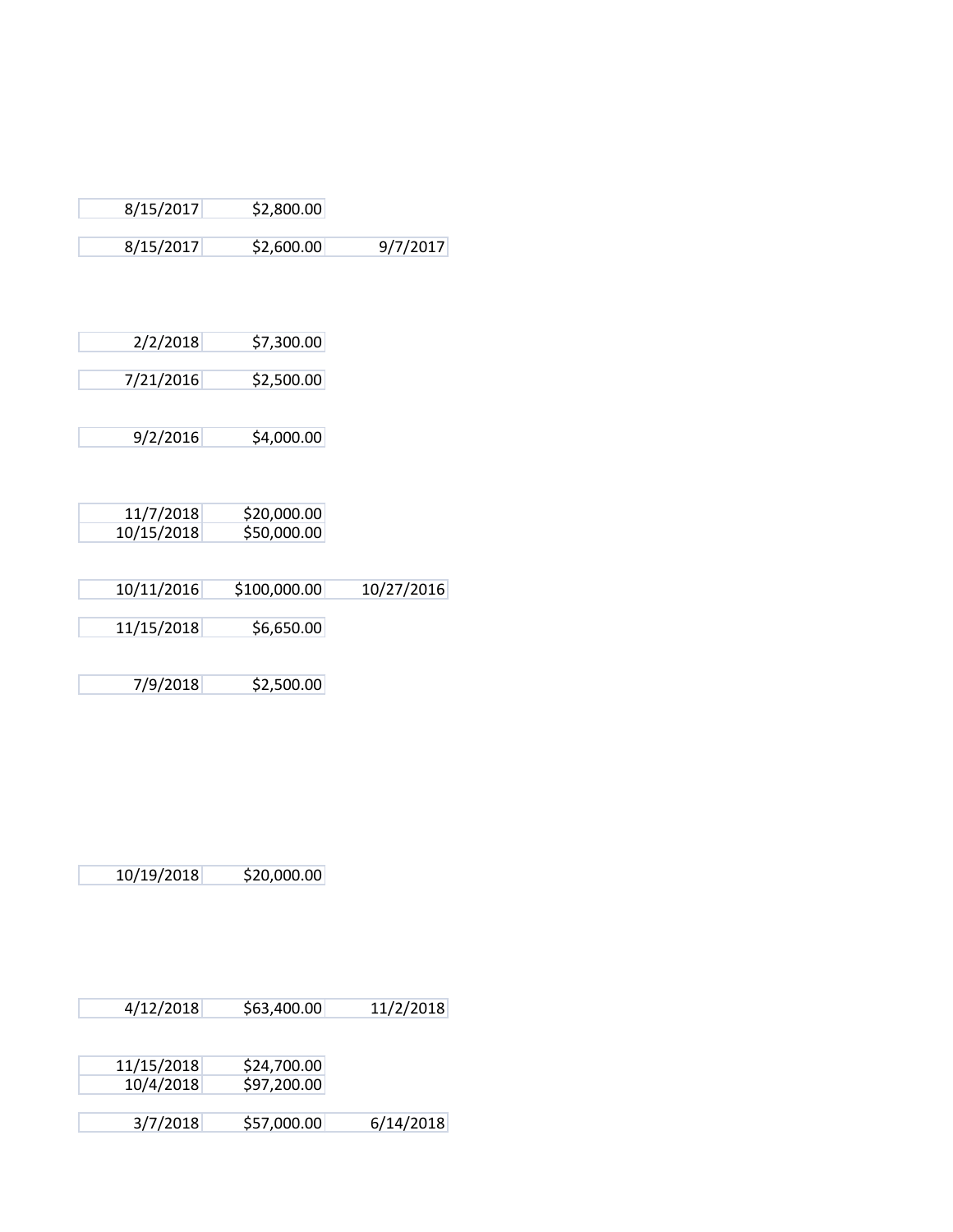| | | |
|---|---|---|
| 8/15/2017 | $2,800.00 | |
| 8/15/2017 | $2,600.00 | 9/7/2017 |
| 2/2/2018 | $7,300.00 | |
| 7/21/2016 | $2,500.00 | |
| 9/2/2016 | $4,000.00 | |
| 11/7/2018 | $20,000.00 | |
| 10/15/2018 | $50,000.00 | |
| 10/11/2016 | $100,000.00 | 10/27/2016 |
| 11/15/2018 | $6,650.00 | |
| 7/9/2018 | $2,500.00 | |
| 10/19/2018 | $20,000.00 | |
| 4/12/2018 | $63,400.00 | 11/2/2018 |
| 11/15/2018 | $24,700.00 | |
| 10/4/2018 | $97,200.00 | |
| 3/7/2018 | $57,000.00 | 6/14/2018 |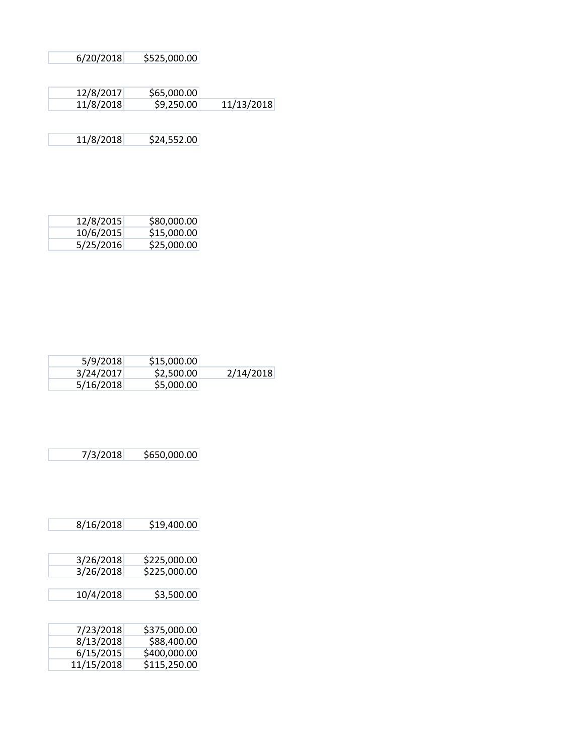| | | |
|---|---|---|
| 6/20/2018 | $525,000.00 | |

| | | |
|---|---|---|
| 12/8/2017 | $65,000.00 | |
| 11/8/2018 | $9,250.00 | 11/13/2018 |

| | |
|---|---|
| 11/8/2018 | $24,552.00 |

| | |
|---|---|
| 12/8/2015 | $80,000.00 |
| 10/6/2015 | $15,000.00 |
| 5/25/2016 | $25,000.00 |

| | | |
|---|---|---|
| 5/9/2018 | $15,000.00 | |
| 3/24/2017 | $2,500.00 | 2/14/2018 |
| 5/16/2018 | $5,000.00 | |

| | |
|---|---|
| 7/3/2018 | $650,000.00 |

| | |
|---|---|
| 8/16/2018 | $19,400.00 |

| | |
|---|---|
| 3/26/2018 | $225,000.00 |
| 3/26/2018 | $225,000.00 |

| | |
|---|---|
| 10/4/2018 | $3,500.00 |

| | |
|---|---|
| 7/23/2018 | $375,000.00 |
| 8/13/2018 | $88,400.00 |
| 6/15/2015 | $400,000.00 |
| 11/15/2018 | $115,250.00 |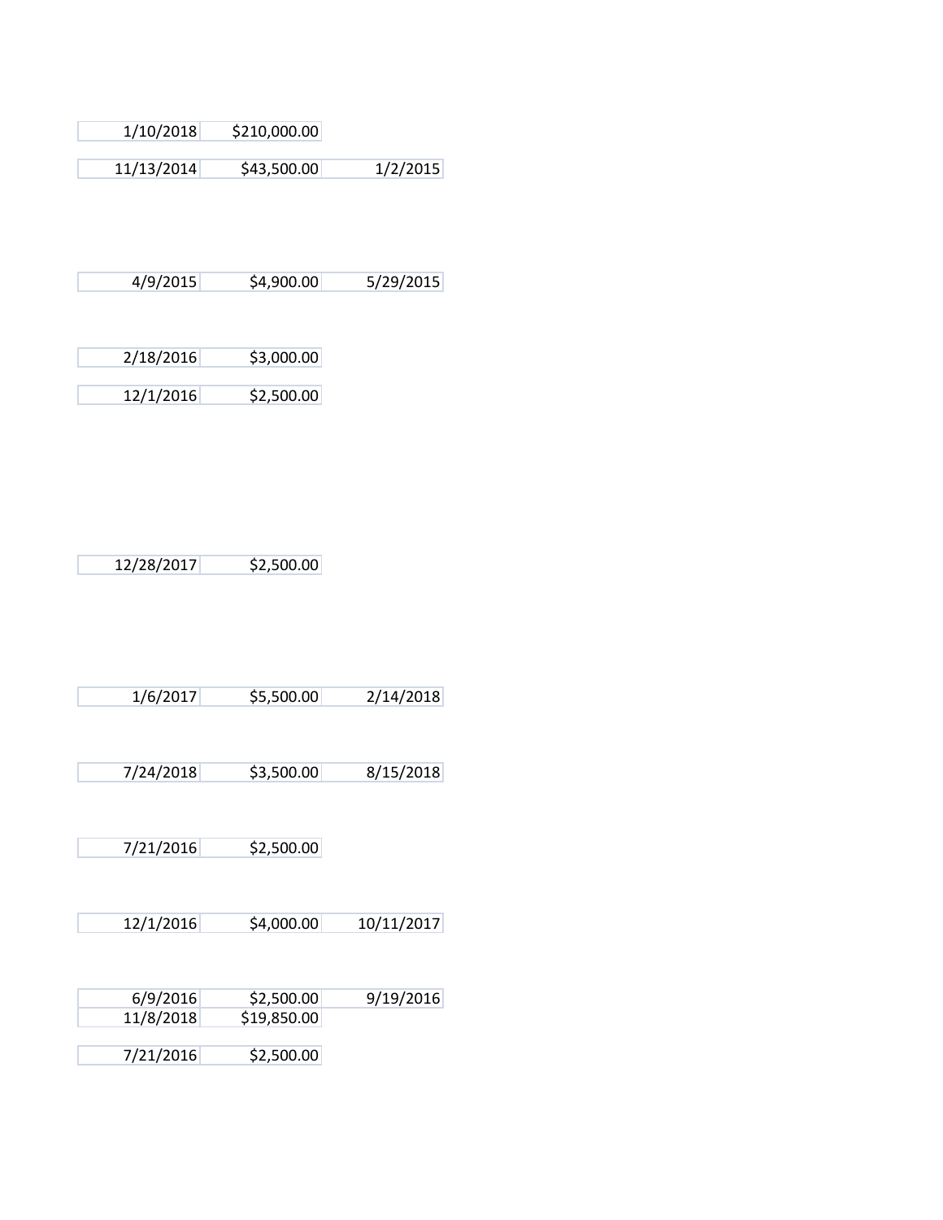| | | |
|---|---|---|
| 1/10/2018 | $210,000.00 | |
| 11/13/2014 | $43,500.00 | 1/2/2015 |
| 4/9/2015 | $4,900.00 | 5/29/2015 |
| 2/18/2016 | $3,000.00 | |
| 12/1/2016 | $2,500.00 | |
| 12/28/2017 | $2,500.00 | |
| 1/6/2017 | $5,500.00 | 2/14/2018 |
| 7/24/2018 | $3,500.00 | 8/15/2018 |
| 7/21/2016 | $2,500.00 | |
| 12/1/2016 | $4,000.00 | 10/11/2017 |
| 6/9/2016 | $2,500.00 | 9/19/2016 |
| 11/8/2018 | $19,850.00 | |
| 7/21/2016 | $2,500.00 | |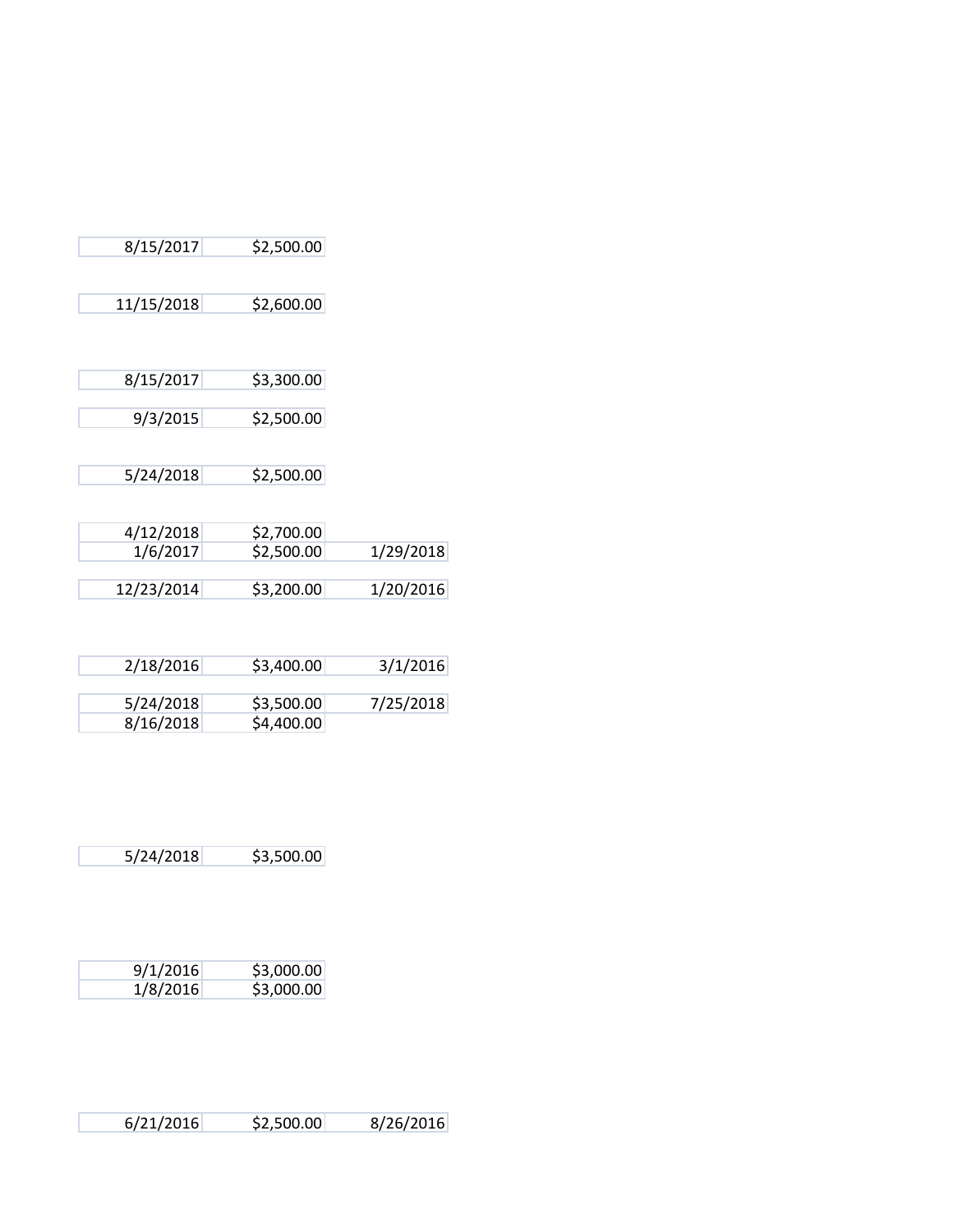| | | |
|---|---|---|
| 8/15/2017 | $2,500.00 | |
| 11/15/2018 | $2,600.00 | |
| 8/15/2017 | $3,300.00 | |
| 9/3/2015 | $2,500.00 | |
| 5/24/2018 | $2,500.00 | |
| 4/12/2018 | $2,700.00 | |
| 1/6/2017 | $2,500.00 | 1/29/2018 |
| 12/23/2014 | $3,200.00 | 1/20/2016 |
| 2/18/2016 | $3,400.00 | 3/1/2016 |
| 5/24/2018 | $3,500.00 | 7/25/2018 |
| 8/16/2018 | $4,400.00 | |
| 5/24/2018 | $3,500.00 | |
| 9/1/2016 | $3,000.00 | |
| 1/8/2016 | $3,000.00 | |
| 6/21/2016 | $2,500.00 | 8/26/2016 |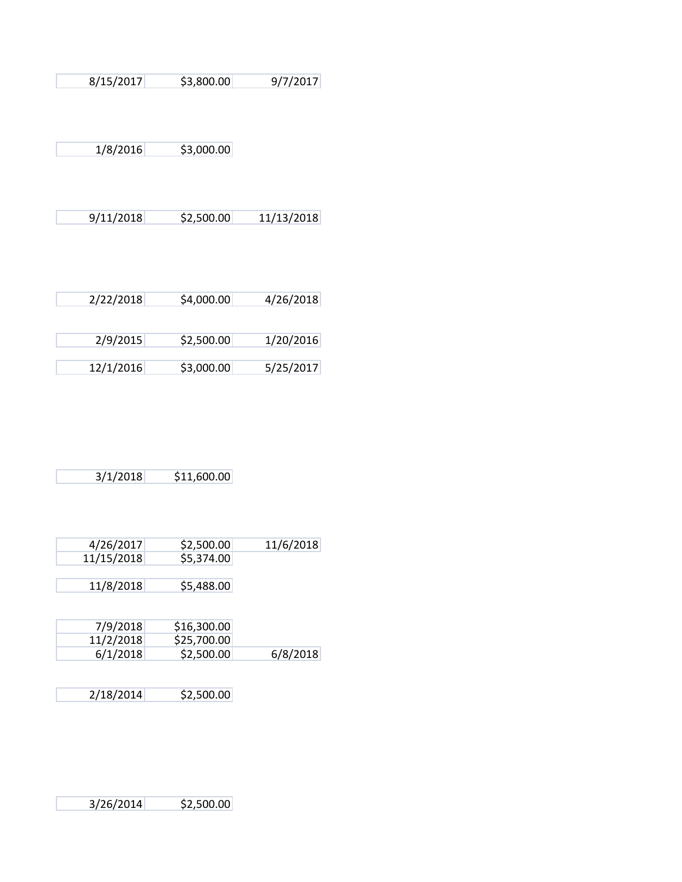| | | |
|---|---|---|
| 8/15/2017 | $3,800.00 | 9/7/2017 |
| 1/8/2016 | $3,000.00 | |
| 9/11/2018 | $2,500.00 | 11/13/2018 |
| 2/22/2018 | $4,000.00 | 4/26/2018 |
| 2/9/2015 | $2,500.00 | 1/20/2016 |
| 12/1/2016 | $3,000.00 | 5/25/2017 |
| 3/1/2018 | $11,600.00 | |
| 4/26/2017 | $2,500.00 | 11/6/2018 |
| 11/15/2018 | $5,374.00 | |
| 11/8/2018 | $5,488.00 | |
| 7/9/2018 | $16,300.00 | |
| 11/2/2018 | $25,700.00 | |
| 6/1/2018 | $2,500.00 | 6/8/2018 |
| 2/18/2014 | $2,500.00 | |
| 3/26/2014 | $2,500.00 | |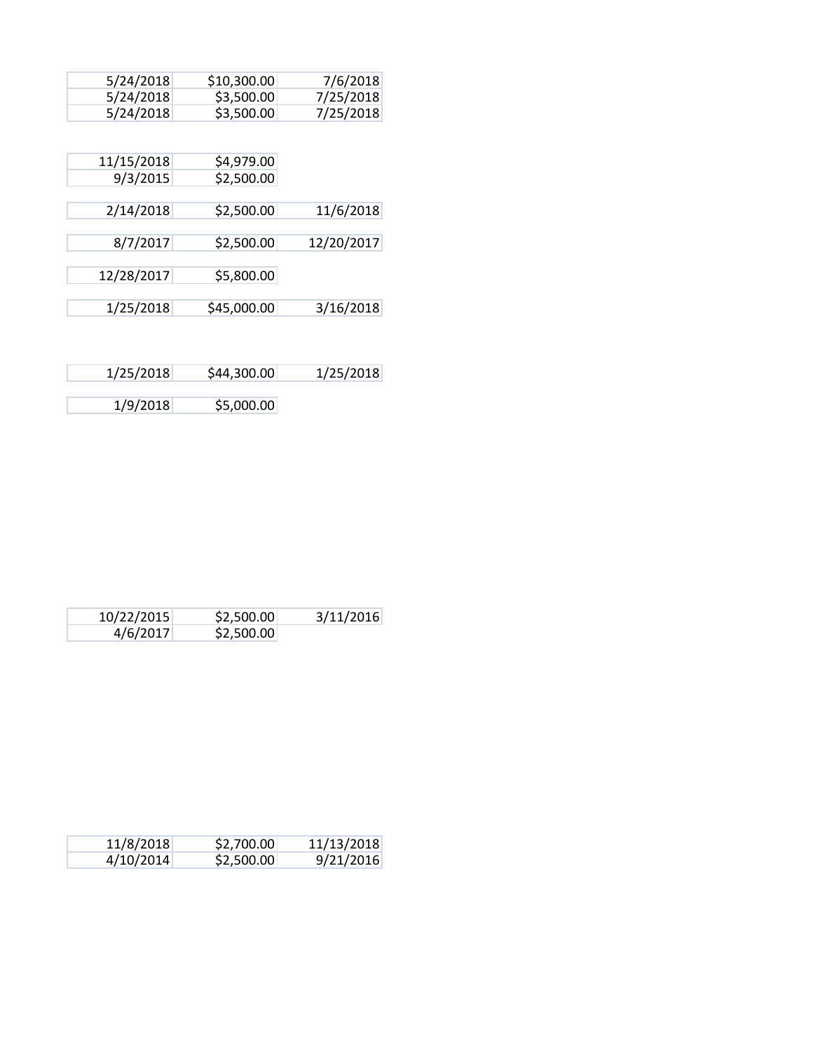| | | |
|---|---|---|
| 5/24/2018 | $10,300.00 | 7/6/2018 |
| 5/24/2018 | $3,500.00 | 7/25/2018 |
| 5/24/2018 | $3,500.00 | 7/25/2018 |

| | |
|---|---|
| 11/15/2018 | $4,979.00 |
| 9/3/2015 | $2,500.00 |

| | | |
|---|---|---|
| 2/14/2018 | $2,500.00 | 11/6/2018 |

| | | |
|---|---|---|
| 8/7/2017 | $2,500.00 | 12/20/2017 |

| | |
|---|---|
| 12/28/2017 | $5,800.00 |

| | | |
|---|---|---|
| 1/25/2018 | $45,000.00 | 3/16/2018 |

| | | |
|---|---|---|
| 1/25/2018 | $44,300.00 | 1/25/2018 |

| | |
|---|---|
| 1/9/2018 | $5,000.00 |

| | | |
|---|---|---|
| 10/22/2015 | $2,500.00 | 3/11/2016 |
| 4/6/2017 | $2,500.00 | |

| | | |
|---|---|---|
| 11/8/2018 | $2,700.00 | 11/13/2018 |
| 4/10/2014 | $2,500.00 | 9/21/2016 |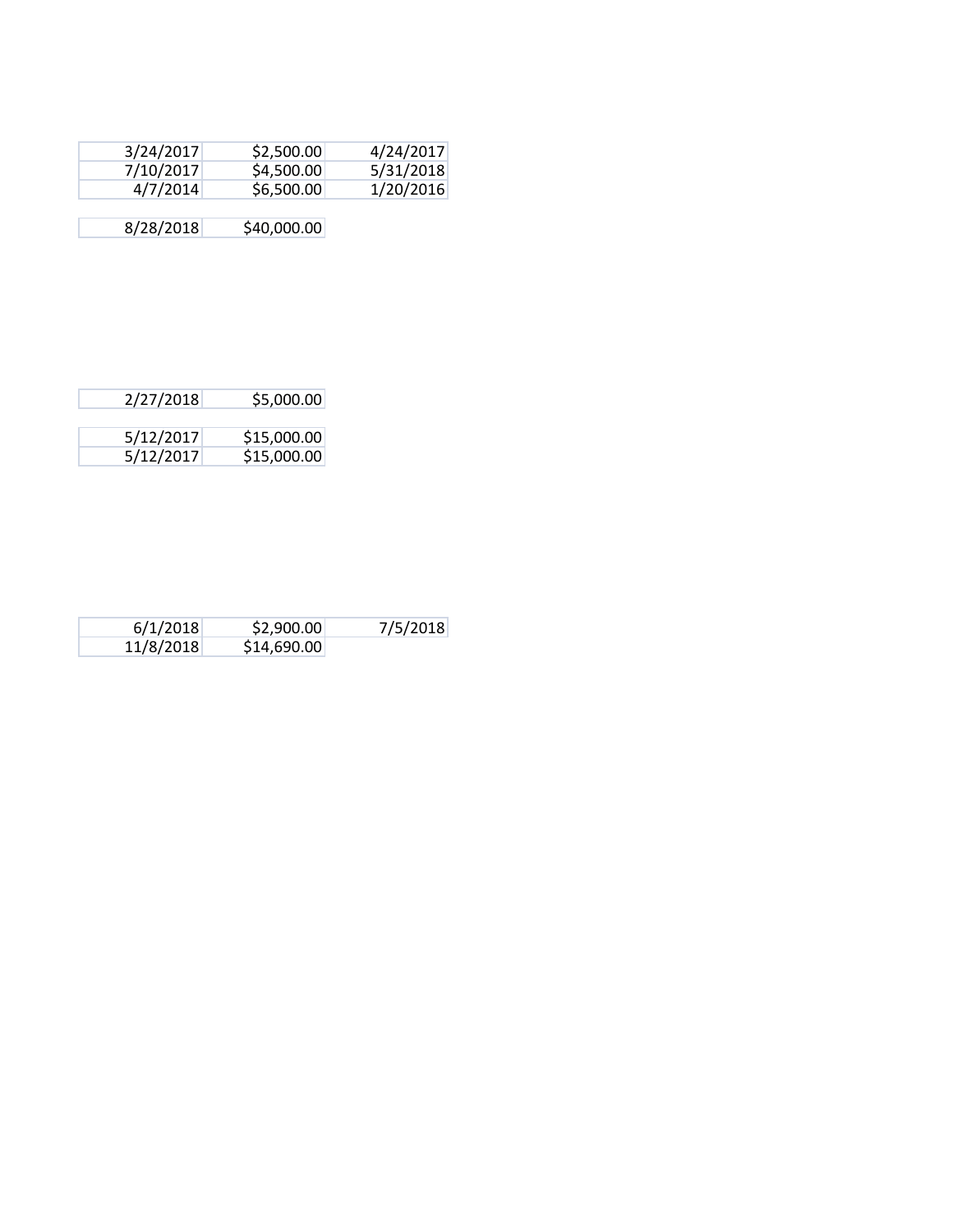| | | |
|---|---|---|
| 3/24/2017 | $2,500.00 | 4/24/2017 |
| 7/10/2017 | $4,500.00 | 5/31/2018 |
| 4/7/2014 | $6,500.00 | 1/20/2016 |

| | |
|---|---|
| 8/28/2018 | $40,000.00 |

| | |
|---|---|
| 2/27/2018 | $5,000.00 |

| | |
|---|---|
| 5/12/2017 | $15,000.00 |
| 5/12/2017 | $15,000.00 |

| | | |
|---|---|---|
| 6/1/2018 | $2,900.00 | 7/5/2018 |
| 11/8/2018 | $14,690.00 | |